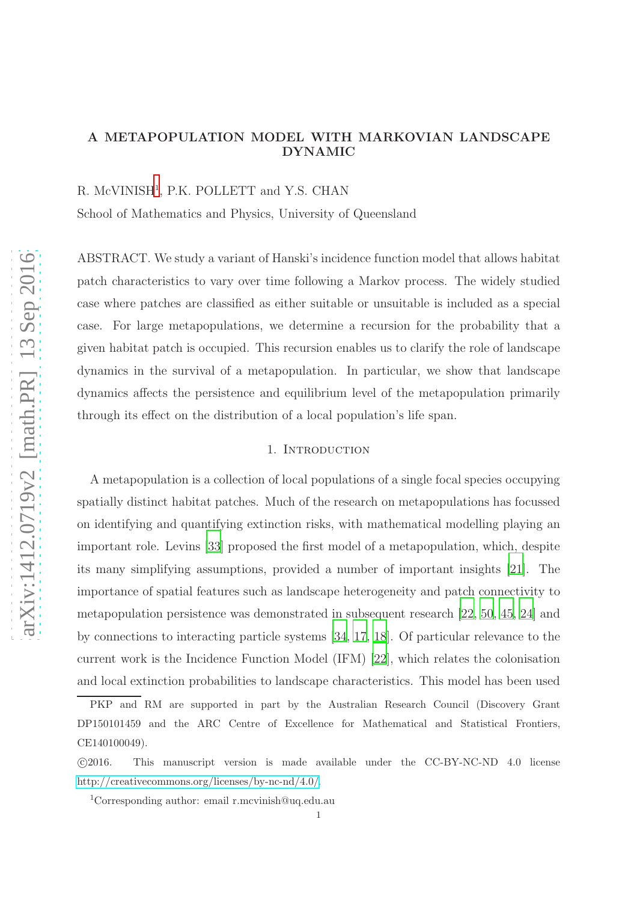# A METAPOPULATION MODEL WITH MARKOVIAN LANDSCAPE DYNAMIC

R. McVINISH[1], P.K. POLLETT and Y.S. CHAN

School of Mathematics and Physics, University of Queensland

ABSTRACT. We study a variant of Hanski's incidence function model that allows habitat patch characteristics to vary over time following a Markov process. The widely studied case where patches are classified as either suitable or unsuitable is included as a special case. For large metapopulations, we determine a recursion for the probability that a given habitat patch is occupied. This recursion enables us to clarify the role of landscape dynamics in the survival of a metapopulation. In particular, we show that landscape dynamics affects the persistence and equilibrium level of the metapopulation primarily through its effect on the distribution of a local population's life span.

## 1. Introduction

A metapopulation is a collection of local populations of a single focal species occupying spatially distinct habitat patches. Much of the research on metapopulations has focussed on identifying and quantifying extinction risks, with mathematical modelling playing an important role. Levins [33] proposed the first model of a metapopulation, which, despite its many simplifying assumptions, provided a number of important insights [21]. The importance of spatial features such as landscape heterogeneity and patch connectivity to metapopulation persistence was demonstrated in subsequent research [22, 50, 45, 24] and by connections to interacting particle systems [34, 17, 18]. Of particular relevance to the current work is the Incidence Function Model (IFM) [22], which relates the colonisation and local extinction probabilities to landscape characteristics. This model has been used

PKP and RM are supported in part by the Australian Research Council (Discovery Grant DP150101459 and the ARC Centre of Excellence for Mathematical and Statistical Frontiers, CE140100049).

©2016. This manuscript version is made available under the CC-BY-NC-ND 4.0 license http://creativecommons.org/licenses/by-nc-nd/4.0/.

[1]Corresponding author: email r.mcvinish@uq.edu.au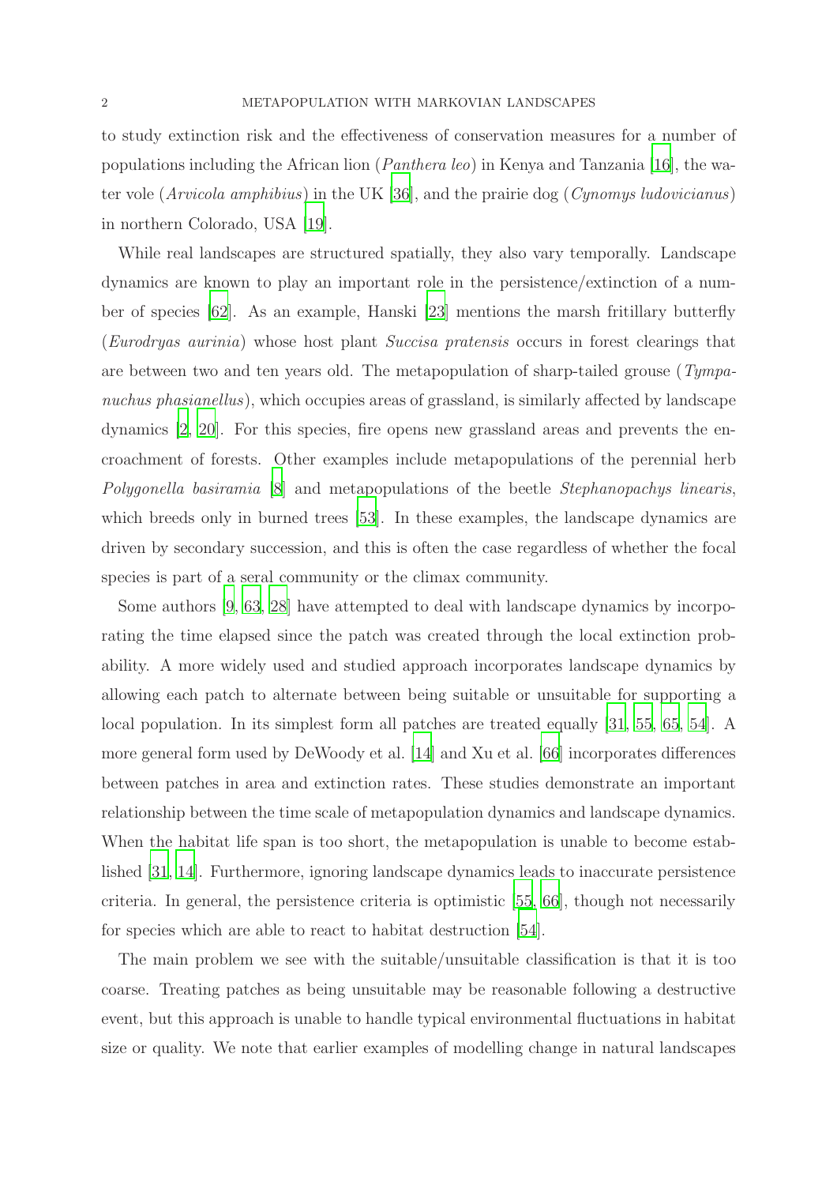to study extinction risk and the effectiveness of conservation measures for a number of populations including the African lion (*Panthera leo*) in Kenya and Tanzania [16], the water vole (*Arvicola amphibius*) in the UK [36], and the prairie dog (*Cynomys ludovicianus*) in northern Colorado, USA [19].

While real landscapes are structured spatially, they also vary temporally. Landscape dynamics are known to play an important role in the persistence/extinction of a number of species [62]. As an example, Hanski [23] mentions the marsh fritillary butterfly (*Eurodryas aurinia*) whose host plant *Succisa pratensis* occurs in forest clearings that are between two and ten years old. The metapopulation of sharp-tailed grouse (*Tympanuchus phasianellus*), which occupies areas of grassland, is similarly affected by landscape dynamics [2, 20]. For this species, fire opens new grassland areas and prevents the encroachment of forests. Other examples include metapopulations of the perennial herb *Polygonella basiramia* [8] and metapopulations of the beetle *Stephanopachys linearis*, which breeds only in burned trees [53]. In these examples, the landscape dynamics are driven by secondary succession, and this is often the case regardless of whether the focal species is part of a seral community or the climax community.

Some authors [9, 63, 28] have attempted to deal with landscape dynamics by incorporating the time elapsed since the patch was created through the local extinction probability. A more widely used and studied approach incorporates landscape dynamics by allowing each patch to alternate between being suitable or unsuitable for supporting a local population. In its simplest form all patches are treated equally [31, 55, 65, 54]. A more general form used by DeWoody et al. [14] and Xu et al. [66] incorporates differences between patches in area and extinction rates. These studies demonstrate an important relationship between the time scale of metapopulation dynamics and landscape dynamics. When the habitat life span is too short, the metapopulation is unable to become established [31, 14]. Furthermore, ignoring landscape dynamics leads to inaccurate persistence criteria. In general, the persistence criteria is optimistic [55, 66], though not necessarily for species which are able to react to habitat destruction [54].

The main problem we see with the suitable/unsuitable classification is that it is too coarse. Treating patches as being unsuitable may be reasonable following a destructive event, but this approach is unable to handle typical environmental fluctuations in habitat size or quality. We note that earlier examples of modelling change in natural landscapes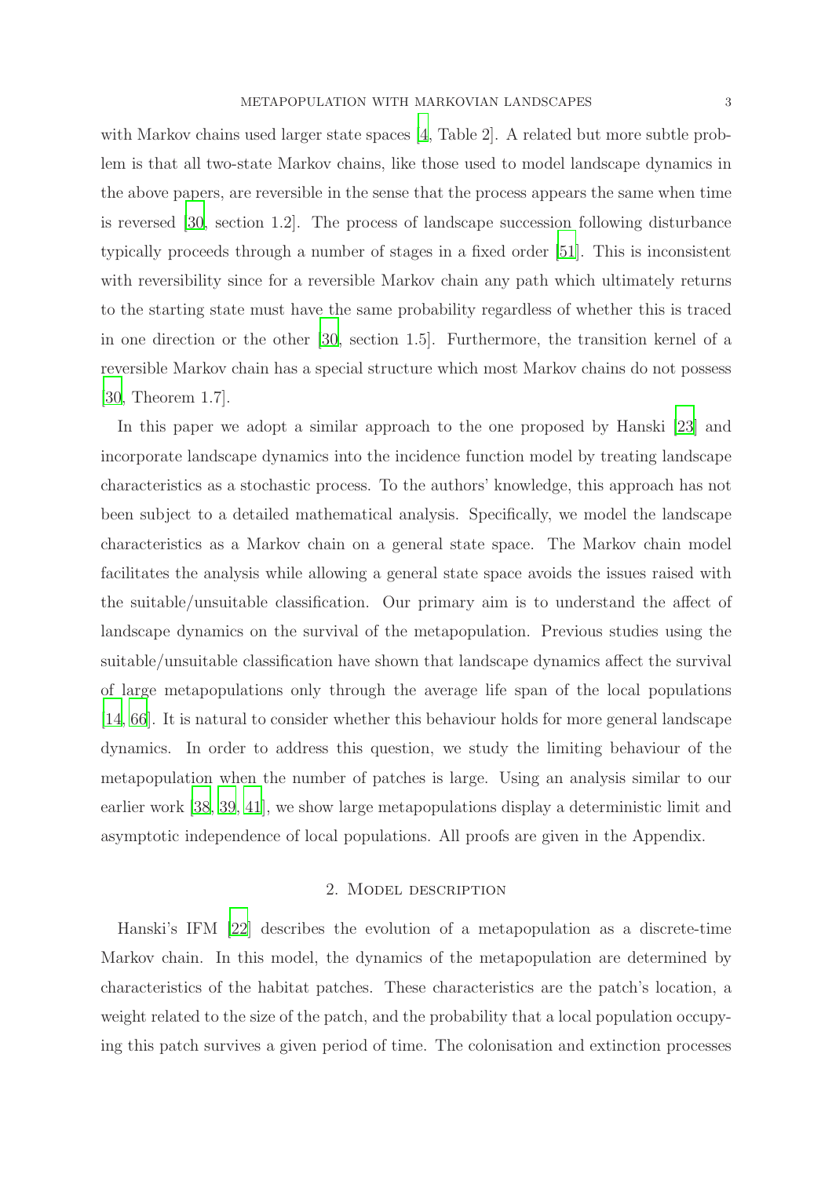with Markov chains used larger state spaces [4, Table 2]. A related but more subtle problem is that all two-state Markov chains, like those used to model landscape dynamics in the above papers, are reversible in the sense that the process appears the same when time is reversed [30, section 1.2]. The process of landscape succession following disturbance typically proceeds through a number of stages in a fixed order [51]. This is inconsistent with reversibility since for a reversible Markov chain any path which ultimately returns to the starting state must have the same probability regardless of whether this is traced in one direction or the other [30, section 1.5]. Furthermore, the transition kernel of a reversible Markov chain has a special structure which most Markov chains do not possess [30, Theorem 1.7].

In this paper we adopt a similar approach to the one proposed by Hanski [23] and incorporate landscape dynamics into the incidence function model by treating landscape characteristics as a stochastic process. To the authors' knowledge, this approach has not been subject to a detailed mathematical analysis. Specifically, we model the landscape characteristics as a Markov chain on a general state space. The Markov chain model facilitates the analysis while allowing a general state space avoids the issues raised with the suitable/unsuitable classification. Our primary aim is to understand the affect of landscape dynamics on the survival of the metapopulation. Previous studies using the suitable/unsuitable classification have shown that landscape dynamics affect the survival of large metapopulations only through the average life span of the local populations [14, 66]. It is natural to consider whether this behaviour holds for more general landscape dynamics. In order to address this question, we study the limiting behaviour of the metapopulation when the number of patches is large. Using an analysis similar to our earlier work [38, 39, 41], we show large metapopulations display a deterministic limit and asymptotic independence of local populations. All proofs are given in the Appendix.

## 2. Model description

Hanski's IFM [22] describes the evolution of a metapopulation as a discrete-time Markov chain. In this model, the dynamics of the metapopulation are determined by characteristics of the habitat patches. These characteristics are the patch's location, a weight related to the size of the patch, and the probability that a local population occupying this patch survives a given period of time. The colonisation and extinction processes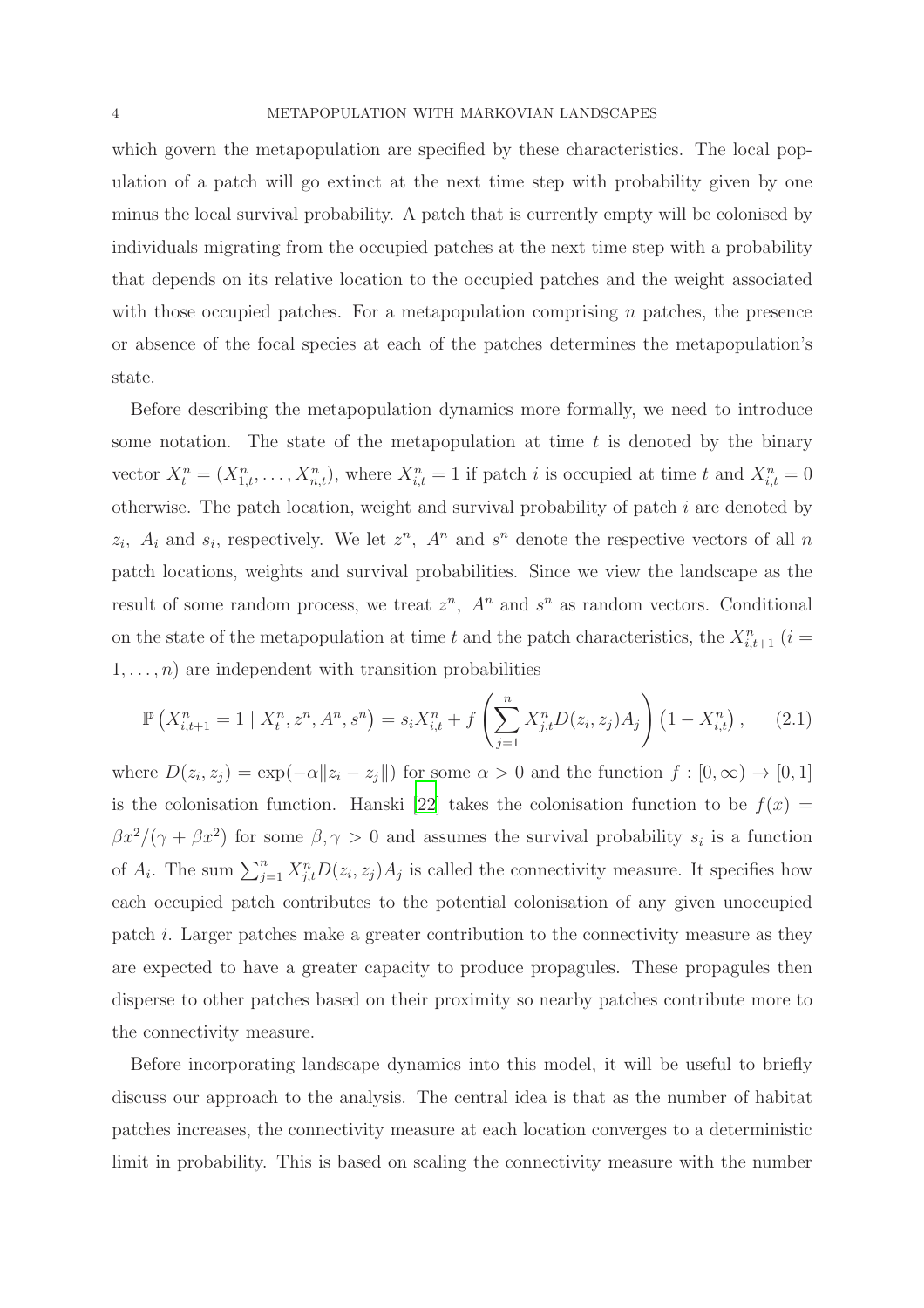which govern the metapopulation are specified by these characteristics. The local population of a patch will go extinct at the next time step with probability given by one minus the local survival probability. A patch that is currently empty will be colonised by individuals migrating from the occupied patches at the next time step with a probability that depends on its relative location to the occupied patches and the weight associated with those occupied patches. For a metapopulation comprising $n$ patches, the presence or absence of the focal species at each of the patches determines the metapopulation's state.

Before describing the metapopulation dynamics more formally, we need to introduce some notation. The state of the metapopulation at time $t$ is denoted by the binary vector $X_t^n = (X_{1,t}^n, \ldots, X_{n,t}^n)$, where $X_{i,t}^n = 1$ if patch $i$ is occupied at time $t$ and $X_{i,t}^n = 0$ otherwise. The patch location, weight and survival probability of patch $i$ are denoted by $z_i$, $A_i$ and $s_i$, respectively. We let $z^n$, $A^n$ and $s^n$ denote the respective vectors of all $n$ patch locations, weights and survival probabilities. Since we view the landscape as the result of some random process, we treat $z^n$, $A^n$ and $s^n$ as random vectors. Conditional on the state of the metapopulation at time $t$ and the patch characteristics, the $X_{i,t+1}^n$ ($i = 1, \ldots, n$) are independent with transition probabilities

$$\mathbb{P}\left(X_{i,t+1}^n = 1 \mid X_t^n, z^n, A^n, s^n\right) = s_i X_{i,t}^n + f\left(\sum_{j=1}^n X_{j,t}^n D(z_i, z_j) A_j\right)\left(1 - X_{i,t}^n\right), \qquad (2.1)$$

where $D(z_i, z_j) = \exp(-\alpha \|z_i - z_j\|)$ for some $\alpha > 0$ and the function $f : [0, \infty) \to [0, 1]$ is the colonisation function. Hanski [22] takes the colonisation function to be $f(x) = \beta x^2/(\gamma + \beta x^2)$ for some $\beta, \gamma > 0$ and assumes the survival probability $s_i$ is a function of $A_i$. The sum $\sum_{j=1}^n X_{j,t}^n D(z_i, z_j) A_j$ is called the connectivity measure. It specifies how each occupied patch contributes to the potential colonisation of any given unoccupied patch $i$. Larger patches make a greater contribution to the connectivity measure as they are expected to have a greater capacity to produce propagules. These propagules then disperse to other patches based on their proximity so nearby patches contribute more to the connectivity measure.

Before incorporating landscape dynamics into this model, it will be useful to briefly discuss our approach to the analysis. The central idea is that as the number of habitat patches increases, the connectivity measure at each location converges to a deterministic limit in probability. This is based on scaling the connectivity measure with the number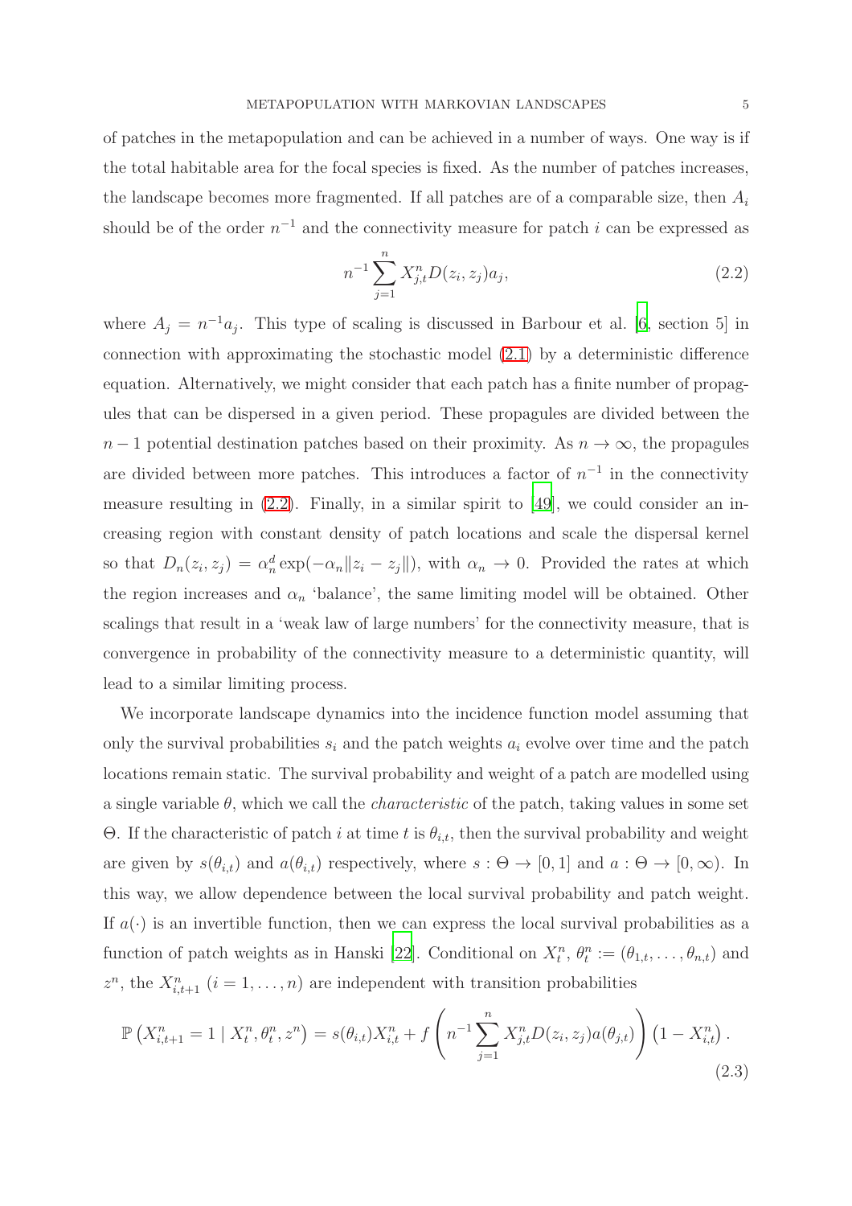of patches in the metapopulation and can be achieved in a number of ways. One way is if the total habitable area for the focal species is fixed. As the number of patches increases, the landscape becomes more fragmented. If all patches are of a comparable size, then $A_i$ should be of the order $n^{-1}$ and the connectivity measure for patch $i$ can be expressed as

$$n^{-1} \sum_{j=1}^{n} X_{j,t}^n D(z_i, z_j) a_j, \tag{2.2}$$

where $A_j = n^{-1} a_j$. This type of scaling is discussed in Barbour et al. [6, section 5] in connection with approximating the stochastic model (2.1) by a deterministic difference equation. Alternatively, we might consider that each patch has a finite number of propagules that can be dispersed in a given period. These propagules are divided between the $n-1$ potential destination patches based on their proximity. As $n \to \infty$, the propagules are divided between more patches. This introduces a factor of $n^{-1}$ in the connectivity measure resulting in (2.2). Finally, in a similar spirit to [49], we could consider an increasing region with constant density of patch locations and scale the dispersal kernel so that $D_n(z_i, z_j) = \alpha_n^d \exp(-\alpha_n \|z_i - z_j\|)$, with $\alpha_n \to 0$. Provided the rates at which the region increases and $\alpha_n$ 'balance', the same limiting model will be obtained. Other scalings that result in a 'weak law of large numbers' for the connectivity measure, that is convergence in probability of the connectivity measure to a deterministic quantity, will lead to a similar limiting process.

We incorporate landscape dynamics into the incidence function model assuming that only the survival probabilities $s_i$ and the patch weights $a_i$ evolve over time and the patch locations remain static. The survival probability and weight of a patch are modelled using a single variable $\theta$, which we call the *characteristic* of the patch, taking values in some set $\Theta$. If the characteristic of patch $i$ at time $t$ is $\theta_{i,t}$, then the survival probability and weight are given by $s(\theta_{i,t})$ and $a(\theta_{i,t})$ respectively, where $s : \Theta \to [0,1]$ and $a : \Theta \to [0, \infty)$. In this way, we allow dependence between the local survival probability and patch weight. If $a(\cdot)$ is an invertible function, then we can express the local survival probabilities as a function of patch weights as in Hanski [22]. Conditional on $X_t^n$, $\theta_t^n := (\theta_{1,t}, \dots, \theta_{n,t})$ and $z^n$, the $X_{i,t+1}^n$ $(i = 1, \dots, n)$ are independent with transition probabilities

$$\mathbb{P}\left(X_{i,t+1}^n = 1 \mid X_t^n, \theta_t^n, z^n\right) = s(\theta_{i,t}) X_{i,t}^n + f\left(n^{-1} \sum_{j=1}^{n} X_{j,t}^n D(z_i, z_j) a(\theta_{j,t})\right)\left(1 - X_{i,t}^n\right). \tag{2.3}$$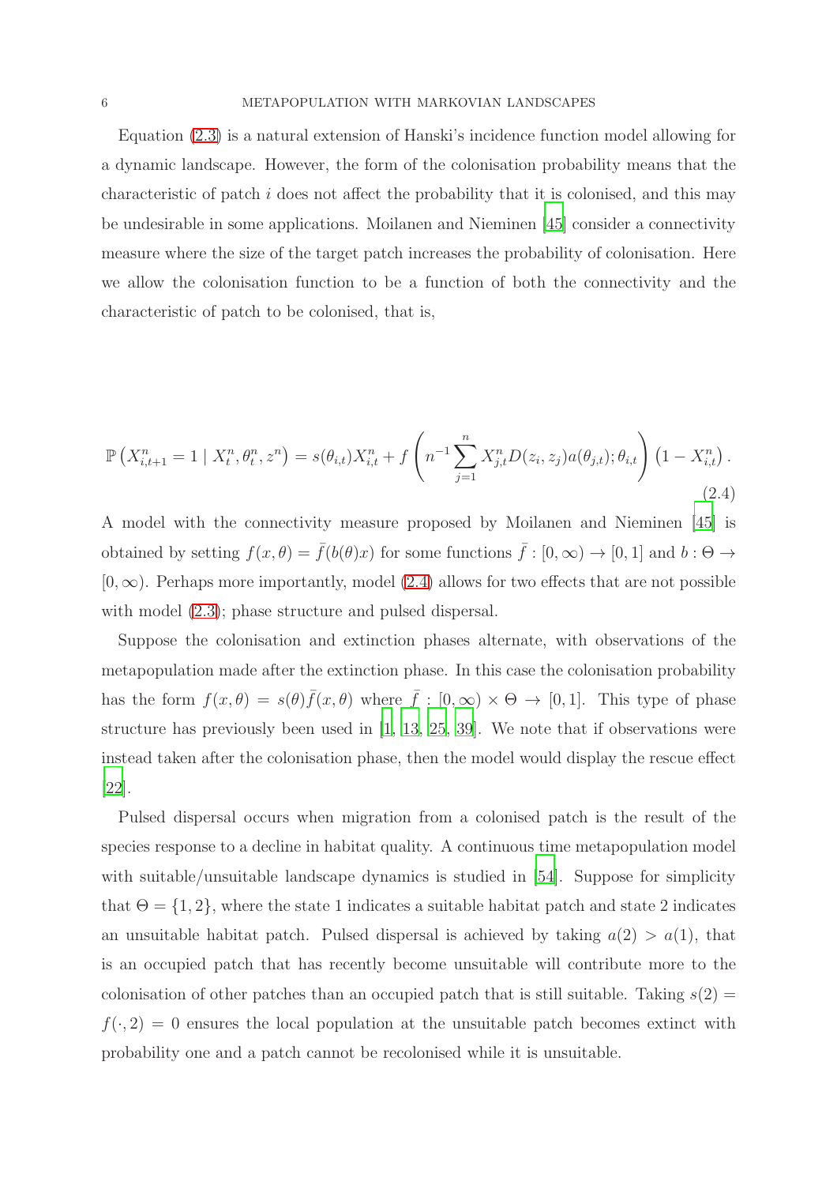Equation (2.3) is a natural extension of Hanski's incidence function model allowing for a dynamic landscape. However, the form of the colonisation probability means that the characteristic of patch $i$ does not affect the probability that it is colonised, and this may be undesirable in some applications. Moilanen and Nieminen [45] consider a connectivity measure where the size of the target patch increases the probability of colonisation. Here we allow the colonisation function to be a function of both the connectivity and the characteristic of patch to be colonised, that is,

$$\mathbb{P}\left(X_{i,t+1}^n = 1 \mid X_t^n, \theta_t^n, z^n\right) = s(\theta_{i,t})X_{i,t}^n + f\left(n^{-1}\sum_{j=1}^n X_{j,t}^n D(z_i, z_j)a(\theta_{j,t}); \theta_{i,t}\right)\left(1 - X_{i,t}^n\right). \tag{2.4}$$

A model with the connectivity measure proposed by Moilanen and Nieminen [45] is obtained by setting $f(x, \theta) = \bar{f}(b(\theta)x)$ for some functions $\bar{f} : [0, \infty) \to [0, 1]$ and $b : \Theta \to [0, \infty)$. Perhaps more importantly, model (2.4) allows for two effects that are not possible with model (2.3); phase structure and pulsed dispersal.

Suppose the colonisation and extinction phases alternate, with observations of the metapopulation made after the extinction phase. In this case the colonisation probability has the form $f(x, \theta) = s(\theta)\bar{f}(x, \theta)$ where $\bar{f} : [0, \infty) \times \Theta \to [0, 1]$. This type of phase structure has previously been used in [1, 13, 25, 39]. We note that if observations were instead taken after the colonisation phase, then the model would display the rescue effect [22].

Pulsed dispersal occurs when migration from a colonised patch is the result of the species response to a decline in habitat quality. A continuous time metapopulation model with suitable/unsuitable landscape dynamics is studied in [54]. Suppose for simplicity that $\Theta = \{1, 2\}$, where the state 1 indicates a suitable habitat patch and state 2 indicates an unsuitable habitat patch. Pulsed dispersal is achieved by taking $a(2) > a(1)$, that is an occupied patch that has recently become unsuitable will contribute more to the colonisation of other patches than an occupied patch that is still suitable. Taking $s(2) = f(\cdot, 2) = 0$ ensures the local population at the unsuitable patch becomes extinct with probability one and a patch cannot be recolonised while it is unsuitable.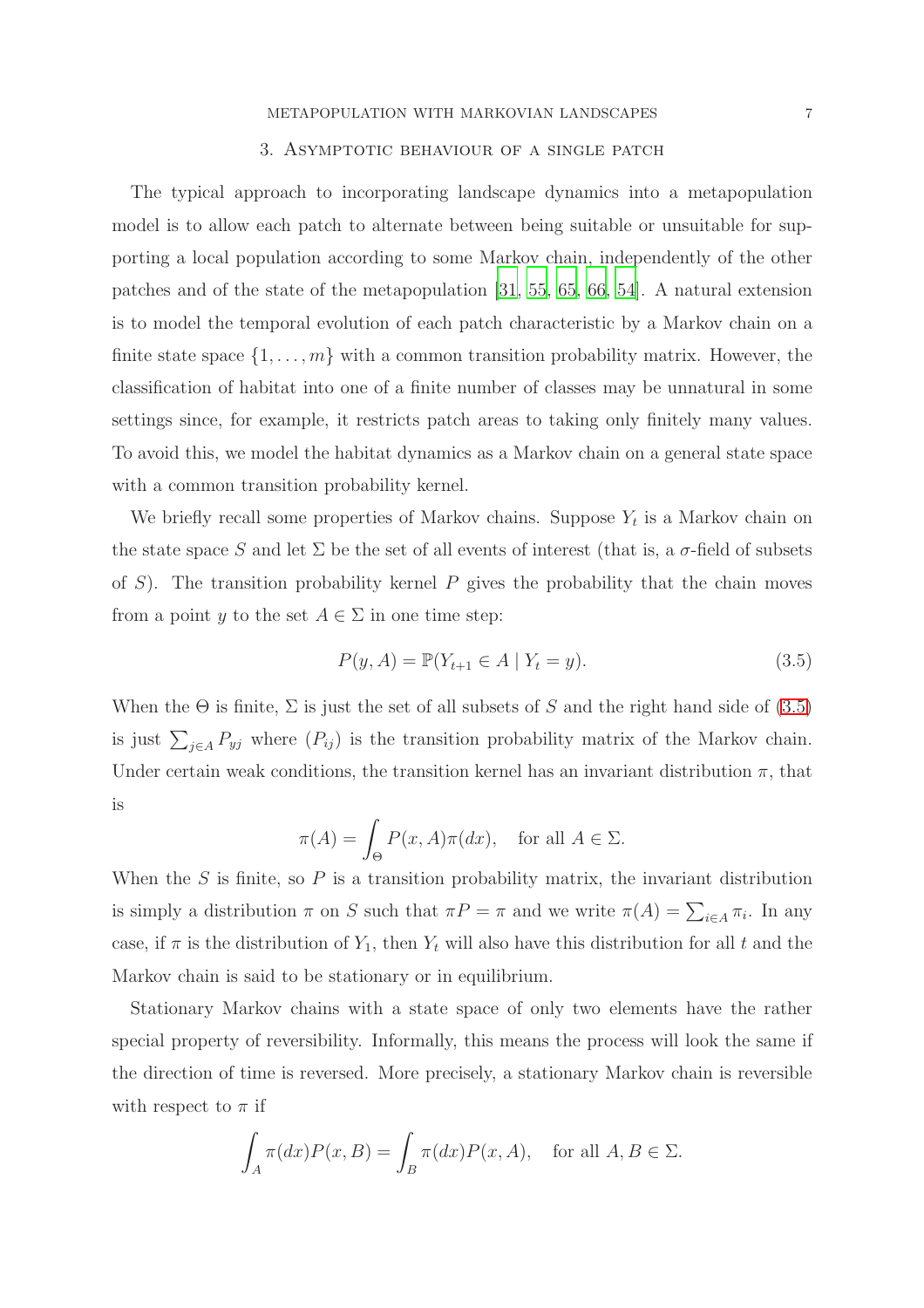## 3. Asymptotic behaviour of a single patch

The typical approach to incorporating landscape dynamics into a metapopulation model is to allow each patch to alternate between being suitable or unsuitable for supporting a local population according to some Markov chain, independently of the other patches and of the state of the metapopulation [31, 55, 65, 66, 54]. A natural extension is to model the temporal evolution of each patch characteristic by a Markov chain on a finite state space $\{1, \ldots, m\}$ with a common transition probability matrix. However, the classification of habitat into one of a finite number of classes may be unnatural in some settings since, for example, it restricts patch areas to taking only finitely many values. To avoid this, we model the habitat dynamics as a Markov chain on a general state space with a common transition probability kernel.

We briefly recall some properties of Markov chains. Suppose $Y_t$ is a Markov chain on the state space $S$ and let $\Sigma$ be the set of all events of interest (that is, a $\sigma$-field of subsets of $S$). The transition probability kernel $P$ gives the probability that the chain moves from a point $y$ to the set $A \in \Sigma$ in one time step:

$$P(y, A) = \mathbb{P}(Y_{t+1} \in A \mid Y_t = y). \tag{3.5}$$

When the $\Theta$ is finite, $\Sigma$ is just the set of all subsets of $S$ and the right hand side of (3.5) is just $\sum_{j \in A} P_{yj}$ where $(P_{ij})$ is the transition probability matrix of the Markov chain. Under certain weak conditions, the transition kernel has an invariant distribution $\pi$, that is

$$\pi(A) = \int_\Theta P(x, A)\pi(dx), \quad \text{for all } A \in \Sigma.$$

When the $S$ is finite, so $P$ is a transition probability matrix, the invariant distribution is simply a distribution $\pi$ on $S$ such that $\pi P = \pi$ and we write $\pi(A) = \sum_{i \in A} \pi_i$. In any case, if $\pi$ is the distribution of $Y_1$, then $Y_t$ will also have this distribution for all $t$ and the Markov chain is said to be stationary or in equilibrium.

Stationary Markov chains with a state space of only two elements have the rather special property of reversibility. Informally, this means the process will look the same if the direction of time is reversed. More precisely, a stationary Markov chain is reversible with respect to $\pi$ if

$$\int_A \pi(dx)P(x, B) = \int_B \pi(dx)P(x, A), \quad \text{for all } A, B \in \Sigma.$$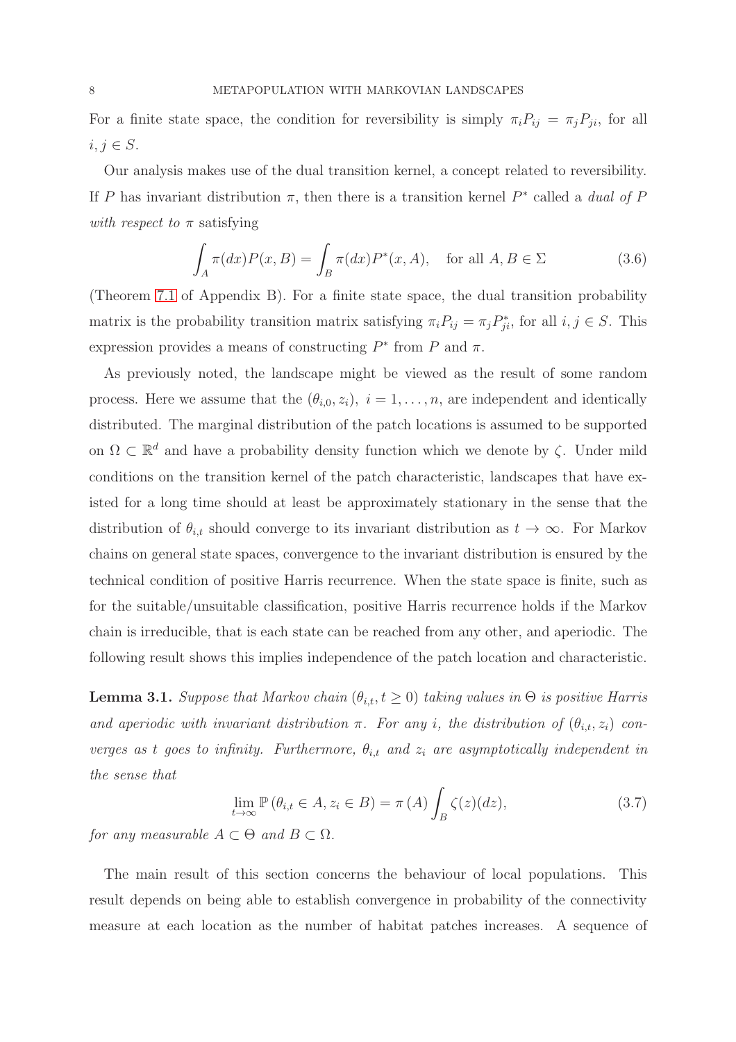For a finite state space, the condition for reversibility is simply $\pi_i P_{ij} = \pi_j P_{ji}$, for all $i, j \in S$.

Our analysis makes use of the dual transition kernel, a concept related to reversibility. If $P$ has invariant distribution $\pi$, then there is a transition kernel $P^*$ called a *dual of $P$ with respect to $\pi$* satisfying

$$\int_A \pi(dx) P(x, B) = \int_B \pi(dx) P^*(x, A), \quad \text{for all } A, B \in \Sigma \tag{3.6}$$

(Theorem 7.1 of Appendix B). For a finite state space, the dual transition probability matrix is the probability transition matrix satisfying $\pi_i P_{ij} = \pi_j P^*_{ji}$, for all $i, j \in S$. This expression provides a means of constructing $P^*$ from $P$ and $\pi$.

As previously noted, the landscape might be viewed as the result of some random process. Here we assume that the $(\theta_{i,0}, z_i)$, $i = 1, \ldots, n$, are independent and identically distributed. The marginal distribution of the patch locations is assumed to be supported on $\Omega \subset \mathbb{R}^d$ and have a probability density function which we denote by $\zeta$. Under mild conditions on the transition kernel of the patch characteristic, landscapes that have existed for a long time should at least be approximately stationary in the sense that the distribution of $\theta_{i,t}$ should converge to its invariant distribution as $t \to \infty$. For Markov chains on general state spaces, convergence to the invariant distribution is ensured by the technical condition of positive Harris recurrence. When the state space is finite, such as for the suitable/unsuitable classification, positive Harris recurrence holds if the Markov chain is irreducible, that is each state can be reached from any other, and aperiodic. The following result shows this implies independence of the patch location and characteristic.

**Lemma 3.1.** *Suppose that Markov chain $(\theta_{i,t}, t \geq 0)$ taking values in $\Theta$ is positive Harris and aperiodic with invariant distribution $\pi$. For any $i$, the distribution of $(\theta_{i,t}, z_i)$ converges as $t$ goes to infinity. Furthermore, $\theta_{i,t}$ and $z_i$ are asymptotically independent in the sense that*

$$\lim_{t \to \infty} \mathbb{P}\left(\theta_{i,t} \in A, z_i \in B\right) = \pi\left(A\right) \int_B \zeta(z)(dz), \tag{3.7}$$

*for any measurable $A \subset \Theta$ and $B \subset \Omega$.*

The main result of this section concerns the behaviour of local populations. This result depends on being able to establish convergence in probability of the connectivity measure at each location as the number of habitat patches increases. A sequence of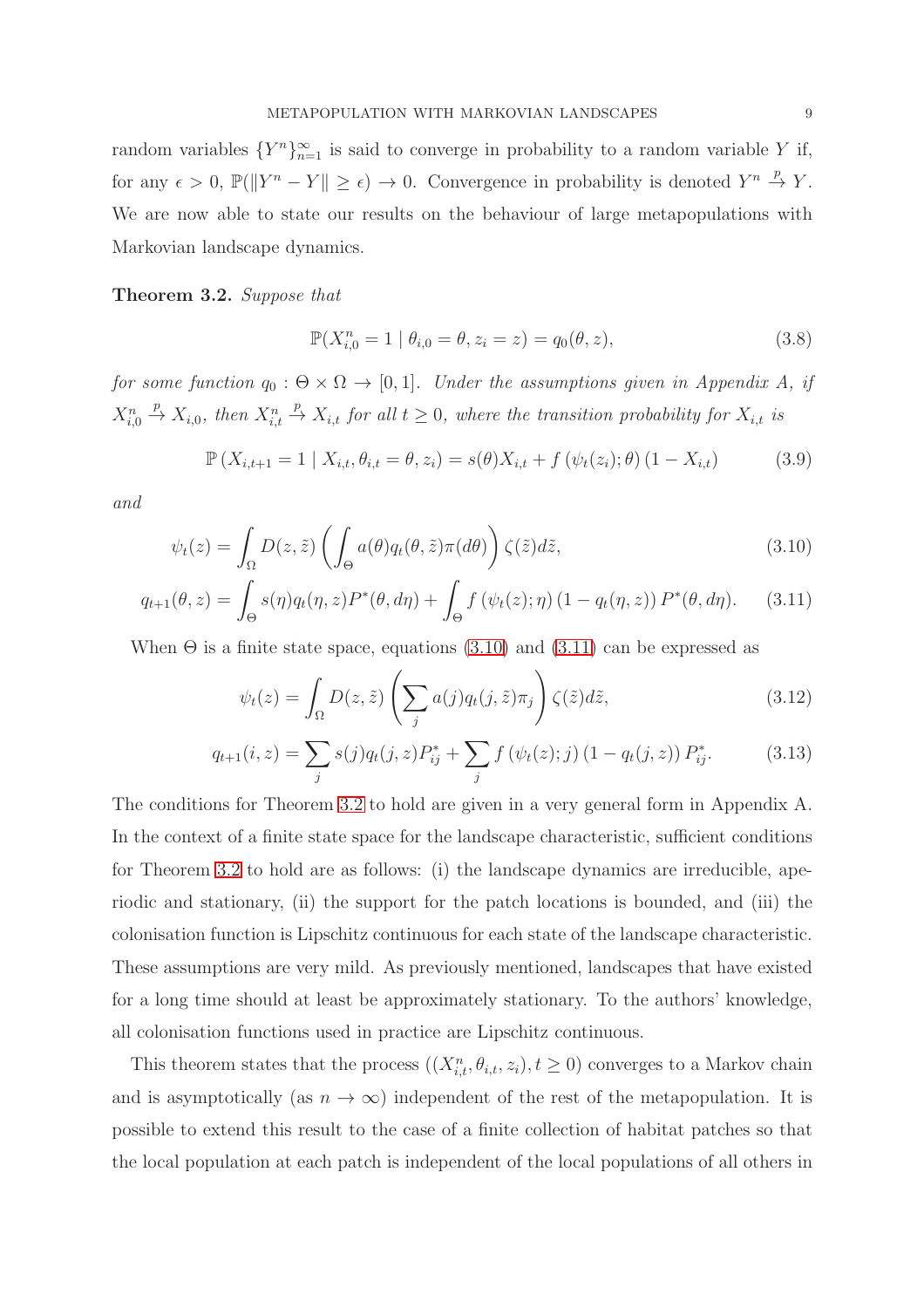random variables $\{Y^n\}_{n=1}^{\infty}$ is said to converge in probability to a random variable $Y$ if, for any $\epsilon > 0$, $\mathbb{P}(\|Y^n - Y\| \geq \epsilon) \to 0$. Convergence in probability is denoted $Y^n \xrightarrow{p} Y$. We are now able to state our results on the behaviour of large metapopulations with Markovian landscape dynamics.

**Theorem 3.2.** *Suppose that*

$$\mathbb{P}(X_{i,0}^n = 1 \mid \theta_{i,0} = \theta, z_i = z) = q_0(\theta, z), \tag{3.8}$$

*for some function $q_0 : \Theta \times \Omega \to [0,1]$. Under the assumptions given in Appendix A, if $X_{i,0}^n \xrightarrow{p} X_{i,0}$, then $X_{i,t}^n \xrightarrow{p} X_{i,t}$ for all $t \geq 0$, where the transition probability for $X_{i,t}$ is*

$$\mathbb{P}\left(X_{i,t+1} = 1 \mid X_{i,t}, \theta_{i,t} = \theta, z_i\right) = s(\theta) X_{i,t} + f\left(\psi_t(z_i); \theta\right)\left(1 - X_{i,t}\right) \tag{3.9}$$

*and*

$$\psi_t(z) = \int_{\Omega} D(z, \tilde{z}) \left( \int_{\Theta} a(\theta) q_t(\theta, \tilde{z}) \pi(d\theta) \right) \zeta(\tilde{z}) d\tilde{z}, \tag{3.10}$$

$$q_{t+1}(\theta, z) = \int_{\Theta} s(\eta) q_t(\eta, z) P^*(\theta, d\eta) + \int_{\Theta} f\left(\psi_t(z); \eta\right)\left(1 - q_t(\eta, z)\right) P^*(\theta, d\eta). \tag{3.11}$$

When $\Theta$ is a finite state space, equations (3.10) and (3.11) can be expressed as

$$\psi_t(z) = \int_{\Omega} D(z, \tilde{z}) \left( \sum_j a(j) q_t(j, \tilde{z}) \pi_j \right) \zeta(\tilde{z}) d\tilde{z}, \tag{3.12}$$

$$q_{t+1}(i, z) = \sum_j s(j) q_t(j, z) P_{ij}^* + \sum_j f\left(\psi_t(z); j\right)\left(1 - q_t(j, z)\right) P_{ij}^*. \tag{3.13}$$

The conditions for Theorem 3.2 to hold are given in a very general form in Appendix A. In the context of a finite state space for the landscape characteristic, sufficient conditions for Theorem 3.2 to hold are as follows: (i) the landscape dynamics are irreducible, aperiodic and stationary, (ii) the support for the patch locations is bounded, and (iii) the colonisation function is Lipschitz continuous for each state of the landscape characteristic. These assumptions are very mild. As previously mentioned, landscapes that have existed for a long time should at least be approximately stationary. To the authors' knowledge, all colonisation functions used in practice are Lipschitz continuous.

This theorem states that the process $((X_{i,t}^n, \theta_{i,t}, z_i), t \geq 0)$ converges to a Markov chain and is asymptotically (as $n \to \infty$) independent of the rest of the metapopulation. It is possible to extend this result to the case of a finite collection of habitat patches so that the local population at each patch is independent of the local populations of all others in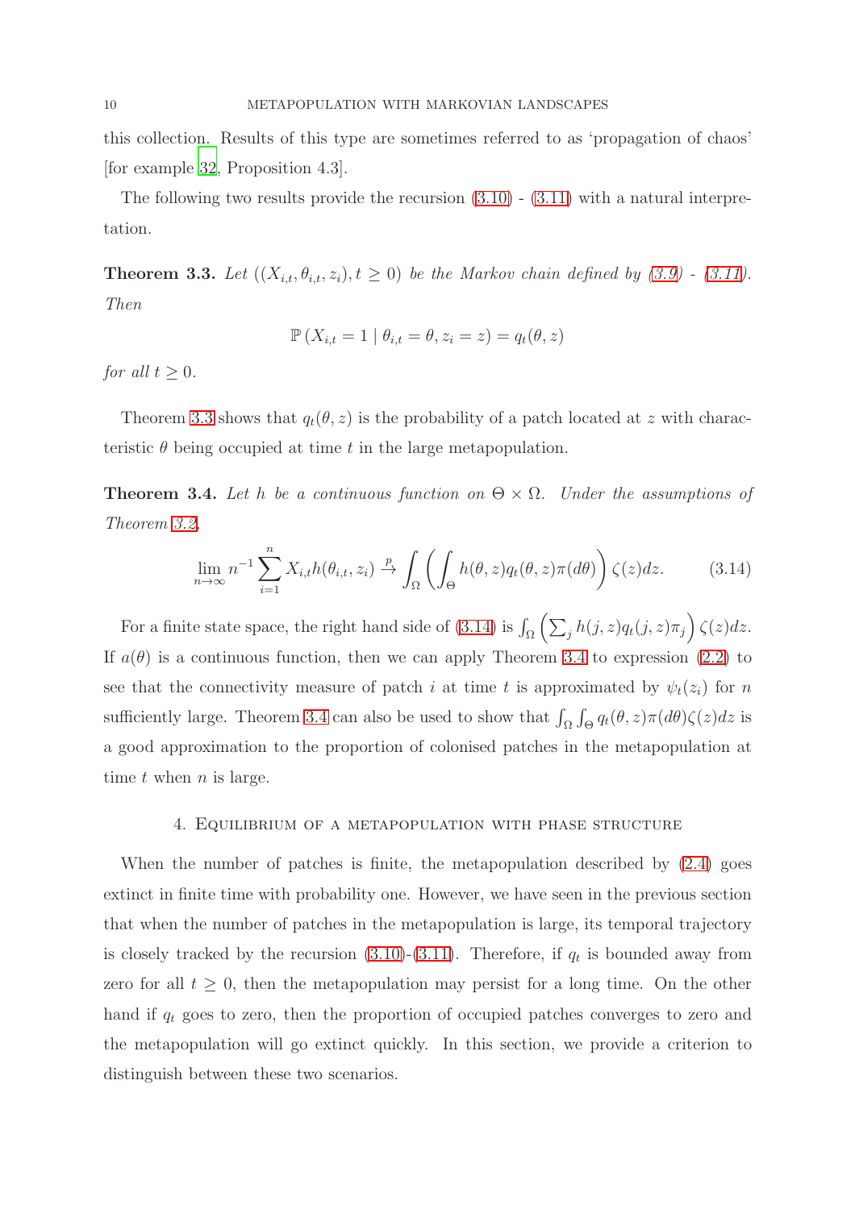this collection. Results of this type are sometimes referred to as 'propagation of chaos' [for example 32, Proposition 4.3].

The following two results provide the recursion (3.10) - (3.11) with a natural interpretation.

**Theorem 3.3.** *Let $((X_{i,t}, \theta_{i,t}, z_i), t \geq 0)$ be the Markov chain defined by (3.9) - (3.11). Then*

$$\mathbb{P}\left(X_{i,t} = 1 \mid \theta_{i,t} = \theta, z_i = z\right) = q_t(\theta, z)$$

*for all $t \geq 0$.*

Theorem 3.3 shows that $q_t(\theta, z)$ is the probability of a patch located at $z$ with characteristic $\theta$ being occupied at time $t$ in the large metapopulation.

**Theorem 3.4.** *Let $h$ be a continuous function on $\Theta \times \Omega$. Under the assumptions of Theorem 3.2,*

$$\lim_{n\to\infty} n^{-1} \sum_{i=1}^{n} X_{i,t} h(\theta_{i,t}, z_i) \xrightarrow{p} \int_{\Omega} \left( \int_{\Theta} h(\theta, z) q_t(\theta, z) \pi(d\theta) \right) \zeta(z) dz. \tag{3.14}$$

For a finite state space, the right hand side of (3.14) is $\int_{\Omega} \left( \sum_j h(j, z) q_t(j, z) \pi_j \right) \zeta(z) dz$. If $a(\theta)$ is a continuous function, then we can apply Theorem 3.4 to expression (2.2) to see that the connectivity measure of patch $i$ at time $t$ is approximated by $\psi_t(z_i)$ for $n$ sufficiently large. Theorem 3.4 can also be used to show that $\int_{\Omega} \int_{\Theta} q_t(\theta, z) \pi(d\theta) \zeta(z) dz$ is a good approximation to the proportion of colonised patches in the metapopulation at time $t$ when $n$ is large.

## 4. Equilibrium of a metapopulation with phase structure

When the number of patches is finite, the metapopulation described by (2.4) goes extinct in finite time with probability one. However, we have seen in the previous section that when the number of patches in the metapopulation is large, its temporal trajectory is closely tracked by the recursion (3.10)-(3.11). Therefore, if $q_t$ is bounded away from zero for all $t \geq 0$, then the metapopulation may persist for a long time. On the other hand if $q_t$ goes to zero, then the proportion of occupied patches converges to zero and the metapopulation will go extinct quickly. In this section, we provide a criterion to distinguish between these two scenarios.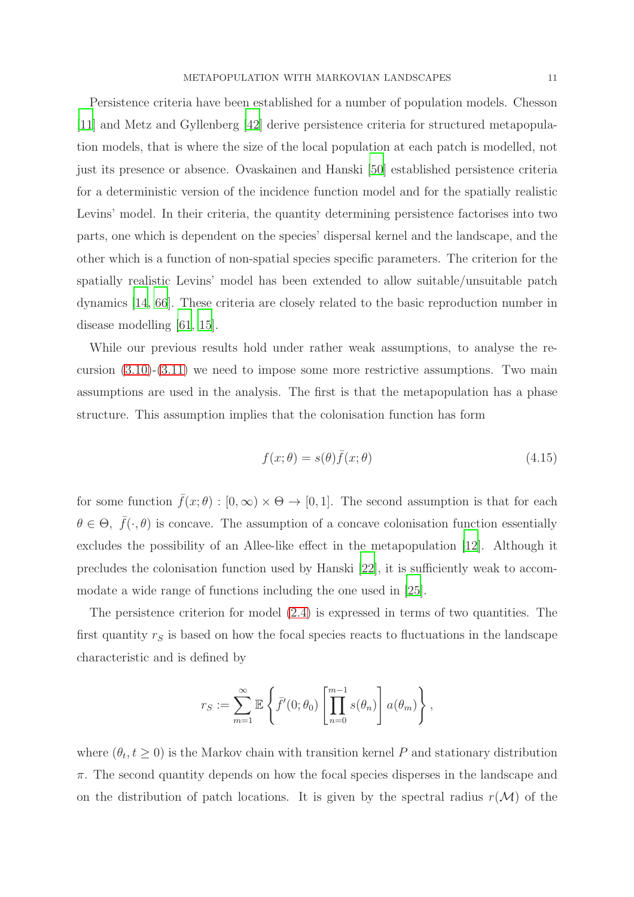Persistence criteria have been established for a number of population models. Chesson [11] and Metz and Gyllenberg [42] derive persistence criteria for structured metapopulation models, that is where the size of the local population at each patch is modelled, not just its presence or absence. Ovaskainen and Hanski [50] established persistence criteria for a deterministic version of the incidence function model and for the spatially realistic Levins' model. In their criteria, the quantity determining persistence factorises into two parts, one which is dependent on the species' dispersal kernel and the landscape, and the other which is a function of non-spatial species specific parameters. The criterion for the spatially realistic Levins' model has been extended to allow suitable/unsuitable patch dynamics [14, 66]. These criteria are closely related to the basic reproduction number in disease modelling [61, 15].

While our previous results hold under rather weak assumptions, to analyse the recursion (3.10)-(3.11) we need to impose some more restrictive assumptions. Two main assumptions are used in the analysis. The first is that the metapopulation has a phase structure. This assumption implies that the colonisation function has form

$$f(x;\theta) = s(\theta)\bar{f}(x;\theta) \tag{4.15}$$

for some function $\bar{f}(x;\theta) : [0,\infty) \times \Theta \to [0,1]$. The second assumption is that for each $\theta \in \Theta$, $\bar{f}(\cdot,\theta)$ is concave. The assumption of a concave colonisation function essentially excludes the possibility of an Allee-like effect in the metapopulation [12]. Although it precludes the colonisation function used by Hanski [22], it is sufficiently weak to accommodate a wide range of functions including the one used in [25].

The persistence criterion for model (2.4) is expressed in terms of two quantities. The first quantity $r_S$ is based on how the focal species reacts to fluctuations in the landscape characteristic and is defined by

$$r_S := \sum_{m=1}^{\infty} \mathbb{E}\left\{ \bar{f}'(0;\theta_0) \left[ \prod_{n=0}^{m-1} s(\theta_n) \right] a(\theta_m) \right\},$$

where $(\theta_t, t \geq 0)$ is the Markov chain with transition kernel $P$ and stationary distribution $\pi$. The second quantity depends on how the focal species disperses in the landscape and on the distribution of patch locations. It is given by the spectral radius $r(\mathcal{M})$ of the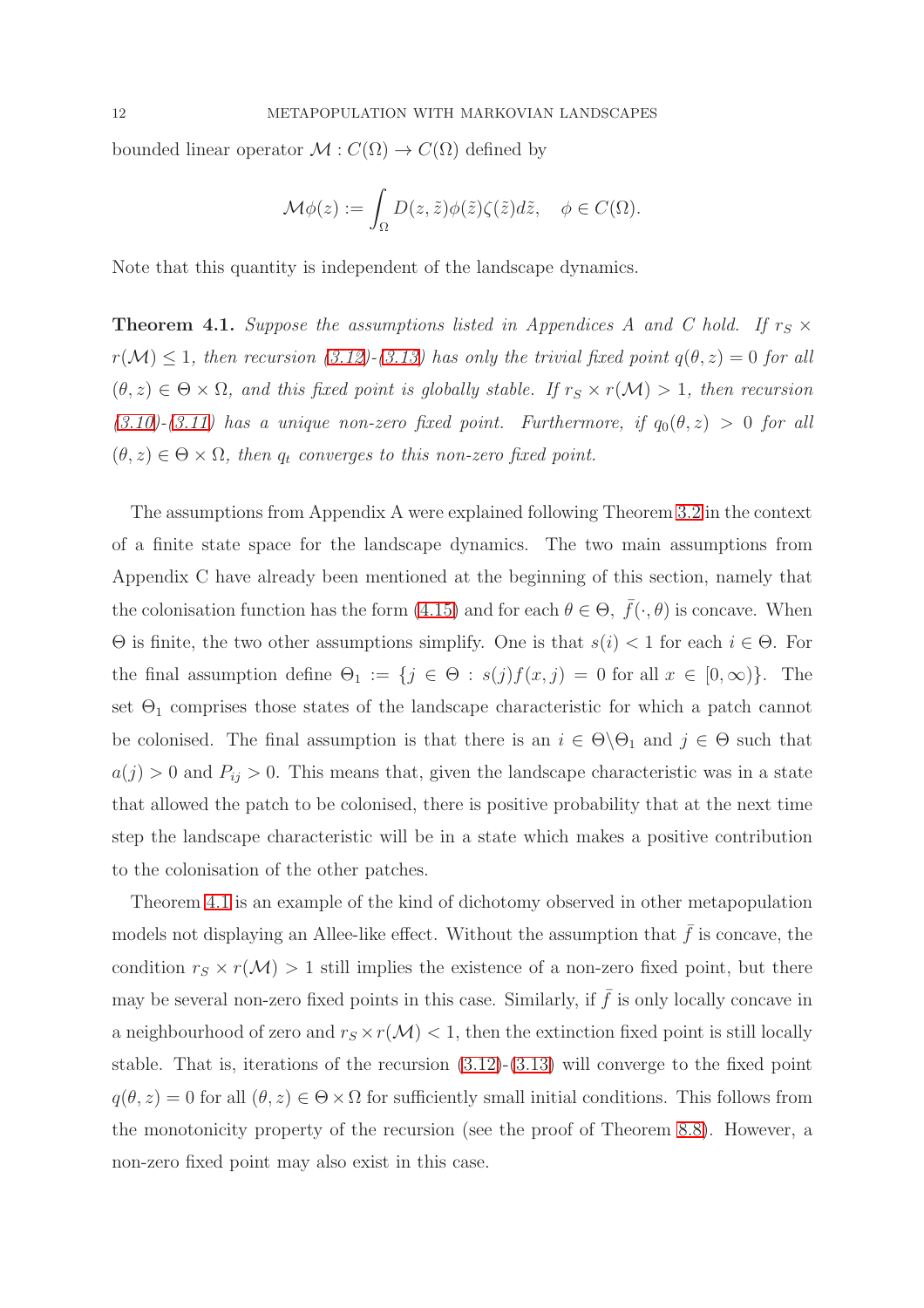bounded linear operator $\mathcal{M} : C(\Omega) \to C(\Omega)$ defined by

$$\mathcal{M}\phi(z) := \int_{\Omega} D(z, \tilde{z})\phi(\tilde{z})\zeta(\tilde{z})d\tilde{z}, \quad \phi \in C(\Omega).$$

Note that this quantity is independent of the landscape dynamics.

**Theorem 4.1.** *Suppose the assumptions listed in Appendices A and C hold. If $r_S \times r(\mathcal{M}) \leq 1$, then recursion (3.12)-(3.13) has only the trivial fixed point $q(\theta, z) = 0$ for all $(\theta, z) \in \Theta \times \Omega$, and this fixed point is globally stable. If $r_S \times r(\mathcal{M}) > 1$, then recursion (3.10)-(3.11) has a unique non-zero fixed point. Furthermore, if $q_0(\theta, z) > 0$ for all $(\theta, z) \in \Theta \times \Omega$, then $q_t$ converges to this non-zero fixed point.*

The assumptions from Appendix A were explained following Theorem 3.2 in the context of a finite state space for the landscape dynamics. The two main assumptions from Appendix C have already been mentioned at the beginning of this section, namely that the colonisation function has the form (4.15) and for each $\theta \in \Theta$, $\bar{f}(\cdot, \theta)$ is concave. When $\Theta$ is finite, the two other assumptions simplify. One is that $s(i) < 1$ for each $i \in \Theta$. For the final assumption define $\Theta_1 := \{j \in \Theta : s(j)f(x, j) = 0 \text{ for all } x \in [0, \infty)\}$. The set $\Theta_1$ comprises those states of the landscape characteristic for which a patch cannot be colonised. The final assumption is that there is an $i \in \Theta \backslash \Theta_1$ and $j \in \Theta$ such that $a(j) > 0$ and $P_{ij} > 0$. This means that, given the landscape characteristic was in a state that allowed the patch to be colonised, there is positive probability that at the next time step the landscape characteristic will be in a state which makes a positive contribution to the colonisation of the other patches.

Theorem 4.1 is an example of the kind of dichotomy observed in other metapopulation models not displaying an Allee-like effect. Without the assumption that $\bar{f}$ is concave, the condition $r_S \times r(\mathcal{M}) > 1$ still implies the existence of a non-zero fixed point, but there may be several non-zero fixed points in this case. Similarly, if $\bar{f}$ is only locally concave in a neighbourhood of zero and $r_S \times r(\mathcal{M}) < 1$, then the extinction fixed point is still locally stable. That is, iterations of the recursion (3.12)-(3.13) will converge to the fixed point $q(\theta, z) = 0$ for all $(\theta, z) \in \Theta \times \Omega$ for sufficiently small initial conditions. This follows from the monotonicity property of the recursion (see the proof of Theorem 8.8). However, a non-zero fixed point may also exist in this case.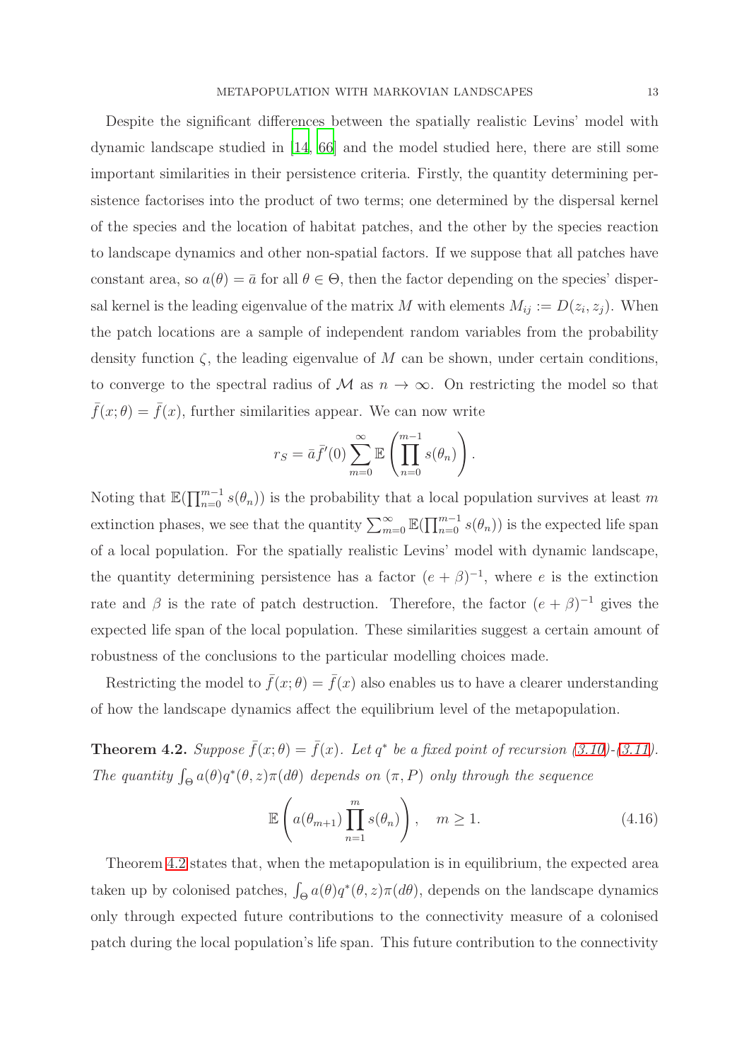Despite the significant differences between the spatially realistic Levins' model with dynamic landscape studied in [14, 66] and the model studied here, there are still some important similarities in their persistence criteria. Firstly, the quantity determining persistence factorises into the product of two terms; one determined by the dispersal kernel of the species and the location of habitat patches, and the other by the species reaction to landscape dynamics and other non-spatial factors. If we suppose that all patches have constant area, so $a(\theta) = \bar{a}$ for all $\theta \in \Theta$, then the factor depending on the species' dispersal kernel is the leading eigenvalue of the matrix $M$ with elements $M_{ij} := D(z_i, z_j)$. When the patch locations are a sample of independent random variables from the probability density function $\zeta$, the leading eigenvalue of $M$ can be shown, under certain conditions, to converge to the spectral radius of $\mathcal{M}$ as $n \to \infty$. On restricting the model so that $\bar{f}(x;\theta) = \bar{f}(x)$, further similarities appear. We can now write

$$r_S = \bar{a}\bar{f}'(0) \sum_{m=0}^{\infty} \mathbb{E}\left(\prod_{n=0}^{m-1} s(\theta_n)\right).$$

Noting that $\mathbb{E}(\prod_{n=0}^{m-1} s(\theta_n))$ is the probability that a local population survives at least $m$ extinction phases, we see that the quantity $\sum_{m=0}^{\infty} \mathbb{E}(\prod_{n=0}^{m-1} s(\theta_n))$ is the expected life span of a local population. For the spatially realistic Levins' model with dynamic landscape, the quantity determining persistence has a factor $(e + \beta)^{-1}$, where $e$ is the extinction rate and $\beta$ is the rate of patch destruction. Therefore, the factor $(e + \beta)^{-1}$ gives the expected life span of the local population. These similarities suggest a certain amount of robustness of the conclusions to the particular modelling choices made.

Restricting the model to $\bar{f}(x;\theta) = \bar{f}(x)$ also enables us to have a clearer understanding of how the landscape dynamics affect the equilibrium level of the metapopulation.

**Theorem 4.2.** *Suppose $\bar{f}(x;\theta) = \bar{f}(x)$. Let $q^*$ be a fixed point of recursion (3.10)-(3.11). The quantity $\int_{\Theta} a(\theta) q^*(\theta, z)\pi(d\theta)$ depends on $(\pi, P)$ only through the sequence*

$$\mathbb{E}\left(a(\theta_{m+1}) \prod_{n=1}^{m} s(\theta_n)\right), \quad m \geq 1. \tag{4.16}$$

Theorem 4.2 states that, when the metapopulation is in equilibrium, the expected area taken up by colonised patches, $\int_{\Theta} a(\theta) q^*(\theta, z)\pi(d\theta)$, depends on the landscape dynamics only through expected future contributions to the connectivity measure of a colonised patch during the local population's life span. This future contribution to the connectivity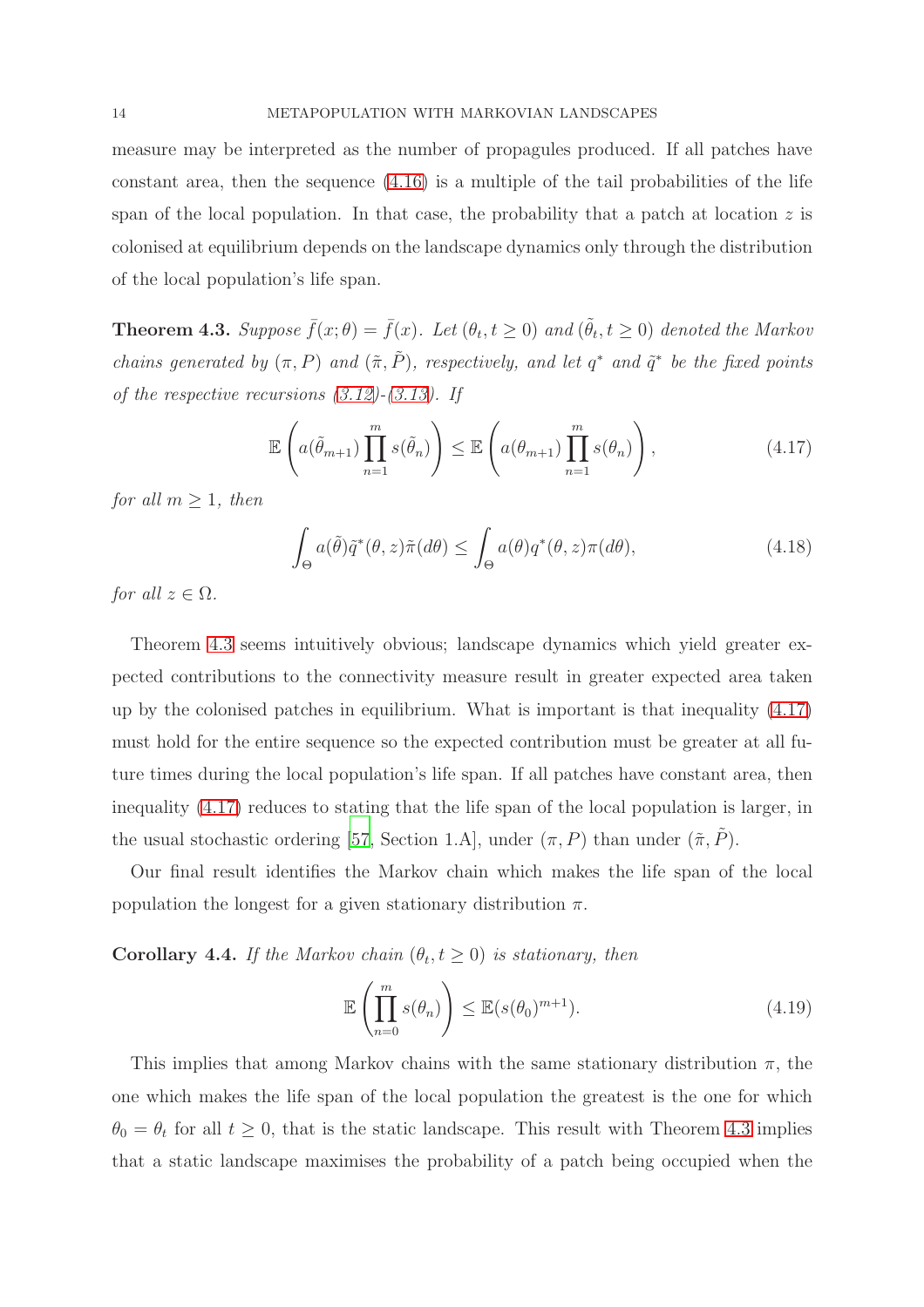measure may be interpreted as the number of propagules produced. If all patches have constant area, then the sequence (4.16) is a multiple of the tail probabilities of the life span of the local population. In that case, the probability that a patch at location $z$ is colonised at equilibrium depends on the landscape dynamics only through the distribution of the local population's life span.

**Theorem 4.3.** *Suppose $\bar{f}(x;\theta) = \bar{f}(x)$. Let $(\theta_t, t \geq 0)$ and $(\tilde{\theta}_t, t \geq 0)$ denoted the Markov chains generated by $(\pi, P)$ and $(\tilde{\pi}, \tilde{P})$, respectively, and let $q^*$ and $\tilde{q}^*$ be the fixed points of the respective recursions (3.12)-(3.13). If*

$$\mathbb{E}\left(a(\tilde{\theta}_{m+1})\prod_{n=1}^{m} s(\tilde{\theta}_n)\right) \leq \mathbb{E}\left(a(\theta_{m+1})\prod_{n=1}^{m} s(\theta_n)\right), \tag{4.17}$$

*for all $m \geq 1$, then*

$$\int_{\Theta} a(\tilde{\theta})\tilde{q}^*(\theta, z)\tilde{\pi}(d\theta) \leq \int_{\Theta} a(\theta)q^*(\theta, z)\pi(d\theta), \tag{4.18}$$

*for all $z \in \Omega$.*

Theorem 4.3 seems intuitively obvious; landscape dynamics which yield greater expected contributions to the connectivity measure result in greater expected area taken up by the colonised patches in equilibrium. What is important is that inequality (4.17) must hold for the entire sequence so the expected contribution must be greater at all future times during the local population's life span. If all patches have constant area, then inequality (4.17) reduces to stating that the life span of the local population is larger, in the usual stochastic ordering [57, Section 1.A], under $(\pi, P)$ than under $(\tilde{\pi}, \tilde{P})$.

Our final result identifies the Markov chain which makes the life span of the local population the longest for a given stationary distribution $\pi$.

**Corollary 4.4.** *If the Markov chain $(\theta_t, t \geq 0)$ is stationary, then*

$$\mathbb{E}\left(\prod_{n=0}^{m} s(\theta_n)\right) \leq \mathbb{E}(s(\theta_0)^{m+1}). \tag{4.19}$$

This implies that among Markov chains with the same stationary distribution $\pi$, the one which makes the life span of the local population the greatest is the one for which $\theta_0 = \theta_t$ for all $t \geq 0$, that is the static landscape. This result with Theorem 4.3 implies that a static landscape maximises the probability of a patch being occupied when the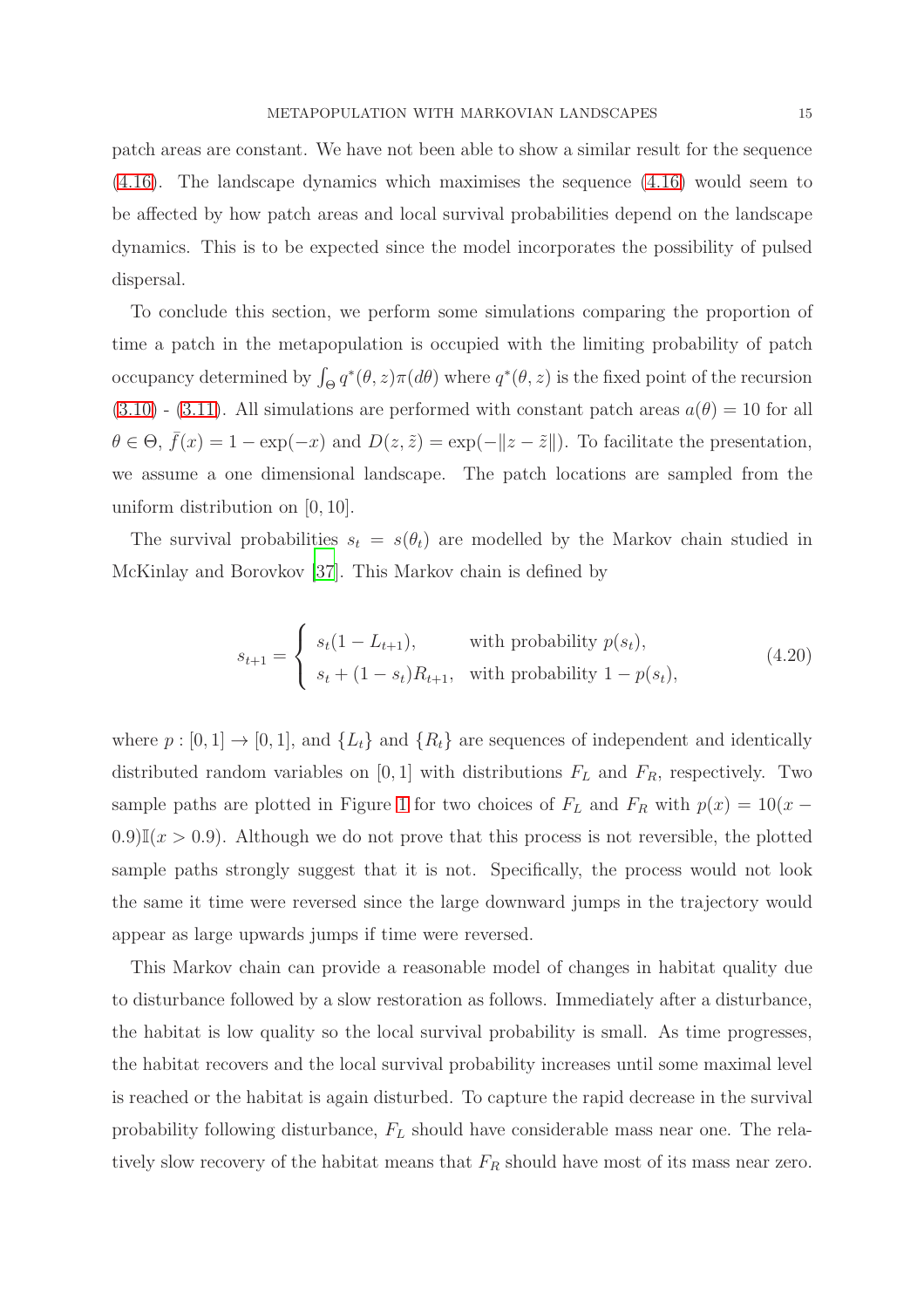patch areas are constant. We have not been able to show a similar result for the sequence (4.16). The landscape dynamics which maximises the sequence (4.16) would seem to be affected by how patch areas and local survival probabilities depend on the landscape dynamics. This is to be expected since the model incorporates the possibility of pulsed dispersal.

To conclude this section, we perform some simulations comparing the proportion of time a patch in the metapopulation is occupied with the limiting probability of patch occupancy determined by $\int_{\Theta} q^*(\theta, z)\pi(d\theta)$ where $q^*(\theta, z)$ is the fixed point of the recursion (3.10) - (3.11). All simulations are performed with constant patch areas $a(\theta) = 10$ for all $\theta \in \Theta$, $\bar{f}(x) = 1 - \exp(-x)$ and $D(z, \tilde{z}) = \exp(-\|z - \tilde{z}\|)$. To facilitate the presentation, we assume a one dimensional landscape. The patch locations are sampled from the uniform distribution on $[0, 10]$.

The survival probabilities $s_t = s(\theta_t)$ are modelled by the Markov chain studied in McKinlay and Borovkov [37]. This Markov chain is defined by

$$
s_{t+1} = \begin{cases} s_t(1 - L_{t+1}), & \text{with probability } p(s_t), \\ s_t + (1 - s_t)R_{t+1}, & \text{with probability } 1 - p(s_t), \end{cases} \tag{4.20}
$$

where $p : [0, 1] \to [0, 1]$, and $\{L_t\}$ and $\{R_t\}$ are sequences of independent and identically distributed random variables on $[0, 1]$ with distributions $F_L$ and $F_R$, respectively. Two sample paths are plotted in Figure 1 for two choices of $F_L$ and $F_R$ with $p(x) = 10(x - 0.9)\mathbb{I}(x > 0.9)$. Although we do not prove that this process is not reversible, the plotted sample paths strongly suggest that it is not. Specifically, the process would not look the same it time were reversed since the large downward jumps in the trajectory would appear as large upwards jumps if time were reversed.

This Markov chain can provide a reasonable model of changes in habitat quality due to disturbance followed by a slow restoration as follows. Immediately after a disturbance, the habitat is low quality so the local survival probability is small. As time progresses, the habitat recovers and the local survival probability increases until some maximal level is reached or the habitat is again disturbed. To capture the rapid decrease in the survival probability following disturbance, $F_L$ should have considerable mass near one. The relatively slow recovery of the habitat means that $F_R$ should have most of its mass near zero.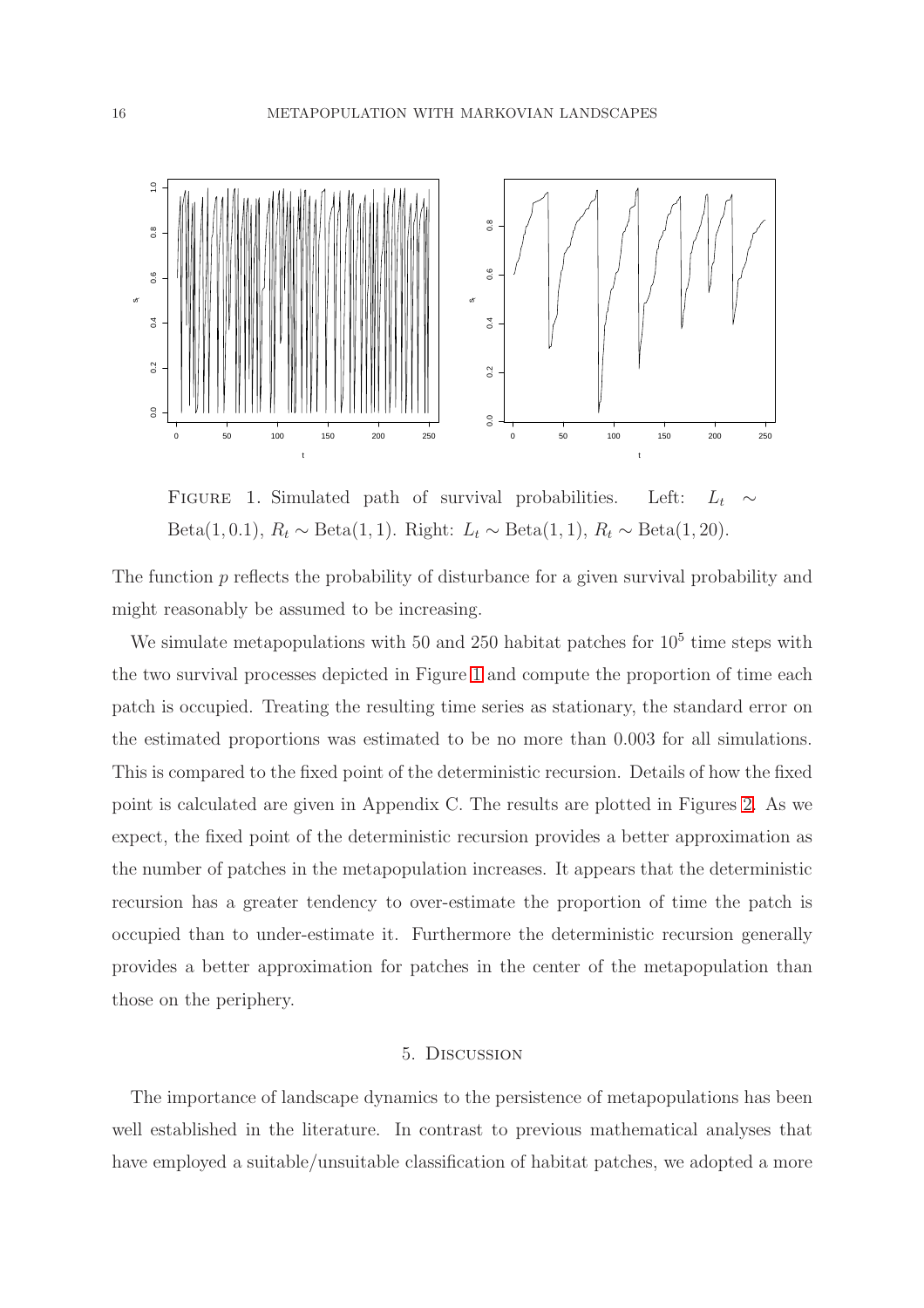Figure 1. Simulated path of survival probabilities. Left: $L_t \sim \text{Beta}(1, 0.1)$, $R_t \sim \text{Beta}(1, 1)$. Right: $L_t \sim \text{Beta}(1, 1)$, $R_t \sim \text{Beta}(1, 20)$.

The function $p$ reflects the probability of disturbance for a given survival probability and might reasonably be assumed to be increasing.

We simulate metapopulations with 50 and 250 habitat patches for $10^5$ time steps with the two survival processes depicted in Figure 1 and compute the proportion of time each patch is occupied. Treating the resulting time series as stationary, the standard error on the estimated proportions was estimated to be no more than 0.003 for all simulations. This is compared to the fixed point of the deterministic recursion. Details of how the fixed point is calculated are given in Appendix C. The results are plotted in Figures 2. As we expect, the fixed point of the deterministic recursion provides a better approximation as the number of patches in the metapopulation increases. It appears that the deterministic recursion has a greater tendency to over-estimate the proportion of time the patch is occupied than to under-estimate it. Furthermore the deterministic recursion generally provides a better approximation for patches in the center of the metapopulation than those on the periphery.

## 5. Discussion

The importance of landscape dynamics to the persistence of metapopulations has been well established in the literature. In contrast to previous mathematical analyses that have employed a suitable/unsuitable classification of habitat patches, we adopted a more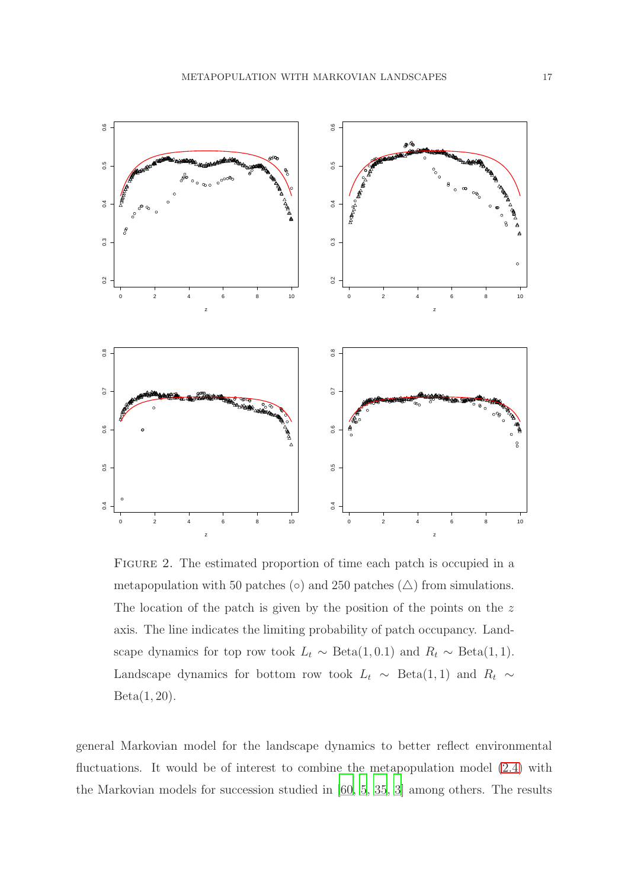FIGURE 2. The estimated proportion of time each patch is occupied in a metapopulation with 50 patches (○) and 250 patches (△) from simulations. The location of the patch is given by the position of the points on the $z$ axis. The line indicates the limiting probability of patch occupancy. Landscape dynamics for top row took $L_t \sim \text{Beta}(1, 0.1)$ and $R_t \sim \text{Beta}(1, 1)$. Landscape dynamics for bottom row took $L_t \sim \text{Beta}(1, 1)$ and $R_t \sim \text{Beta}(1, 20)$.

general Markovian model for the landscape dynamics to better reflect environmental fluctuations. It would be of interest to combine the metapopulation model (2.4) with the Markovian models for succession studied in [60, 5, 35, 3] among others. The results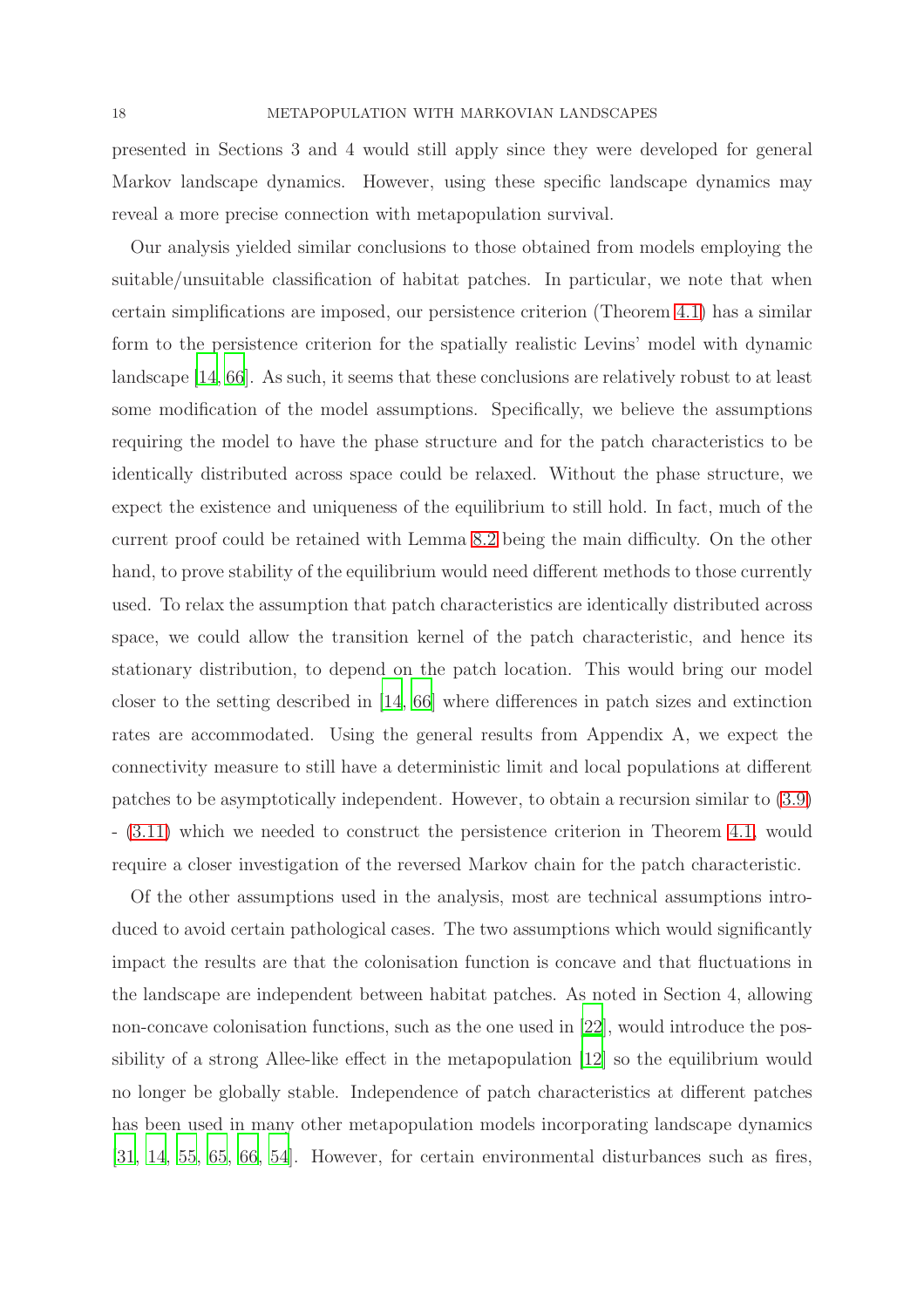presented in Sections 3 and 4 would still apply since they were developed for general Markov landscape dynamics. However, using these specific landscape dynamics may reveal a more precise connection with metapopulation survival.

Our analysis yielded similar conclusions to those obtained from models employing the suitable/unsuitable classification of habitat patches. In particular, we note that when certain simplifications are imposed, our persistence criterion (Theorem 4.1) has a similar form to the persistence criterion for the spatially realistic Levins' model with dynamic landscape [14, 66]. As such, it seems that these conclusions are relatively robust to at least some modification of the model assumptions. Specifically, we believe the assumptions requiring the model to have the phase structure and for the patch characteristics to be identically distributed across space could be relaxed. Without the phase structure, we expect the existence and uniqueness of the equilibrium to still hold. In fact, much of the current proof could be retained with Lemma 8.2 being the main difficulty. On the other hand, to prove stability of the equilibrium would need different methods to those currently used. To relax the assumption that patch characteristics are identically distributed across space, we could allow the transition kernel of the patch characteristic, and hence its stationary distribution, to depend on the patch location. This would bring our model closer to the setting described in [14, 66] where differences in patch sizes and extinction rates are accommodated. Using the general results from Appendix A, we expect the connectivity measure to still have a deterministic limit and local populations at different patches to be asymptotically independent. However, to obtain a recursion similar to (3.9) - (3.11) which we needed to construct the persistence criterion in Theorem 4.1, would require a closer investigation of the reversed Markov chain for the patch characteristic.

Of the other assumptions used in the analysis, most are technical assumptions introduced to avoid certain pathological cases. The two assumptions which would significantly impact the results are that the colonisation function is concave and that fluctuations in the landscape are independent between habitat patches. As noted in Section 4, allowing non-concave colonisation functions, such as the one used in [22], would introduce the possibility of a strong Allee-like effect in the metapopulation [12] so the equilibrium would no longer be globally stable. Independence of patch characteristics at different patches has been used in many other metapopulation models incorporating landscape dynamics [31, 14, 55, 65, 66, 54]. However, for certain environmental disturbances such as fires,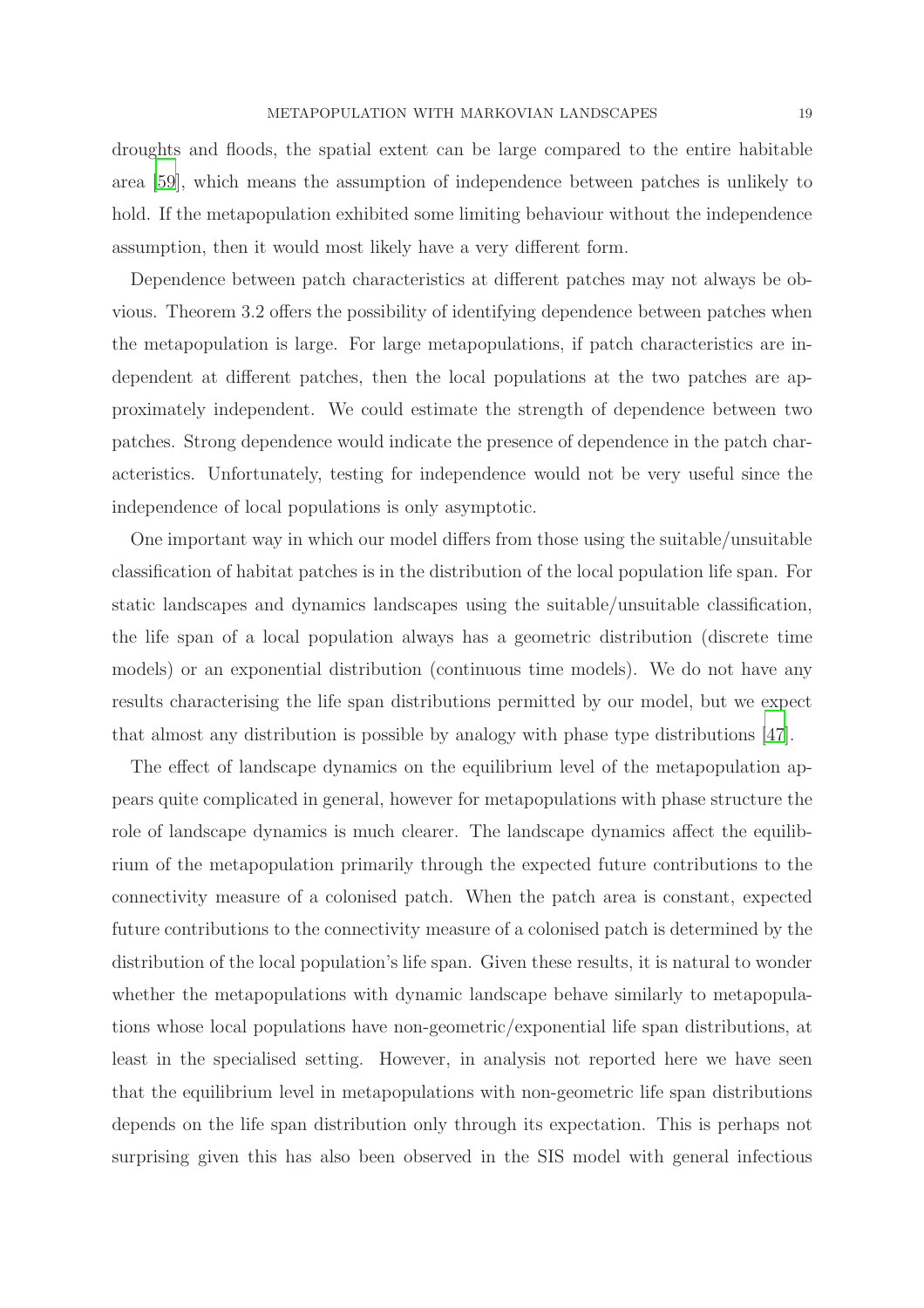droughts and floods, the spatial extent can be large compared to the entire habitable area [59], which means the assumption of independence between patches is unlikely to hold. If the metapopulation exhibited some limiting behaviour without the independence assumption, then it would most likely have a very different form.

Dependence between patch characteristics at different patches may not always be obvious. Theorem 3.2 offers the possibility of identifying dependence between patches when the metapopulation is large. For large metapopulations, if patch characteristics are independent at different patches, then the local populations at the two patches are approximately independent. We could estimate the strength of dependence between two patches. Strong dependence would indicate the presence of dependence in the patch characteristics. Unfortunately, testing for independence would not be very useful since the independence of local populations is only asymptotic.

One important way in which our model differs from those using the suitable/unsuitable classification of habitat patches is in the distribution of the local population life span. For static landscapes and dynamics landscapes using the suitable/unsuitable classification, the life span of a local population always has a geometric distribution (discrete time models) or an exponential distribution (continuous time models). We do not have any results characterising the life span distributions permitted by our model, but we expect that almost any distribution is possible by analogy with phase type distributions [47].

The effect of landscape dynamics on the equilibrium level of the metapopulation appears quite complicated in general, however for metapopulations with phase structure the role of landscape dynamics is much clearer. The landscape dynamics affect the equilibrium of the metapopulation primarily through the expected future contributions to the connectivity measure of a colonised patch. When the patch area is constant, expected future contributions to the connectivity measure of a colonised patch is determined by the distribution of the local population's life span. Given these results, it is natural to wonder whether the metapopulations with dynamic landscape behave similarly to metapopulations whose local populations have non-geometric/exponential life span distributions, at least in the specialised setting. However, in analysis not reported here we have seen that the equilibrium level in metapopulations with non-geometric life span distributions depends on the life span distribution only through its expectation. This is perhaps not surprising given this has also been observed in the SIS model with general infectious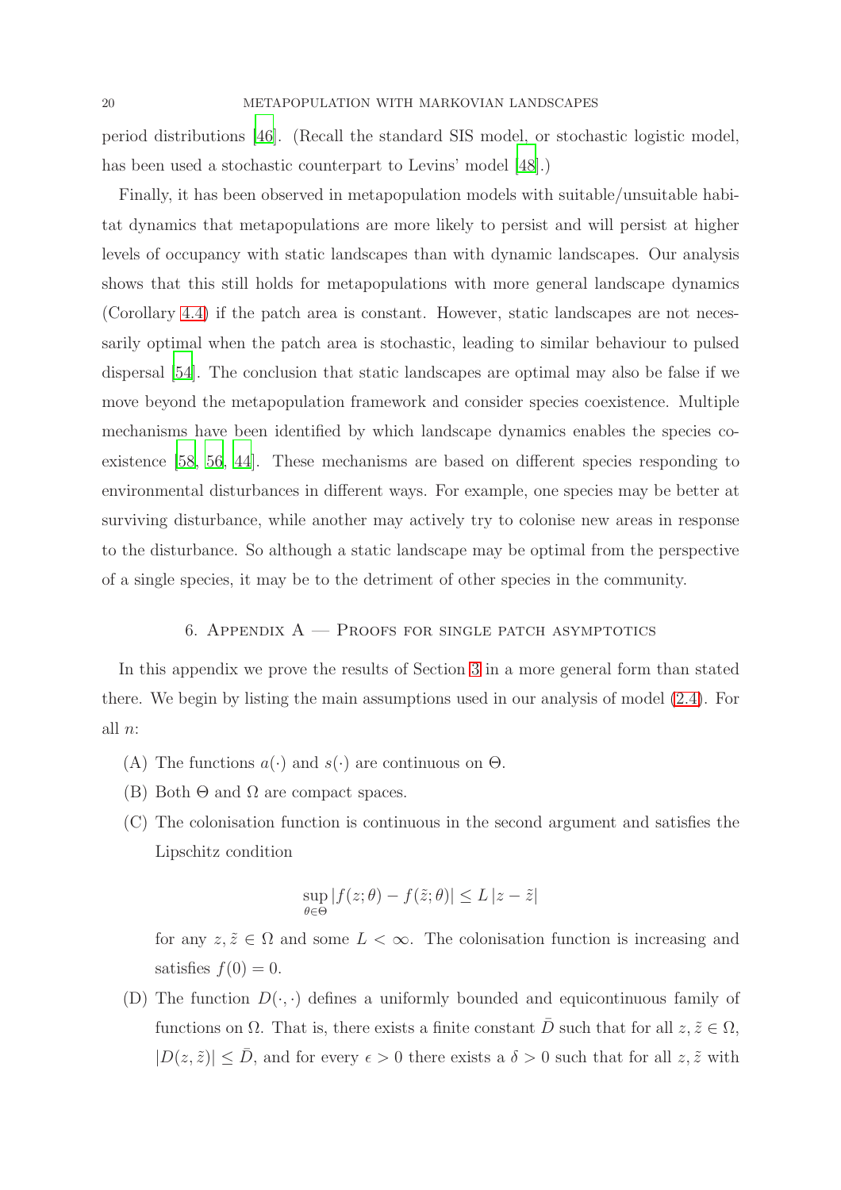period distributions [46]. (Recall the standard SIS model, or stochastic logistic model, has been used a stochastic counterpart to Levins' model [48].)

Finally, it has been observed in metapopulation models with suitable/unsuitable habitat dynamics that metapopulations are more likely to persist and will persist at higher levels of occupancy with static landscapes than with dynamic landscapes. Our analysis shows that this still holds for metapopulations with more general landscape dynamics (Corollary 4.4) if the patch area is constant. However, static landscapes are not necessarily optimal when the patch area is stochastic, leading to similar behaviour to pulsed dispersal [54]. The conclusion that static landscapes are optimal may also be false if we move beyond the metapopulation framework and consider species coexistence. Multiple mechanisms have been identified by which landscape dynamics enables the species coexistence [58, 56, 44]. These mechanisms are based on different species responding to environmental disturbances in different ways. For example, one species may be better at surviving disturbance, while another may actively try to colonise new areas in response to the disturbance. So although a static landscape may be optimal from the perspective of a single species, it may be to the detriment of other species in the community.

## 6. Appendix A — Proofs for single patch asymptotics

In this appendix we prove the results of Section 3 in a more general form than stated there. We begin by listing the main assumptions used in our analysis of model (2.4). For all $n$:

(A) The functions $a(\cdot)$ and $s(\cdot)$ are continuous on $\Theta$.

(B) Both $\Theta$ and $\Omega$ are compact spaces.

(C) The colonisation function is continuous in the second argument and satisfies the Lipschitz condition

$$\sup_{\theta\in\Theta} |f(z;\theta) - f(\tilde{z};\theta)| \leq L\,|z-\tilde{z}|$$

for any $z, \tilde{z} \in \Omega$ and some $L < \infty$. The colonisation function is increasing and satisfies $f(0) = 0$.

(D) The function $D(\cdot,\cdot)$ defines a uniformly bounded and equicontinuous family of functions on $\Omega$. That is, there exists a finite constant $\bar{D}$ such that for all $z, \tilde{z} \in \Omega$, $|D(z,\tilde{z})| \leq \bar{D}$, and for every $\epsilon > 0$ there exists a $\delta > 0$ such that for all $z, \tilde{z}$ with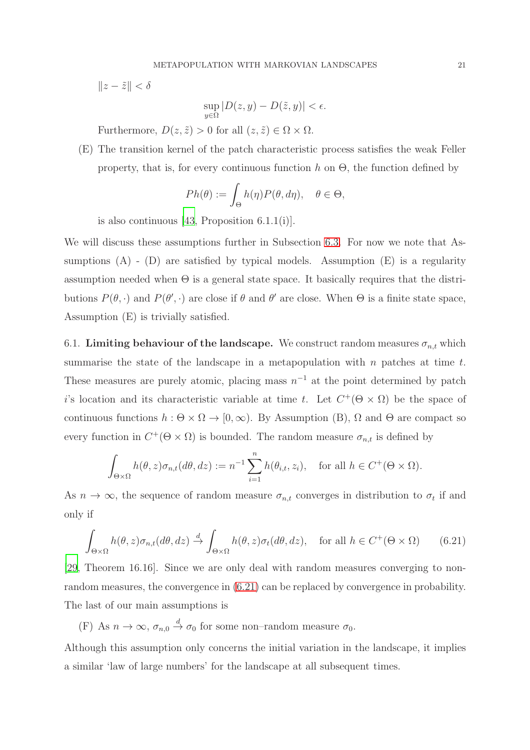$\|z - \tilde{z}\| < \delta$

$$\sup_{y \in \Omega} |D(z, y) - D(\tilde{z}, y)| < \epsilon.$$

Furthermore, $D(z, \tilde{z}) > 0$ for all $(z, \tilde{z}) \in \Omega \times \Omega$.

(E) The transition kernel of the patch characteristic process satisfies the weak Feller property, that is, for every continuous function $h$ on $\Theta$, the function defined by

$$Ph(\theta) := \int_{\Theta} h(\eta) P(\theta, d\eta), \quad \theta \in \Theta,$$

is also continuous [43, Proposition 6.1.1(i)].

We will discuss these assumptions further in Subsection 6.3. For now we note that Assumptions (A) - (D) are satisfied by typical models. Assumption (E) is a regularity assumption needed when $\Theta$ is a general state space. It basically requires that the distributions $P(\theta, \cdot)$ and $P(\theta', \cdot)$ are close if $\theta$ and $\theta'$ are close. When $\Theta$ is a finite state space, Assumption (E) is trivially satisfied.

6.1. **Limiting behaviour of the landscape.** We construct random measures $\sigma_{n,t}$ which summarise the state of the landscape in a metapopulation with $n$ patches at time $t$. These measures are purely atomic, placing mass $n^{-1}$ at the point determined by patch $i$'s location and its characteristic variable at time $t$. Let $C^+(\Theta \times \Omega)$ be the space of continuous functions $h : \Theta \times \Omega \to [0, \infty)$. By Assumption (B), $\Omega$ and $\Theta$ are compact so every function in $C^+(\Theta \times \Omega)$ is bounded. The random measure $\sigma_{n,t}$ is defined by

$$\int_{\Theta \times \Omega} h(\theta, z) \sigma_{n,t}(d\theta, dz) := n^{-1} \sum_{i=1}^{n} h(\theta_{i,t}, z_i), \quad \text{for all } h \in C^+(\Theta \times \Omega).$$

As $n \to \infty$, the sequence of random measure $\sigma_{n,t}$ converges in distribution to $\sigma_t$ if and only if

$$\int_{\Theta \times \Omega} h(\theta, z) \sigma_{n,t}(d\theta, dz) \xrightarrow{d} \int_{\Theta \times \Omega} h(\theta, z) \sigma_t(d\theta, dz), \quad \text{for all } h \in C^+(\Theta \times \Omega) \tag{6.21}$$

[29, Theorem 16.16]. Since we are only deal with random measures converging to non-random measures, the convergence in (6.21) can be replaced by convergence in probability. The last of our main assumptions is

(F) As $n \to \infty$, $\sigma_{n,0} \xrightarrow{d} \sigma_0$ for some non–random measure $\sigma_0$.

Although this assumption only concerns the initial variation in the landscape, it implies a similar 'law of large numbers' for the landscape at all subsequent times.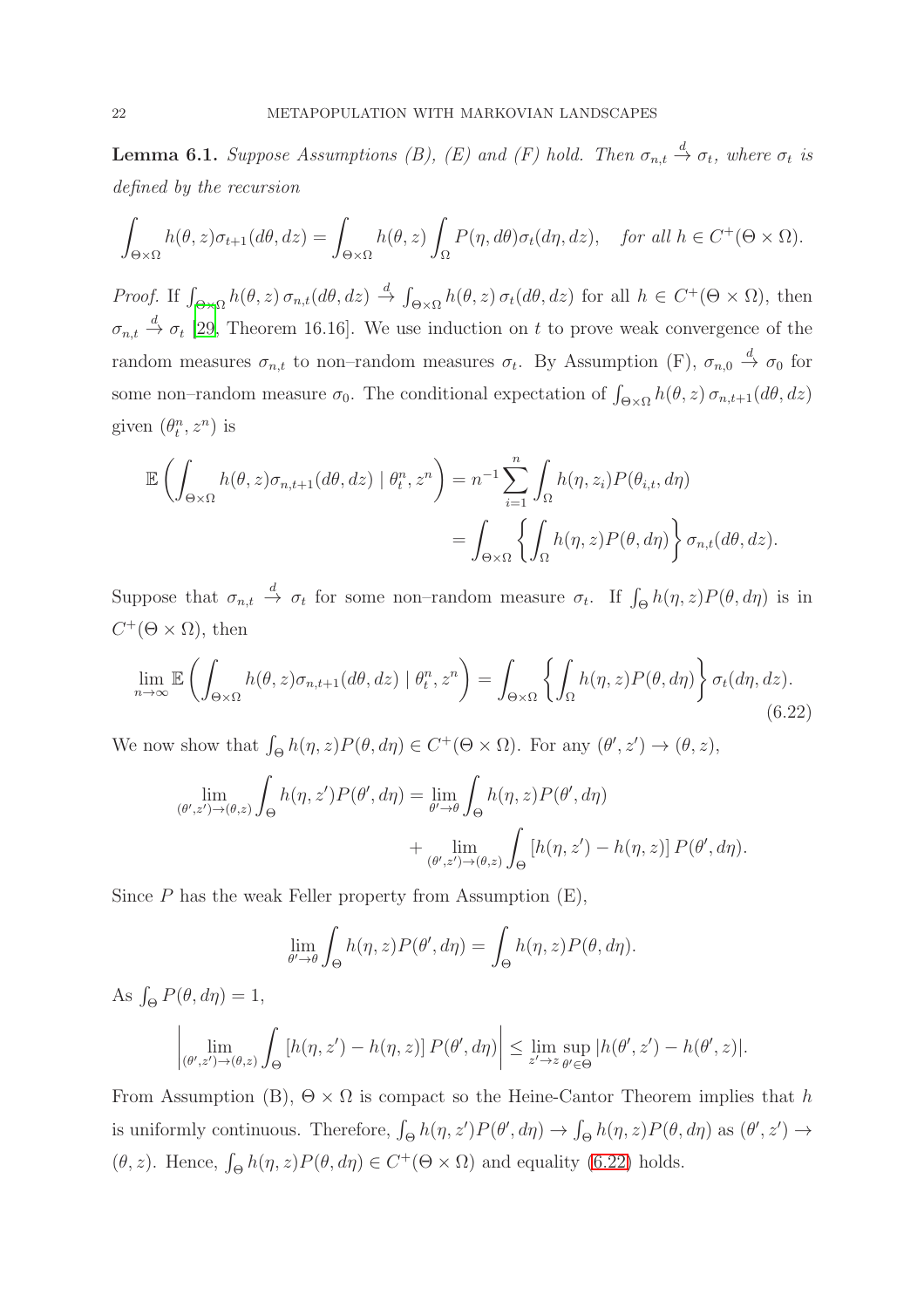**Lemma 6.1.** *Suppose Assumptions (B), (E) and (F) hold. Then $\sigma_{n,t} \xrightarrow{d} \sigma_t$, where $\sigma_t$ is defined by the recursion*

$$\int_{\Theta\times\Omega} h(\theta,z)\sigma_{t+1}(d\theta,dz) = \int_{\Theta\times\Omega} h(\theta,z)\int_{\Omega} P(\eta,d\theta)\sigma_t(d\eta,dz), \quad \textit{for all } h\in C^+(\Theta\times\Omega).$$

*Proof.* If $\int_{\Theta\times\Omega} h(\theta,z)\,\sigma_{n,t}(d\theta,dz) \xrightarrow{d} \int_{\Theta\times\Omega} h(\theta,z)\,\sigma_t(d\theta,dz)$ for all $h\in C^+(\Theta\times\Omega)$, then $\sigma_{n,t} \xrightarrow{d} \sigma_t$ [29, Theorem 16.16]. We use induction on $t$ to prove weak convergence of the random measures $\sigma_{n,t}$ to non–random measures $\sigma_t$. By Assumption (F), $\sigma_{n,0} \xrightarrow{d} \sigma_0$ for some non–random measure $\sigma_0$. The conditional expectation of $\int_{\Theta\times\Omega} h(\theta,z)\,\sigma_{n,t+1}(d\theta,dz)$ given $(\theta_t^n, z^n)$ is

$$\begin{aligned}\mathbb{E}\left(\int_{\Theta\times\Omega} h(\theta,z)\sigma_{n,t+1}(d\theta,dz)\mid \theta_t^n, z^n\right) &= n^{-1}\sum_{i=1}^n \int_{\Omega} h(\eta,z_i)P(\theta_{i,t},d\eta)\\ &= \int_{\Theta\times\Omega}\left\{\int_{\Omega} h(\eta,z)P(\theta,d\eta)\right\}\sigma_{n,t}(d\theta,dz).\end{aligned}$$

Suppose that $\sigma_{n,t} \xrightarrow{d} \sigma_t$ for some non–random measure $\sigma_t$. If $\int_{\Theta} h(\eta,z)P(\theta,d\eta)$ is in $C^+(\Theta\times\Omega)$, then

$$\lim_{n\to\infty}\mathbb{E}\left(\int_{\Theta\times\Omega} h(\theta,z)\sigma_{n,t+1}(d\theta,dz)\mid \theta_t^n, z^n\right) = \int_{\Theta\times\Omega}\left\{\int_{\Omega} h(\eta,z)P(\theta,d\eta)\right\}\sigma_t(d\eta,dz). \tag{6.22}$$

We now show that $\int_{\Theta} h(\eta,z)P(\theta,d\eta) \in C^+(\Theta\times\Omega)$. For any $(\theta',z')\to(\theta,z)$,

$$\begin{aligned}\lim_{(\theta',z')\to(\theta,z)}\int_{\Theta} h(\eta,z')P(\theta',d\eta) &= \lim_{\theta'\to\theta}\int_{\Theta} h(\eta,z)P(\theta',d\eta)\\ &\quad+\lim_{(\theta',z')\to(\theta,z)}\int_{\Theta}\left[h(\eta,z')-h(\eta,z)\right]P(\theta',d\eta).\end{aligned}$$

Since $P$ has the weak Feller property from Assumption (E),

$$\lim_{\theta'\to\theta}\int_{\Theta} h(\eta,z)P(\theta',d\eta) = \int_{\Theta} h(\eta,z)P(\theta,d\eta).$$

As $\int_{\Theta} P(\theta,d\eta)=1$,

$$\left|\lim_{(\theta',z')\to(\theta,z)}\int_{\Theta}\left[h(\eta,z')-h(\eta,z)\right]P(\theta',d\eta)\right| \le \lim_{z'\to z}\sup_{\theta'\in\Theta}|h(\theta',z')-h(\theta',z)|.$$

From Assumption (B), $\Theta\times\Omega$ is compact so the Heine-Cantor Theorem implies that $h$ is uniformly continuous. Therefore, $\int_{\Theta} h(\eta,z')P(\theta',d\eta)\to\int_{\Theta} h(\eta,z)P(\theta,d\eta)$ as $(\theta',z')\to(\theta,z)$. Hence, $\int_{\Theta} h(\eta,z)P(\theta,d\eta)\in C^+(\Theta\times\Omega)$ and equality (6.22) holds.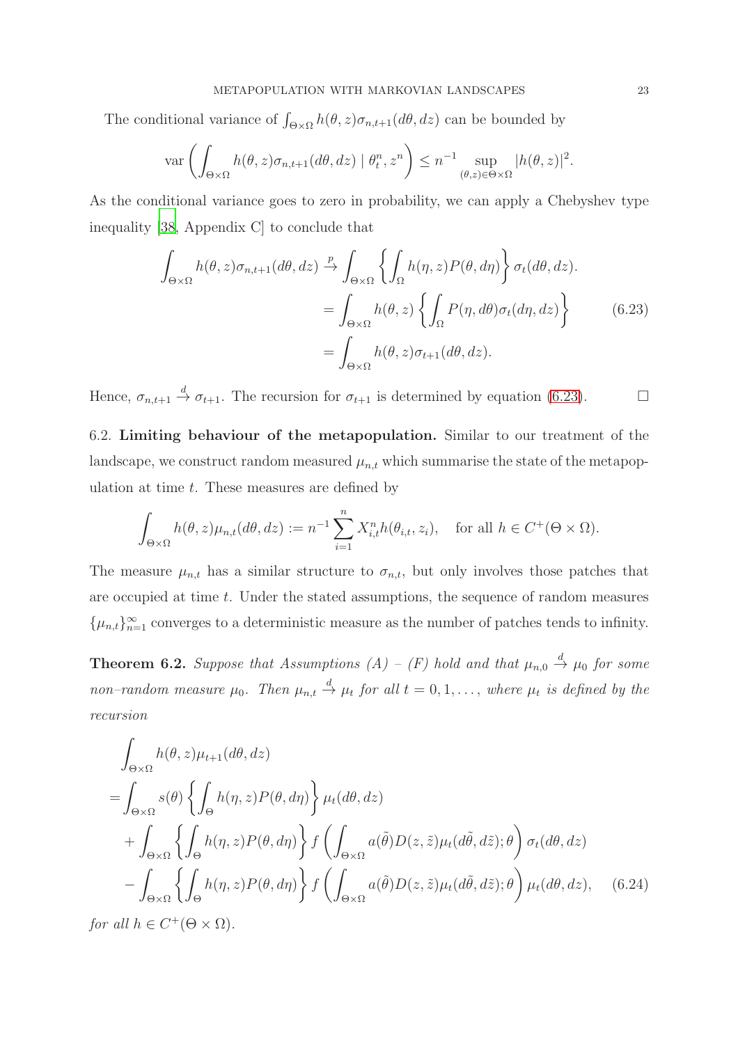The conditional variance of $\int_{\Theta\times\Omega} h(\theta,z)\sigma_{n,t+1}(d\theta,dz)$ can be bounded by

$$\operatorname{var}\left(\int_{\Theta\times\Omega} h(\theta,z)\sigma_{n,t+1}(d\theta,dz) \mid \theta_t^n, z^n\right) \leq n^{-1} \sup_{(\theta,z)\in\Theta\times\Omega} |h(\theta,z)|^2.$$

As the conditional variance goes to zero in probability, we can apply a Chebyshev type inequality [38, Appendix C] to conclude that

$$\begin{aligned}
\int_{\Theta\times\Omega} h(\theta,z)\sigma_{n,t+1}(d\theta,dz) &\xrightarrow{p} \int_{\Theta\times\Omega} \left\{\int_{\Omega} h(\eta,z)P(\theta,d\eta)\right\}\sigma_t(d\theta,dz). \\
&= \int_{\Theta\times\Omega} h(\theta,z)\left\{\int_{\Omega} P(\eta,d\theta)\sigma_t(d\eta,dz)\right\} \qquad (6.23) \\
&= \int_{\Theta\times\Omega} h(\theta,z)\sigma_{t+1}(d\theta,dz).
\end{aligned}$$

Hence, $\sigma_{n,t+1} \xrightarrow{d} \sigma_{t+1}$. The recursion for $\sigma_{t+1}$ is determined by equation (6.23). □

6.2. **Limiting behaviour of the metapopulation.** Similar to our treatment of the landscape, we construct random measured $\mu_{n,t}$ which summarise the state of the metapopulation at time $t$. These measures are defined by

$$\int_{\Theta\times\Omega} h(\theta,z)\mu_{n,t}(d\theta,dz) := n^{-1}\sum_{i=1}^{n} X_{i,t}^n h(\theta_{i,t},z_i), \quad \text{for all } h \in C^+(\Theta\times\Omega).$$

The measure $\mu_{n,t}$ has a similar structure to $\sigma_{n,t}$, but only involves those patches that are occupied at time $t$. Under the stated assumptions, the sequence of random measures $\{\mu_{n,t}\}_{n=1}^{\infty}$ converges to a deterministic measure as the number of patches tends to infinity.

**Theorem 6.2.** *Suppose that Assumptions (A) – (F) hold and that $\mu_{n,0} \xrightarrow{d} \mu_0$ for some non–random measure $\mu_0$. Then $\mu_{n,t} \xrightarrow{d} \mu_t$ for all $t = 0, 1, \ldots,$ where $\mu_t$ is defined by the recursion*

$$\begin{aligned}
&\int_{\Theta\times\Omega} h(\theta,z)\mu_{t+1}(d\theta,dz) \\
&= \int_{\Theta\times\Omega} s(\theta)\left\{\int_{\Theta} h(\eta,z)P(\theta,d\eta)\right\}\mu_t(d\theta,dz) \\
&\quad + \int_{\Theta\times\Omega}\left\{\int_{\Theta} h(\eta,z)P(\theta,d\eta)\right\} f\left(\int_{\Theta\times\Omega} a(\tilde{\theta})D(z,\tilde{z})\mu_t(d\tilde{\theta},d\tilde{z});\theta\right)\sigma_t(d\theta,dz) \\
&\quad - \int_{\Theta\times\Omega}\left\{\int_{\Theta} h(\eta,z)P(\theta,d\eta)\right\} f\left(\int_{\Theta\times\Omega} a(\tilde{\theta})D(z,\tilde{z})\mu_t(d\tilde{\theta},d\tilde{z});\theta\right)\mu_t(d\theta,dz), \qquad (6.24)
\end{aligned}$$

*for all $h \in C^+(\Theta\times\Omega)$.*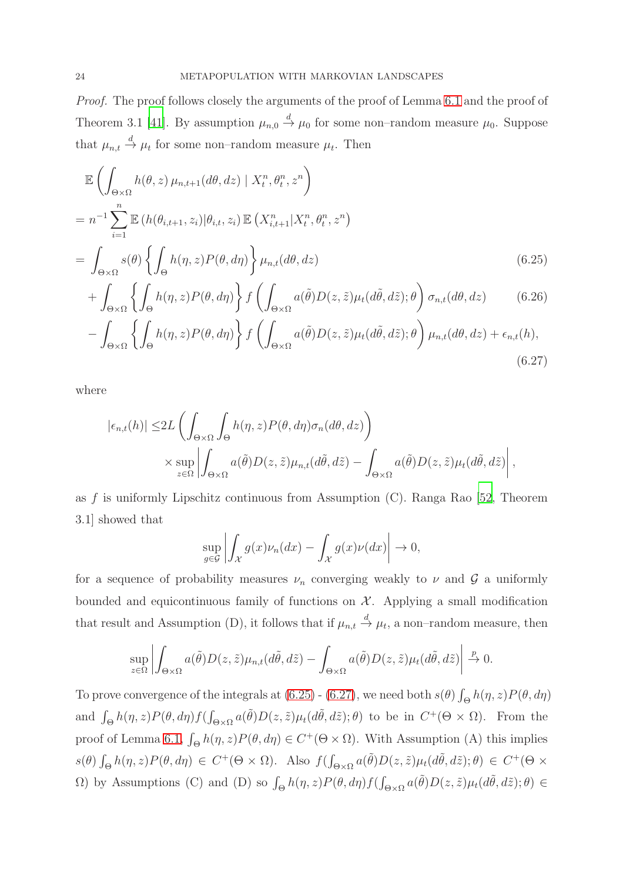*Proof.* The proof follows closely the arguments of the proof of Lemma 6.1 and the proof of Theorem 3.1 [41]. By assumption $\mu_{n,0} \xrightarrow{d} \mu_0$ for some non–random measure $\mu_0$. Suppose that $\mu_{n,t} \xrightarrow{d} \mu_t$ for some non–random measure $\mu_t$. Then

$$
\begin{aligned}
&\mathbb{E}\left(\int_{\Theta\times\Omega} h(\theta,z)\,\mu_{n,t+1}(d\theta,dz) \mid X_t^n,\theta_t^n,z^n\right)\\
&= n^{-1}\sum_{i=1}^n \mathbb{E}\left(h(\theta_{i,t+1},z_i)|\theta_{i,t},z_i\right)\mathbb{E}\left(X_{i,t+1}^n|X_t^n,\theta_t^n,z^n\right)\\
&= \int_{\Theta\times\Omega} s(\theta)\left\{\int_\Theta h(\eta,z)P(\theta,d\eta)\right\}\mu_{n,t}(d\theta,dz) \qquad (6.25)\\
&\quad + \int_{\Theta\times\Omega}\left\{\int_\Theta h(\eta,z)P(\theta,d\eta)\right\} f\left(\int_{\Theta\times\Omega} a(\tilde\theta)D(z,\tilde z)\mu_t(d\tilde\theta,d\tilde z);\theta\right)\sigma_{n,t}(d\theta,dz) \qquad (6.26)\\
&\quad - \int_{\Theta\times\Omega}\left\{\int_\Theta h(\eta,z)P(\theta,d\eta)\right\} f\left(\int_{\Theta\times\Omega} a(\tilde\theta)D(z,\tilde z)\mu_t(d\tilde\theta,d\tilde z);\theta\right)\mu_{n,t}(d\theta,dz) + \epsilon_{n,t}(h), \qquad (6.27)
\end{aligned}
$$

where

$$
\begin{aligned}
|\epsilon_{n,t}(h)| \leq & 2L\left(\int_{\Theta\times\Omega}\int_\Theta h(\eta,z)P(\theta,d\eta)\sigma_n(d\theta,dz)\right)\\
&\times \sup_{z\in\Omega}\left|\int_{\Theta\times\Omega} a(\tilde\theta)D(z,\tilde z)\mu_{n,t}(d\tilde\theta,d\tilde z) - \int_{\Theta\times\Omega} a(\tilde\theta)D(z,\tilde z)\mu_t(d\tilde\theta,d\tilde z)\right|,
\end{aligned}
$$

as $f$ is uniformly Lipschitz continuous from Assumption (C). Ranga Rao [52, Theorem 3.1] showed that

$$
\sup_{g\in\mathcal{G}}\left|\int_{\mathcal{X}} g(x)\nu_n(dx) - \int_{\mathcal{X}} g(x)\nu(dx)\right| \to 0,
$$

for a sequence of probability measures $\nu_n$ converging weakly to $\nu$ and $\mathcal{G}$ a uniformly bounded and equicontinuous family of functions on $\mathcal{X}$. Applying a small modification that result and Assumption (D), it follows that if $\mu_{n,t} \xrightarrow{d} \mu_t$, a non–random measure, then

$$
\sup_{z\in\Omega}\left|\int_{\Theta\times\Omega} a(\tilde\theta)D(z,\tilde z)\mu_{n,t}(d\tilde\theta,d\tilde z) - \int_{\Theta\times\Omega} a(\tilde\theta)D(z,\tilde z)\mu_t(d\tilde\theta,d\tilde z)\right| \xrightarrow{p} 0.
$$

To prove convergence of the integrals at (6.25) - (6.27), we need both $s(\theta)\int_\Theta h(\eta,z)P(\theta,d\eta)$ and $\int_\Theta h(\eta,z)P(\theta,d\eta)f(\int_{\Theta\times\Omega} a(\tilde\theta)D(z,\tilde z)\mu_t(d\tilde\theta,d\tilde z);\theta)$ to be in $C^+(\Theta\times\Omega)$. From the proof of Lemma 6.1, $\int_\Theta h(\eta,z)P(\theta,d\eta) \in C^+(\Theta\times\Omega)$. With Assumption (A) this implies $s(\theta)\int_\Theta h(\eta,z)P(\theta,d\eta) \in C^+(\Theta\times\Omega)$. Also $f(\int_{\Theta\times\Omega} a(\tilde\theta)D(z,\tilde z)\mu_t(d\tilde\theta,d\tilde z);\theta) \in C^+(\Theta\times\Omega)$ by Assumptions (C) and (D) so $\int_\Theta h(\eta,z)P(\theta,d\eta)f(\int_{\Theta\times\Omega} a(\tilde\theta)D(z,\tilde z)\mu_t(d\tilde\theta,d\tilde z);\theta) \in$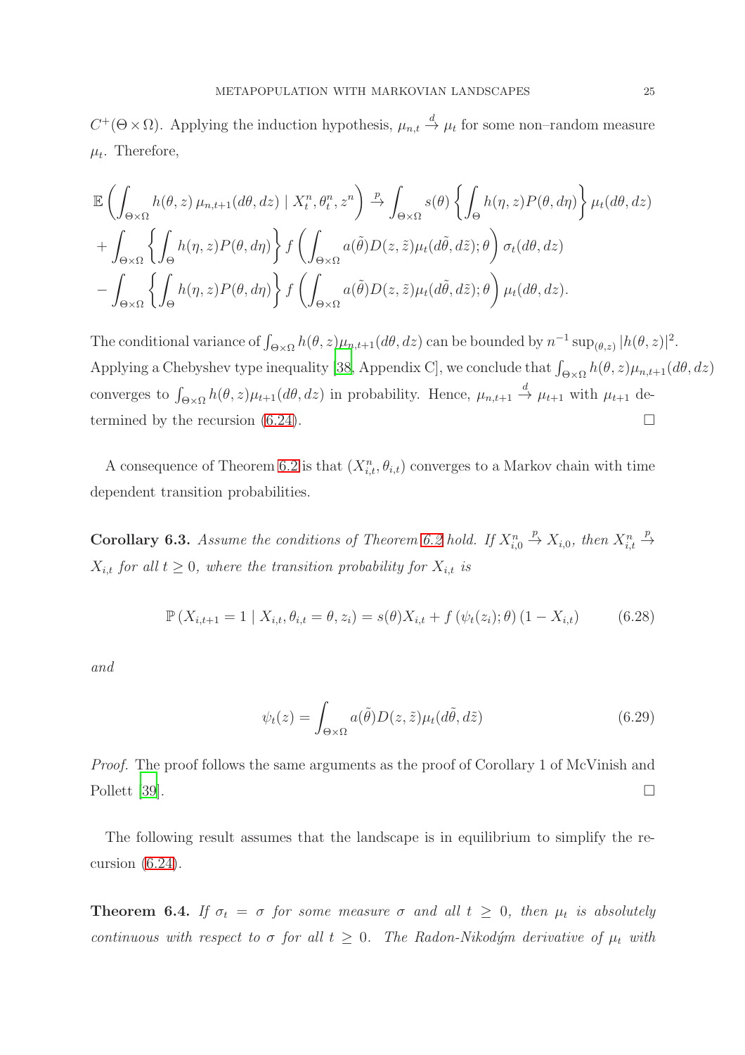$C^+(\Theta \times \Omega)$. Applying the induction hypothesis, $\mu_{n,t} \xrightarrow{d} \mu_t$ for some non–random measure $\mu_t$. Therefore,

$$
\begin{aligned}
&\mathbb{E}\left( \int_{\Theta\times\Omega} h(\theta,z)\,\mu_{n,t+1}(d\theta,dz) \mid X_t^n, \theta_t^n, z^n \right) \xrightarrow{p} \int_{\Theta\times\Omega} s(\theta) \left\{ \int_\Theta h(\eta,z) P(\theta,d\eta) \right\} \mu_t(d\theta,dz) \\
&+ \int_{\Theta\times\Omega} \left\{ \int_\Theta h(\eta,z) P(\theta,d\eta) \right\} f\left( \int_{\Theta\times\Omega} a(\tilde\theta) D(z,\tilde z) \mu_t(d\tilde\theta,d\tilde z); \theta \right) \sigma_t(d\theta,dz) \\
&- \int_{\Theta\times\Omega} \left\{ \int_\Theta h(\eta,z) P(\theta,d\eta) \right\} f\left( \int_{\Theta\times\Omega} a(\tilde\theta) D(z,\tilde z) \mu_t(d\tilde\theta,d\tilde z); \theta \right) \mu_t(d\theta,dz).
\end{aligned}
$$

The conditional variance of $\int_{\Theta\times\Omega} h(\theta,z)\mu_{n,t+1}(d\theta,dz)$ can be bounded by $n^{-1}\sup_{(\theta,z)} |h(\theta,z)|^2$. Applying a Chebyshev type inequality [38, Appendix C], we conclude that $\int_{\Theta\times\Omega} h(\theta,z)\mu_{n,t+1}(d\theta,dz)$ converges to $\int_{\Theta\times\Omega} h(\theta,z)\mu_{t+1}(d\theta,dz)$ in probability. Hence, $\mu_{n,t+1} \xrightarrow{d} \mu_{t+1}$ with $\mu_{t+1}$ determined by the recursion (6.24). $\square$

A consequence of Theorem 6.2 is that $(X_{i,t}^n, \theta_{i,t})$ converges to a Markov chain with time dependent transition probabilities.

**Corollary 6.3.** *Assume the conditions of Theorem 6.2 hold. If $X_{i,0}^n \xrightarrow{p} X_{i,0}$, then $X_{i,t}^n \xrightarrow{p} X_{i,t}$ for all $t \geq 0$, where the transition probability for $X_{i,t}$ is*

$$
\mathbb{P}\left(X_{i,t+1} = 1 \mid X_{i,t}, \theta_{i,t} = \theta, z_i\right) = s(\theta) X_{i,t} + f\left(\psi_t(z_i);\theta\right)\left(1 - X_{i,t}\right) \tag{6.28}
$$

*and*

$$
\psi_t(z) = \int_{\Theta\times\Omega} a(\tilde\theta) D(z,\tilde z) \mu_t(d\tilde\theta, d\tilde z) \tag{6.29}
$$

*Proof.* The proof follows the same arguments as the proof of Corollary 1 of McVinish and Pollett [39]. $\square$

The following result assumes that the landscape is in equilibrium to simplify the recursion (6.24).

**Theorem 6.4.** *If $\sigma_t = \sigma$ for some measure $\sigma$ and all $t \geq 0$, then $\mu_t$ is absolutely continuous with respect to $\sigma$ for all $t \geq 0$. The Radon-Nikodým derivative of $\mu_t$ with*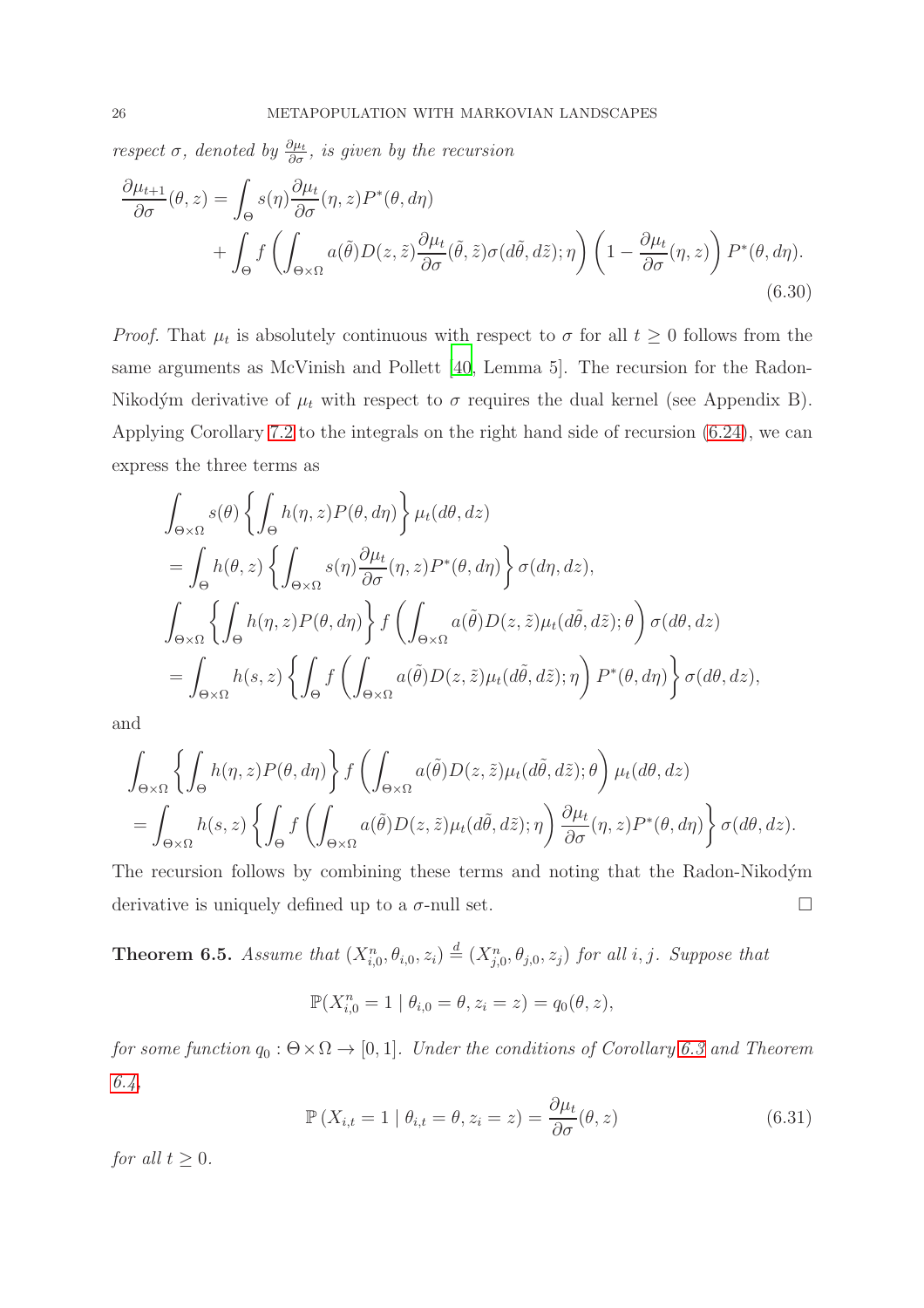*respect $\sigma$, denoted by $\frac{\partial \mu_t}{\partial \sigma}$, is given by the recursion*

$$\begin{aligned}\frac{\partial \mu_{t+1}}{\partial \sigma}(\theta, z) &= \int_\Theta s(\eta) \frac{\partial \mu_t}{\partial \sigma}(\eta, z) P^*(\theta, d\eta) \\ &\quad + \int_\Theta f\left( \int_{\Theta \times \Omega} a(\tilde{\theta}) D(z, \tilde{z}) \frac{\partial \mu_t}{\partial \sigma}(\tilde{\theta}, \tilde{z}) \sigma(d\tilde{\theta}, d\tilde{z}); \eta \right) \left(1 - \frac{\partial \mu_t}{\partial \sigma}(\eta, z)\right) P^*(\theta, d\eta).\end{aligned} \tag{6.30}$$

*Proof.* That $\mu_t$ is absolutely continuous with respect to $\sigma$ for all $t \geq 0$ follows from the same arguments as McVinish and Pollett [40, Lemma 5]. The recursion for the Radon-Nikodým derivative of $\mu_t$ with respect to $\sigma$ requires the dual kernel (see Appendix B). Applying Corollary 7.2 to the integrals on the right hand side of recursion (6.24), we can express the three terms as

$$\begin{aligned}&\int_{\Theta \times \Omega} s(\theta) \left\{ \int_\Theta h(\eta, z) P(\theta, d\eta) \right\} \mu_t(d\theta, dz) \\ &= \int_\Theta h(\theta, z) \left\{ \int_{\Theta \times \Omega} s(\eta) \frac{\partial \mu_t}{\partial \sigma}(\eta, z) P^*(\theta, d\eta) \right\} \sigma(d\eta, dz), \\ &\int_{\Theta \times \Omega} \left\{ \int_\Theta h(\eta, z) P(\theta, d\eta) \right\} f\left( \int_{\Theta \times \Omega} a(\tilde{\theta}) D(z, \tilde{z}) \mu_t(d\tilde{\theta}, d\tilde{z}); \theta \right) \sigma(d\theta, dz) \\ &= \int_{\Theta \times \Omega} h(s, z) \left\{ \int_\Theta f\left( \int_{\Theta \times \Omega} a(\tilde{\theta}) D(z, \tilde{z}) \mu_t(d\tilde{\theta}, d\tilde{z}); \eta \right) P^*(\theta, d\eta) \right\} \sigma(d\theta, dz),\end{aligned}$$

and

$$\begin{aligned}&\int_{\Theta \times \Omega} \left\{ \int_\Theta h(\eta, z) P(\theta, d\eta) \right\} f\left( \int_{\Theta \times \Omega} a(\tilde{\theta}) D(z, \tilde{z}) \mu_t(d\tilde{\theta}, d\tilde{z}); \theta \right) \mu_t(d\theta, dz) \\ &= \int_{\Theta \times \Omega} h(s, z) \left\{ \int_\Theta f\left( \int_{\Theta \times \Omega} a(\tilde{\theta}) D(z, \tilde{z}) \mu_t(d\tilde{\theta}, d\tilde{z}); \eta \right) \frac{\partial \mu_t}{\partial \sigma}(\eta, z) P^*(\theta, d\eta) \right\} \sigma(d\theta, dz).\end{aligned}$$

The recursion follows by combining these terms and noting that the Radon-Nikodým derivative is uniquely defined up to a $\sigma$-null set. $\square$

**Theorem 6.5.** *Assume that $(X^n_{i,0}, \theta_{i,0}, z_i) \stackrel{d}{=} (X^n_{j,0}, \theta_{j,0}, z_j)$ for all $i, j$. Suppose that*

$$\mathbb{P}(X^n_{i,0} = 1 \mid \theta_{i,0} = \theta, z_i = z) = q_0(\theta, z),$$

*for some function $q_0 : \Theta \times \Omega \to [0, 1]$. Under the conditions of Corollary 6.3 and Theorem 6.4,*

$$\mathbb{P}\left(X_{i,t} = 1 \mid \theta_{i,t} = \theta, z_i = z\right) = \frac{\partial \mu_t}{\partial \sigma}(\theta, z) \tag{6.31}$$

*for all $t \geq 0$.*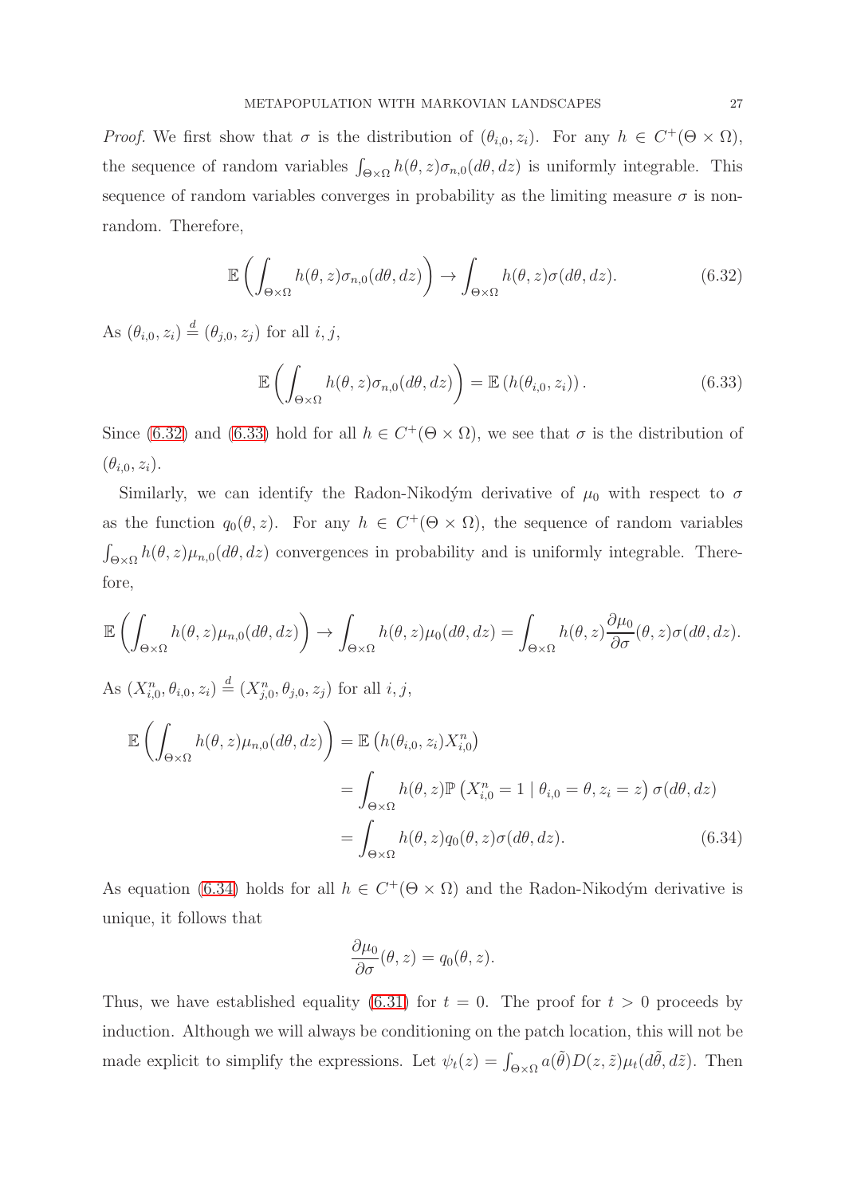*Proof.* We first show that $\sigma$ is the distribution of $(\theta_{i,0}, z_i)$. For any $h \in C^+(\Theta \times \Omega)$, the sequence of random variables $\int_{\Theta\times\Omega} h(\theta, z)\sigma_{n,0}(d\theta, dz)$ is uniformly integrable. This sequence of random variables converges in probability as the limiting measure $\sigma$ is non-random. Therefore,

$$\mathbb{E}\left(\int_{\Theta\times\Omega} h(\theta, z)\sigma_{n,0}(d\theta, dz)\right) \to \int_{\Theta\times\Omega} h(\theta, z)\sigma(d\theta, dz). \tag{6.32}$$

As $(\theta_{i,0}, z_i) \stackrel{d}{=} (\theta_{j,0}, z_j)$ for all $i, j$,

$$\mathbb{E}\left(\int_{\Theta\times\Omega} h(\theta, z)\sigma_{n,0}(d\theta, dz)\right) = \mathbb{E}\left(h(\theta_{i,0}, z_i)\right). \tag{6.33}$$

Since (6.32) and (6.33) hold for all $h \in C^+(\Theta \times \Omega)$, we see that $\sigma$ is the distribution of $(\theta_{i,0}, z_i)$.

Similarly, we can identify the Radon-Nikodým derivative of $\mu_0$ with respect to $\sigma$ as the function $q_0(\theta, z)$. For any $h \in C^+(\Theta \times \Omega)$, the sequence of random variables $\int_{\Theta\times\Omega} h(\theta, z)\mu_{n,0}(d\theta, dz)$ convergences in probability and is uniformly integrable. Therefore,

$$\mathbb{E}\left(\int_{\Theta\times\Omega} h(\theta, z)\mu_{n,0}(d\theta, dz)\right) \to \int_{\Theta\times\Omega} h(\theta, z)\mu_0(d\theta, dz) = \int_{\Theta\times\Omega} h(\theta, z)\frac{\partial \mu_0}{\partial \sigma}(\theta, z)\sigma(d\theta, dz).$$

As $(X^n_{i,0}, \theta_{i,0}, z_i) \stackrel{d}{=} (X^n_{j,0}, \theta_{j,0}, z_j)$ for all $i, j$,

$$\begin{aligned}
\mathbb{E}\left(\int_{\Theta\times\Omega} h(\theta, z)\mu_{n,0}(d\theta, dz)\right) &= \mathbb{E}\left(h(\theta_{i,0}, z_i)X^n_{i,0}\right) \\
&= \int_{\Theta\times\Omega} h(\theta, z)\mathbb{P}\left(X^n_{i,0} = 1 \mid \theta_{i,0} = \theta, z_i = z\right)\sigma(d\theta, dz) \\
&= \int_{\Theta\times\Omega} h(\theta, z)q_0(\theta, z)\sigma(d\theta, dz).
\end{aligned} \tag{6.34}$$

As equation (6.34) holds for all $h \in C^+(\Theta \times \Omega)$ and the Radon-Nikodým derivative is unique, it follows that

$$\frac{\partial \mu_0}{\partial \sigma}(\theta, z) = q_0(\theta, z).$$

Thus, we have established equality (6.31) for $t = 0$. The proof for $t > 0$ proceeds by induction. Although we will always be conditioning on the patch location, this will not be made explicit to simplify the expressions. Let $\psi_t(z) = \int_{\Theta\times\Omega} a(\tilde{\theta})D(z, \tilde{z})\mu_t(d\tilde{\theta}, d\tilde{z})$. Then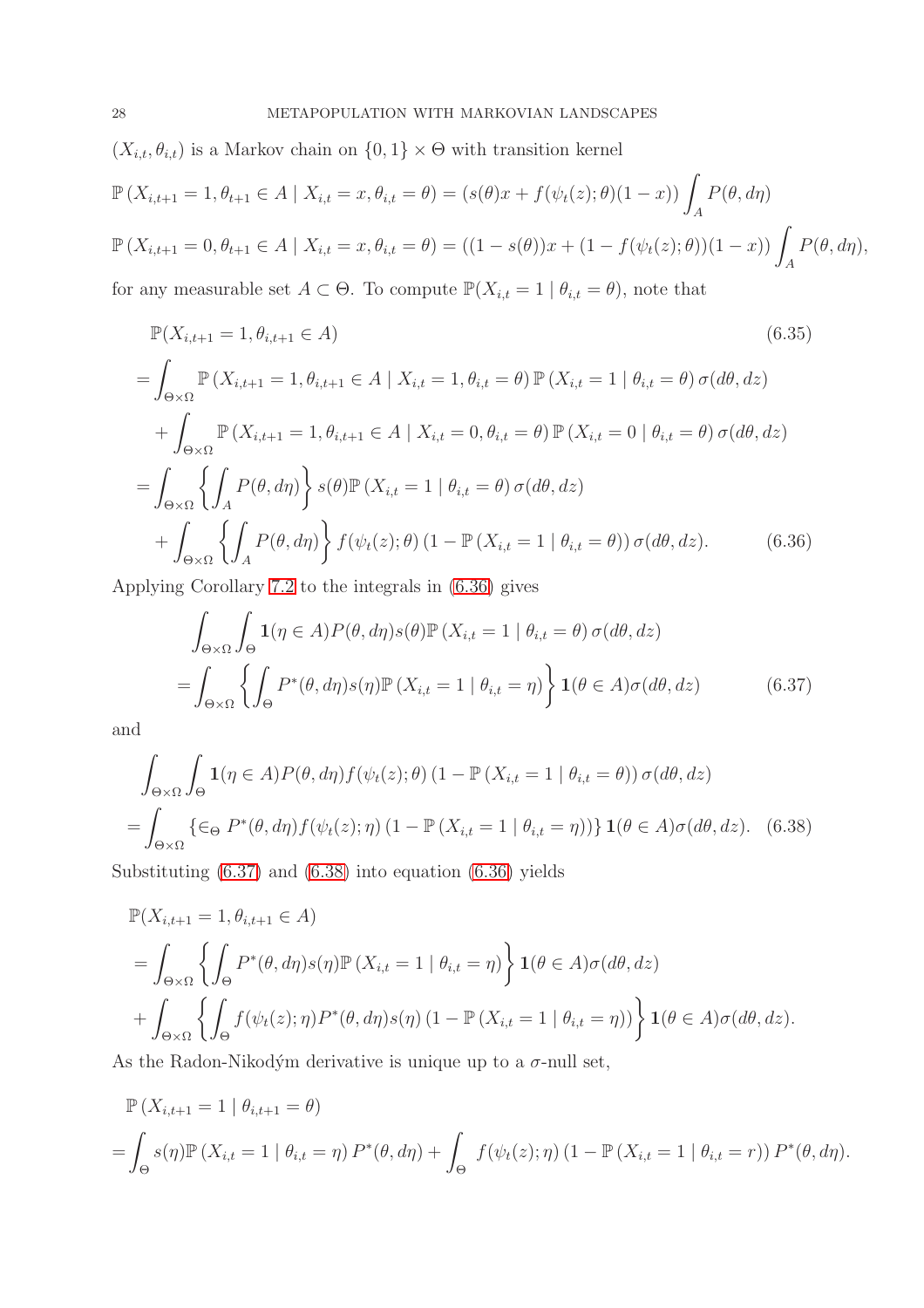$(X_{i,t}, \theta_{i,t})$ is a Markov chain on $\{0,1\} \times \Theta$ with transition kernel

$$\mathbb{P}\left(X_{i,t+1} = 1, \theta_{t+1} \in A \mid X_{i,t} = x, \theta_{i,t} = \theta\right) = \left(s(\theta)x + f(\psi_t(z);\theta)(1-x)\right) \int_A P(\theta, d\eta)$$

$$\mathbb{P}\left(X_{i,t+1} = 0, \theta_{t+1} \in A \mid X_{i,t} = x, \theta_{i,t} = \theta\right) = \left((1-s(\theta))x + (1-f(\psi_t(z);\theta))(1-x)\right) \int_A P(\theta, d\eta),$$

for any measurable set $A \subset \Theta$. To compute $\mathbb{P}(X_{i,t} = 1 \mid \theta_{i,t} = \theta)$, note that

$$\begin{aligned}
&\mathbb{P}(X_{i,t+1} = 1, \theta_{i,t+1} \in A) && (6.35)\\
&= \int_{\Theta\times\Omega} \mathbb{P}\left(X_{i,t+1} = 1, \theta_{i,t+1} \in A \mid X_{i,t} = 1, \theta_{i,t} = \theta\right) \mathbb{P}\left(X_{i,t} = 1 \mid \theta_{i,t} = \theta\right) \sigma(d\theta, dz)\\
&\quad + \int_{\Theta\times\Omega} \mathbb{P}\left(X_{i,t+1} = 1, \theta_{i,t+1} \in A \mid X_{i,t} = 0, \theta_{i,t} = \theta\right) \mathbb{P}\left(X_{i,t} = 0 \mid \theta_{i,t} = \theta\right) \sigma(d\theta, dz)\\
&= \int_{\Theta\times\Omega} \left\{\int_A P(\theta, d\eta)\right\} s(\theta) \mathbb{P}\left(X_{i,t} = 1 \mid \theta_{i,t} = \theta\right) \sigma(d\theta, dz)\\
&\quad + \int_{\Theta\times\Omega} \left\{\int_A P(\theta, d\eta)\right\} f(\psi_t(z);\theta)\left(1 - \mathbb{P}\left(X_{i,t} = 1 \mid \theta_{i,t} = \theta\right)\right) \sigma(d\theta, dz). && (6.36)
\end{aligned}$$

Applying Corollary 7.2 to the integrals in (6.36) gives

$$\begin{aligned}
&\int_{\Theta\times\Omega} \int_\Theta \mathbf{1}(\eta \in A) P(\theta, d\eta) s(\theta) \mathbb{P}\left(X_{i,t} = 1 \mid \theta_{i,t} = \theta\right) \sigma(d\theta, dz)\\
&= \int_{\Theta\times\Omega} \left\{\int_\Theta P^*(\theta, d\eta) s(\eta) \mathbb{P}\left(X_{i,t} = 1 \mid \theta_{i,t} = \eta\right)\right\} \mathbf{1}(\theta \in A) \sigma(d\theta, dz) && (6.37)
\end{aligned}$$

and

$$\begin{aligned}
&\int_{\Theta\times\Omega} \int_\Theta \mathbf{1}(\eta \in A) P(\theta, d\eta) f(\psi_t(z);\theta)\left(1 - \mathbb{P}\left(X_{i,t} = 1 \mid \theta_{i,t} = \theta\right)\right) \sigma(d\theta, dz)\\
&= \int_{\Theta\times\Omega} \left\{\in_\Theta P^*(\theta, d\eta) f(\psi_t(z);\eta)\left(1 - \mathbb{P}\left(X_{i,t} = 1 \mid \theta_{i,t} = \eta\right)\right)\right\} \mathbf{1}(\theta \in A) \sigma(d\theta, dz). && (6.38)
\end{aligned}$$

Substituting (6.37) and (6.38) into equation (6.36) yields

$$\begin{aligned}
&\mathbb{P}(X_{i,t+1} = 1, \theta_{i,t+1} \in A)\\
&= \int_{\Theta\times\Omega} \left\{\int_\Theta P^*(\theta, d\eta) s(\eta) \mathbb{P}\left(X_{i,t} = 1 \mid \theta_{i,t} = \eta\right)\right\} \mathbf{1}(\theta \in A) \sigma(d\theta, dz)\\
&\quad + \int_{\Theta\times\Omega} \left\{\int_\Theta f(\psi_t(z);\eta) P^*(\theta, d\eta) s(\eta)\left(1 - \mathbb{P}\left(X_{i,t} = 1 \mid \theta_{i,t} = \eta\right)\right)\right\} \mathbf{1}(\theta \in A) \sigma(d\theta, dz).
\end{aligned}$$

As the Radon-Nikodým derivative is unique up to a $\sigma$-null set,

$$\begin{aligned}
&\mathbb{P}\left(X_{i,t+1} = 1 \mid \theta_{i,t+1} = \theta\right)\\
&= \int_\Theta s(\eta) \mathbb{P}\left(X_{i,t} = 1 \mid \theta_{i,t} = \eta\right) P^*(\theta, d\eta) + \int_\Theta f(\psi_t(z);\eta)\left(1 - \mathbb{P}\left(X_{i,t} = 1 \mid \theta_{i,t} = r\right)\right) P^*(\theta, d\eta).
\end{aligned}$$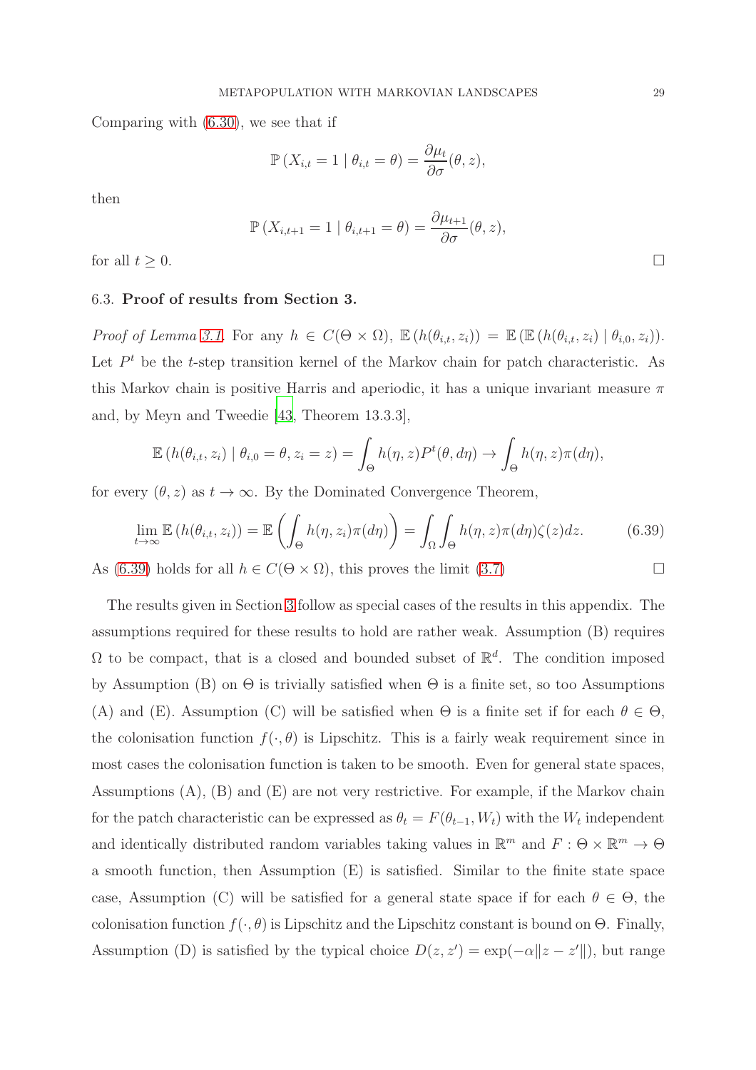Comparing with (6.30), we see that if

$$\mathbb{P}\left(X_{i,t} = 1 \mid \theta_{i,t} = \theta\right) = \frac{\partial \mu_t}{\partial \sigma}(\theta, z),$$

then

$$\mathbb{P}\left(X_{i,t+1} = 1 \mid \theta_{i,t+1} = \theta\right) = \frac{\partial \mu_{t+1}}{\partial \sigma}(\theta, z),$$

for all $t \geq 0$. $\square$

### 6.3. **Proof of results from Section 3.**

*Proof of Lemma 3.1.* For any $h \in C(\Theta \times \Omega)$, $\mathbb{E}\left(h(\theta_{i,t}, z_i)\right) = \mathbb{E}\left(\mathbb{E}\left(h(\theta_{i,t}, z_i) \mid \theta_{i,0}, z_i\right)\right)$. Let $P^t$ be the $t$-step transition kernel of the Markov chain for patch characteristic. As this Markov chain is positive Harris and aperiodic, it has a unique invariant measure $\pi$ and, by Meyn and Tweedie [43, Theorem 13.3.3],

$$\mathbb{E}\left(h(\theta_{i,t}, z_i) \mid \theta_{i,0} = \theta, z_i = z\right) = \int_\Theta h(\eta, z) P^t(\theta, d\eta) \to \int_\Theta h(\eta, z)\pi(d\eta),$$

for every $(\theta, z)$ as $t \to \infty$. By the Dominated Convergence Theorem,

$$\lim_{t\to\infty} \mathbb{E}\left(h(\theta_{i,t}, z_i)\right) = \mathbb{E}\left(\int_\Theta h(\eta, z_i)\pi(d\eta)\right) = \int_\Omega \int_\Theta h(\eta, z)\pi(d\eta)\zeta(z)dz. \tag{6.39}$$

As (6.39) holds for all $h \in C(\Theta \times \Omega)$, this proves the limit (3.7) $\square$

The results given in Section 3 follow as special cases of the results in this appendix. The assumptions required for these results to hold are rather weak. Assumption (B) requires $\Omega$ to be compact, that is a closed and bounded subset of $\mathbb{R}^d$. The condition imposed by Assumption (B) on $\Theta$ is trivially satisfied when $\Theta$ is a finite set, so too Assumptions (A) and (E). Assumption (C) will be satisfied when $\Theta$ is a finite set if for each $\theta \in \Theta$, the colonisation function $f(\cdot, \theta)$ is Lipschitz. This is a fairly weak requirement since in most cases the colonisation function is taken to be smooth. Even for general state spaces, Assumptions (A), (B) and (E) are not very restrictive. For example, if the Markov chain for the patch characteristic can be expressed as $\theta_t = F(\theta_{t-1}, W_t)$ with the $W_t$ independent and identically distributed random variables taking values in $\mathbb{R}^m$ and $F : \Theta \times \mathbb{R}^m \to \Theta$ a smooth function, then Assumption (E) is satisfied. Similar to the finite state space case, Assumption (C) will be satisfied for a general state space if for each $\theta \in \Theta$, the colonisation function $f(\cdot, \theta)$ is Lipschitz and the Lipschitz constant is bound on $\Theta$. Finally, Assumption (D) is satisfied by the typical choice $D(z, z') = \exp(-\alpha\|z - z'\|)$, but range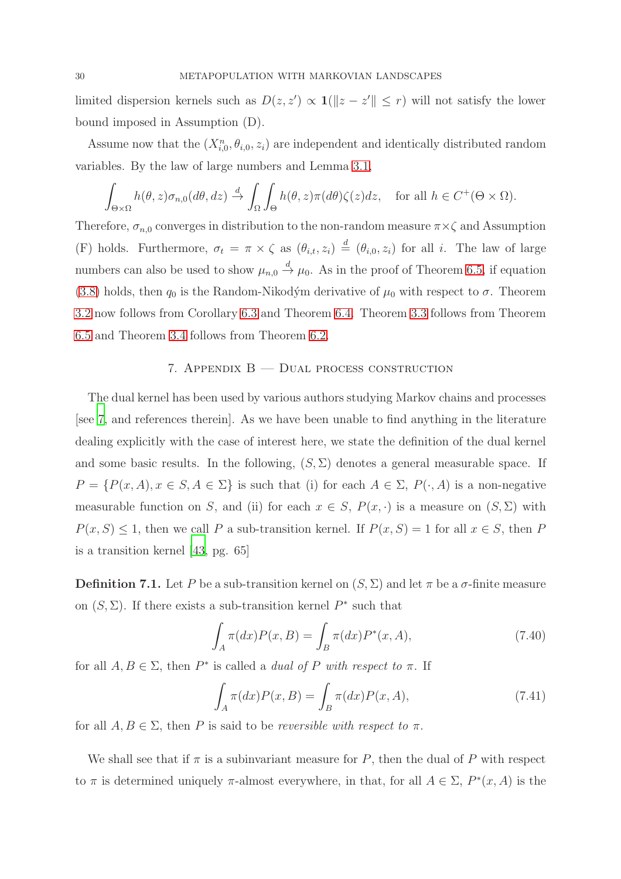limited dispersion kernels such as $D(z, z') \propto \mathbf{1}(\|z - z'\| \leq r)$ will not satisfy the lower bound imposed in Assumption (D).

Assume now that the $(X^n_{i,0}, \theta_{i,0}, z_i)$ are independent and identically distributed random variables. By the law of large numbers and Lemma 3.1,

$$\int_{\Theta \times \Omega} h(\theta, z)\sigma_{n,0}(d\theta, dz) \xrightarrow{d} \int_\Omega \int_\Theta h(\theta, z)\pi(d\theta)\zeta(z)dz, \quad \text{for all } h \in C^+(\Theta \times \Omega).$$

Therefore, $\sigma_{n,0}$ converges in distribution to the non-random measure $\pi \times \zeta$ and Assumption (F) holds. Furthermore, $\sigma_t = \pi \times \zeta$ as $(\theta_{i,t}, z_i) \stackrel{d}{=} (\theta_{i,0}, z_i)$ for all $i$. The law of large numbers can also be used to show $\mu_{n,0} \xrightarrow{d} \mu_0$. As in the proof of Theorem 6.5, if equation (3.8) holds, then $q_0$ is the Random-Nikodým derivative of $\mu_0$ with respect to $\sigma$. Theorem 3.2 now follows from Corollary 6.3 and Theorem 6.4. Theorem 3.3 follows from Theorem 6.5 and Theorem 3.4 follows from Theorem 6.2.

## 7. Appendix B — Dual process construction

The dual kernel has been used by various authors studying Markov chains and processes [see 7, and references therein]. As we have been unable to find anything in the literature dealing explicitly with the case of interest here, we state the definition of the dual kernel and some basic results. In the following, $(S, \Sigma)$ denotes a general measurable space. If $P = \{P(x, A), x \in S, A \in \Sigma\}$ is such that (i) for each $A \in \Sigma$, $P(\cdot, A)$ is a non-negative measurable function on $S$, and (ii) for each $x \in S$, $P(x, \cdot)$ is a measure on $(S, \Sigma)$ with $P(x, S) \leq 1$, then we call $P$ a sub-transition kernel. If $P(x, S) = 1$ for all $x \in S$, then $P$ is a transition kernel [43, pg. 65]

**Definition 7.1.** Let $P$ be a sub-transition kernel on $(S, \Sigma)$ and let $\pi$ be a $\sigma$-finite measure on $(S, \Sigma)$. If there exists a sub-transition kernel $P^*$ such that

$$\int_A \pi(dx)P(x, B) = \int_B \pi(dx)P^*(x, A), \tag{7.40}$$

for all $A, B \in \Sigma$, then $P^*$ is called a *dual of $P$ with respect to $\pi$*. If

$$\int_A \pi(dx)P(x, B) = \int_B \pi(dx)P(x, A), \tag{7.41}$$

for all $A, B \in \Sigma$, then $P$ is said to be *reversible with respect to $\pi$*.

We shall see that if $\pi$ is a subinvariant measure for $P$, then the dual of $P$ with respect to $\pi$ is determined uniquely $\pi$-almost everywhere, in that, for all $A \in \Sigma$, $P^*(x, A)$ is the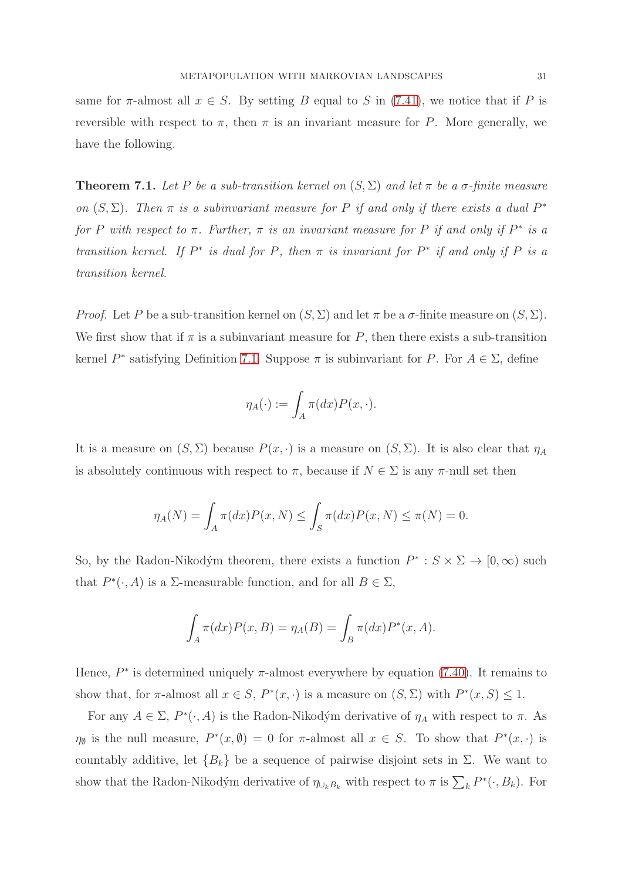same for $\pi$-almost all $x \in S$. By setting $B$ equal to $S$ in (7.41), we notice that if $P$ is reversible with respect to $\pi$, then $\pi$ is an invariant measure for $P$. More generally, we have the following.

**Theorem 7.1.** *Let $P$ be a sub-transition kernel on $(S, \Sigma)$ and let $\pi$ be a $\sigma$-finite measure on $(S, \Sigma)$. Then $\pi$ is a subinvariant measure for $P$ if and only if there exists a dual $P^*$ for $P$ with respect to $\pi$. Further, $\pi$ is an invariant measure for $P$ if and only if $P^*$ is a transition kernel. If $P^*$ is dual for $P$, then $\pi$ is invariant for $P^*$ if and only if $P$ is a transition kernel.*

*Proof.* Let $P$ be a sub-transition kernel on $(S, \Sigma)$ and let $\pi$ be a $\sigma$-finite measure on $(S, \Sigma)$. We first show that if $\pi$ is a subinvariant measure for $P$, then there exists a sub-transition kernel $P^*$ satisfying Definition 7.1. Suppose $\pi$ is subinvariant for $P$. For $A \in \Sigma$, define

$$\eta_A(\cdot) := \int_A \pi(dx) P(x, \cdot).$$

It is a measure on $(S, \Sigma)$ because $P(x, \cdot)$ is a measure on $(S, \Sigma)$. It is also clear that $\eta_A$ is absolutely continuous with respect to $\pi$, because if $N \in \Sigma$ is any $\pi$-null set then

$$\eta_A(N) = \int_A \pi(dx) P(x, N) \leq \int_S \pi(dx) P(x, N) \leq \pi(N) = 0.$$

So, by the Radon-Nikodým theorem, there exists a function $P^* : S \times \Sigma \to [0, \infty)$ such that $P^*(\cdot, A)$ is a $\Sigma$-measurable function, and for all $B \in \Sigma$,

$$\int_A \pi(dx) P(x, B) = \eta_A(B) = \int_B \pi(dx) P^*(x, A).$$

Hence, $P^*$ is determined uniquely $\pi$-almost everywhere by equation (7.40). It remains to show that, for $\pi$-almost all $x \in S$, $P^*(x, \cdot)$ is a measure on $(S, \Sigma)$ with $P^*(x, S) \leq 1$.

For any $A \in \Sigma$, $P^*(\cdot, A)$ is the Radon-Nikodým derivative of $\eta_A$ with respect to $\pi$. As $\eta_\emptyset$ is the null measure, $P^*(x, \emptyset) = 0$ for $\pi$-almost all $x \in S$. To show that $P^*(x, \cdot)$ is countably additive, let $\{B_k\}$ be a sequence of pairwise disjoint sets in $\Sigma$. We want to show that the Radon-Nikodým derivative of $\eta_{\cup_k B_k}$ with respect to $\pi$ is $\sum_k P^*(\cdot, B_k)$. For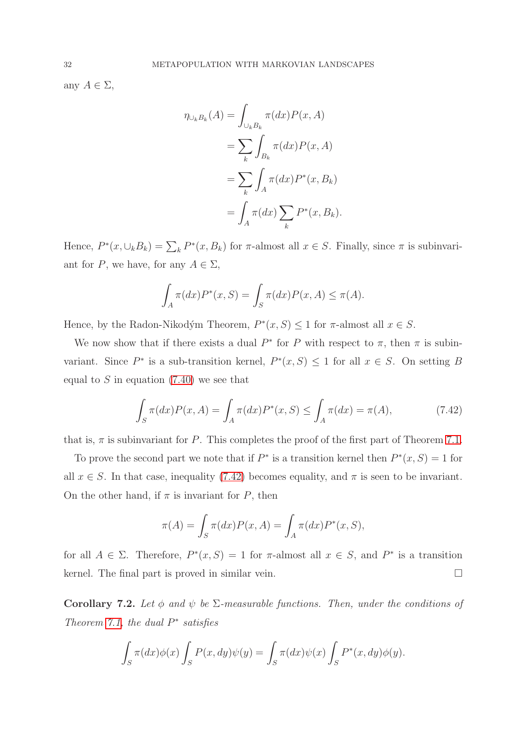any $A \in \Sigma$,

$$\begin{aligned}
\eta_{\cup_k B_k}(A) &= \int_{\cup_k B_k} \pi(dx) P(x, A) \\
&= \sum_k \int_{B_k} \pi(dx) P(x, A) \\
&= \sum_k \int_A \pi(dx) P^*(x, B_k) \\
&= \int_A \pi(dx) \sum_k P^*(x, B_k).
\end{aligned}$$

Hence, $P^*(x, \cup_k B_k) = \sum_k P^*(x, B_k)$ for $\pi$-almost all $x \in S$. Finally, since $\pi$ is subinvariant for $P$, we have, for any $A \in \Sigma$,

$$\int_A \pi(dx) P^*(x, S) = \int_S \pi(dx) P(x, A) \leq \pi(A).$$

Hence, by the Radon-Nikodým Theorem, $P^*(x, S) \leq 1$ for $\pi$-almost all $x \in S$.

We now show that if there exists a dual $P^*$ for $P$ with respect to $\pi$, then $\pi$ is subinvariant. Since $P^*$ is a sub-transition kernel, $P^*(x, S) \leq 1$ for all $x \in S$. On setting $B$ equal to $S$ in equation (7.40) we see that

$$\int_S \pi(dx) P(x, A) = \int_A \pi(dx) P^*(x, S) \leq \int_A \pi(dx) = \pi(A), \tag{7.42}$$

that is, $\pi$ is subinvariant for $P$. This completes the proof of the first part of Theorem 7.1.

To prove the second part we note that if $P^*$ is a transition kernel then $P^*(x, S) = 1$ for all $x \in S$. In that case, inequality (7.42) becomes equality, and $\pi$ is seen to be invariant. On the other hand, if $\pi$ is invariant for $P$, then

$$\pi(A) = \int_S \pi(dx) P(x, A) = \int_A \pi(dx) P^*(x, S),$$

for all $A \in \Sigma$. Therefore, $P^*(x, S) = 1$ for $\pi$-almost all $x \in S$, and $P^*$ is a transition kernel. The final part is proved in similar vein. □

**Corollary 7.2.** *Let $\phi$ and $\psi$ be $\Sigma$-measurable functions. Then, under the conditions of Theorem 7.1, the dual $P^*$ satisfies*

$$\int_S \pi(dx) \phi(x) \int_S P(x, dy) \psi(y) = \int_S \pi(dx) \psi(x) \int_S P^*(x, dy) \phi(y).$$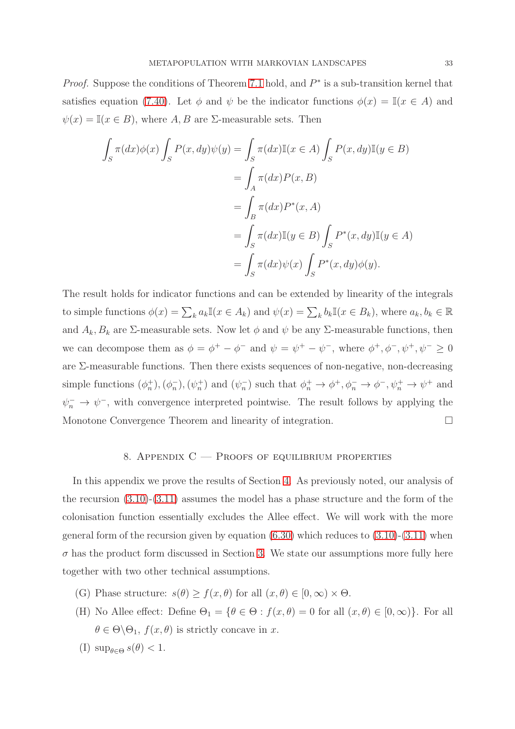*Proof.* Suppose the conditions of Theorem 7.1 hold, and $P^*$ is a sub-transition kernel that satisfies equation (7.40). Let $\phi$ and $\psi$ be the indicator functions $\phi(x) = \mathbb{I}(x \in A)$ and $\psi(x) = \mathbb{I}(x \in B)$, where $A, B$ are $\Sigma$-measurable sets. Then

$$
\begin{aligned}
\int_S \pi(dx)\phi(x) \int_S P(x, dy)\psi(y) &= \int_S \pi(dx)\mathbb{I}(x \in A) \int_S P(x, dy)\mathbb{I}(y \in B) \\
&= \int_A \pi(dx) P(x, B) \\
&= \int_B \pi(dx) P^*(x, A) \\
&= \int_S \pi(dx)\mathbb{I}(y \in B) \int_S P^*(x, dy)\mathbb{I}(y \in A) \\
&= \int_S \pi(dx)\psi(x) \int_S P^*(x, dy)\phi(y).
\end{aligned}
$$

The result holds for indicator functions and can be extended by linearity of the integrals to simple functions $\phi(x) = \sum_k a_k \mathbb{I}(x \in A_k)$ and $\psi(x) = \sum_k b_k \mathbb{I}(x \in B_k)$, where $a_k, b_k \in \mathbb{R}$ and $A_k, B_k$ are $\Sigma$-measurable sets. Now let $\phi$ and $\psi$ be any $\Sigma$-measurable functions, then we can decompose them as $\phi = \phi^+ - \phi^-$ and $\psi = \psi^+ - \psi^-$, where $\phi^+, \phi^-, \psi^+, \psi^- \geq 0$ are $\Sigma$-measurable functions. Then there exists sequences of non-negative, non-decreasing simple functions $(\phi_n^+), (\phi_n^-), (\psi_n^+)$ and $(\psi_n^-)$ such that $\phi_n^+ \to \phi^+, \phi_n^- \to \phi^-, \psi_n^+ \to \psi^+$ and $\psi_n^- \to \psi^-$, with convergence interpreted pointwise. The result follows by applying the Monotone Convergence Theorem and linearity of integration. $\square$

## 8. Appendix C — Proofs of equilibrium properties

In this appendix we prove the results of Section 4. As previously noted, our analysis of the recursion (3.10)-(3.11) assumes the model has a phase structure and the form of the colonisation function essentially excludes the Allee effect. We will work with the more general form of the recursion given by equation (6.30) which reduces to (3.10)-(3.11) when $\sigma$ has the product form discussed in Section 3. We state our assumptions more fully here together with two other technical assumptions.

- (G) Phase structure: $s(\theta) \geq f(x, \theta)$ for all $(x, \theta) \in [0, \infty) \times \Theta$.
- (H) No Allee effect: Define $\Theta_1 = \{\theta \in \Theta : f(x, \theta) = 0 \text{ for all } (x, \theta) \in [0, \infty)\}$. For all $\theta \in \Theta \backslash \Theta_1$, $f(x, \theta)$ is strictly concave in $x$.
- (I) $\sup_{\theta \in \Theta} s(\theta) < 1$.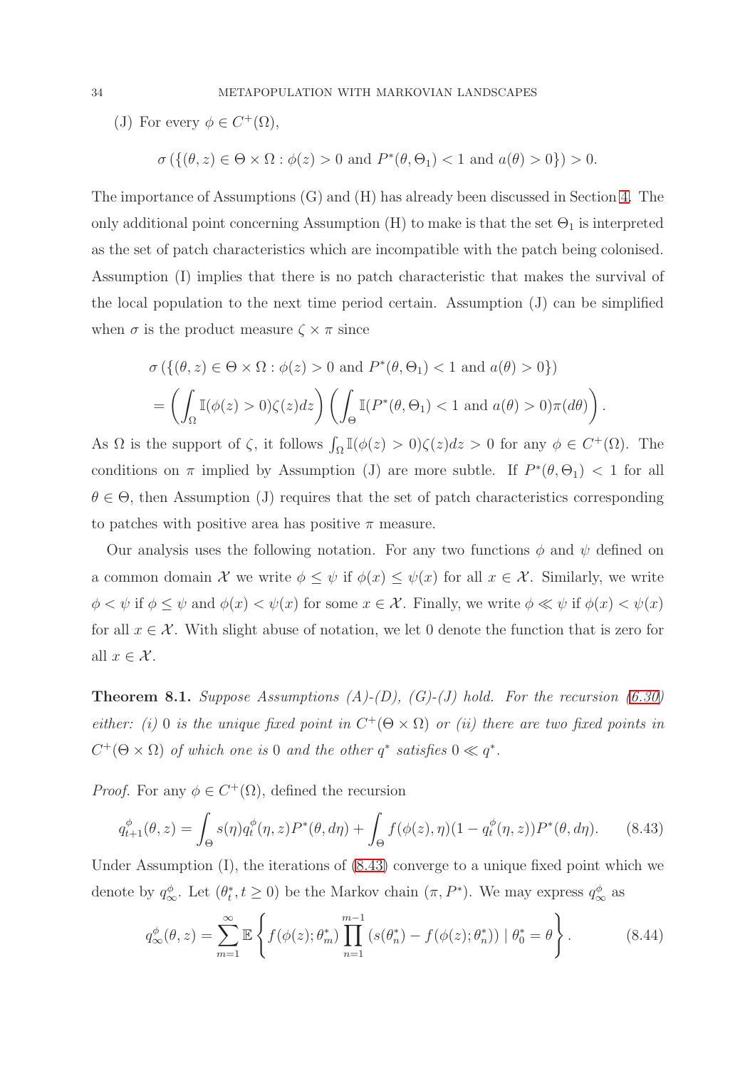(J) For every $\phi \in C^+(\Omega)$,

$$\sigma\left(\{(\theta, z) \in \Theta \times \Omega : \phi(z) > 0 \text{ and } P^*(\theta, \Theta_1) < 1 \text{ and } a(\theta) > 0\}\right) > 0.$$

The importance of Assumptions (G) and (H) has already been discussed in Section 4. The only additional point concerning Assumption (H) to make is that the set $\Theta_1$ is interpreted as the set of patch characteristics which are incompatible with the patch being colonised. Assumption (I) implies that there is no patch characteristic that makes the survival of the local population to the next time period certain. Assumption (J) can be simplified when $\sigma$ is the product measure $\zeta \times \pi$ since

$$\begin{aligned}
&\sigma\left(\{(\theta, z) \in \Theta \times \Omega : \phi(z) > 0 \text{ and } P^*(\theta, \Theta_1) < 1 \text{ and } a(\theta) > 0\}\right) \\
&= \left(\int_\Omega \mathbb{I}(\phi(z) > 0)\zeta(z)dz\right)\left(\int_\Theta \mathbb{I}(P^*(\theta, \Theta_1) < 1 \text{ and } a(\theta) > 0)\pi(d\theta)\right).
\end{aligned}$$

As $\Omega$ is the support of $\zeta$, it follows $\int_\Omega \mathbb{I}(\phi(z) > 0)\zeta(z)dz > 0$ for any $\phi \in C^+(\Omega)$. The conditions on $\pi$ implied by Assumption (J) are more subtle. If $P^*(\theta, \Theta_1) < 1$ for all $\theta \in \Theta$, then Assumption (J) requires that the set of patch characteristics corresponding to patches with positive area has positive $\pi$ measure.

Our analysis uses the following notation. For any two functions $\phi$ and $\psi$ defined on a common domain $\mathcal{X}$ we write $\phi \leq \psi$ if $\phi(x) \leq \psi(x)$ for all $x \in \mathcal{X}$. Similarly, we write $\phi < \psi$ if $\phi \leq \psi$ and $\phi(x) < \psi(x)$ for some $x \in \mathcal{X}$. Finally, we write $\phi \ll \psi$ if $\phi(x) < \psi(x)$ for all $x \in \mathcal{X}$. With slight abuse of notation, we let 0 denote the function that is zero for all $x \in \mathcal{X}$.

**Theorem 8.1.** *Suppose Assumptions (A)-(D), (G)-(J) hold. For the recursion (6.30) either: (i) 0 is the unique fixed point in $C^+(\Theta \times \Omega)$ or (ii) there are two fixed points in $C^+(\Theta \times \Omega)$ of which one is 0 and the other $q^*$ satisfies $0 \ll q^*$.*

*Proof.* For any $\phi \in C^+(\Omega)$, defined the recursion

$$q^\phi_{t+1}(\theta, z) = \int_\Theta s(\eta) q^\phi_t(\eta, z) P^*(\theta, d\eta) + \int_\Theta f(\phi(z), \eta)(1 - q^\phi_t(\eta, z)) P^*(\theta, d\eta). \tag{8.43}$$

Under Assumption (I), the iterations of (8.43) converge to a unique fixed point which we denote by $q^\phi_\infty$. Let $(\theta^*_t, t \geq 0)$ be the Markov chain $(\pi, P^*)$. We may express $q^\phi_\infty$ as

$$q^\phi_\infty(\theta, z) = \sum_{m=1}^\infty \mathbb{E}\left\{ f(\phi(z); \theta^*_m) \prod_{n=1}^{m-1} \left(s(\theta^*_n) - f(\phi(z); \theta^*_n)\right) \mid \theta^*_0 = \theta \right\}. \tag{8.44}$$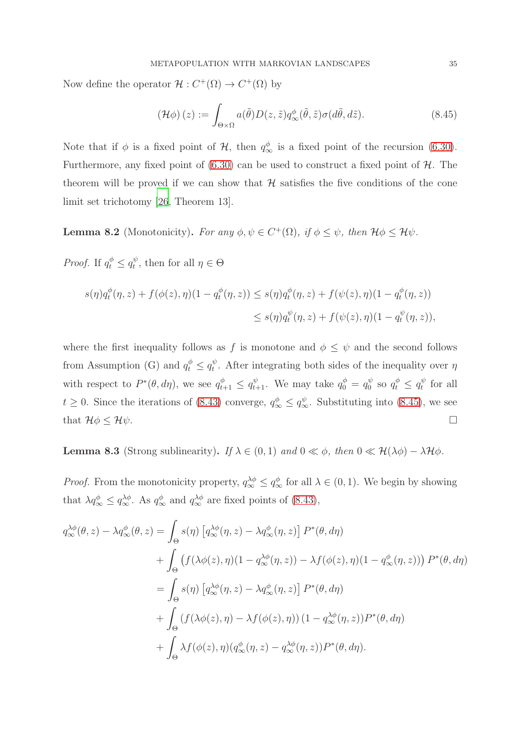Now define the operator $\mathcal{H} : C^+(\Omega) \to C^+(\Omega)$ by

$$(\mathcal{H}\phi)(z) := \int_{\Theta\times\Omega} a(\tilde{\theta}) D(z, \tilde{z}) q^{\phi}_{\infty}(\tilde{\theta}, \tilde{z}) \sigma(d\tilde{\theta}, d\tilde{z}). \tag{8.45}$$

Note that if $\phi$ is a fixed point of $\mathcal{H}$, then $q^{\phi}_{\infty}$ is a fixed point of the recursion (6.30). Furthermore, any fixed point of (6.30) can be used to construct a fixed point of $\mathcal{H}$. The theorem will be proved if we can show that $\mathcal{H}$ satisfies the five conditions of the cone limit set trichotomy [26, Theorem 13].

**Lemma 8.2** (Monotonicity)**.** *For any $\phi, \psi \in C^+(\Omega)$, if $\phi \le \psi$, then $\mathcal{H}\phi \le \mathcal{H}\psi$.*

*Proof.* If $q^{\phi}_t \le q^{\psi}_t$, then for all $\eta \in \Theta$

$$\begin{aligned} s(\eta) q^{\phi}_t(\eta, z) + f(\phi(z), \eta)(1 - q^{\phi}_t(\eta, z)) &\le s(\eta) q^{\phi}_t(\eta, z) + f(\psi(z), \eta)(1 - q^{\phi}_t(\eta, z)) \\ &\le s(\eta) q^{\psi}_t(\eta, z) + f(\psi(z), \eta)(1 - q^{\psi}_t(\eta, z)), \end{aligned}$$

where the first inequality follows as $f$ is monotone and $\phi \le \psi$ and the second follows from Assumption (G) and $q^{\phi}_t \le q^{\psi}_t$. After integrating both sides of the inequality over $\eta$ with respect to $P^*(\theta, d\eta)$, we see $q^{\phi}_{t+1} \le q^{\psi}_{t+1}$. We may take $q^{\phi}_0 = q^{\psi}_0$ so $q^{\phi}_t \le q^{\psi}_t$ for all $t \ge 0$. Since the iterations of (8.43) converge, $q^{\phi}_{\infty} \le q^{\psi}_{\infty}$. Substituting into (8.45), we see that $\mathcal{H}\phi \le \mathcal{H}\psi$. $\square$

**Lemma 8.3** (Strong sublinearity)**.** *If $\lambda \in (0, 1)$ and $0 \ll \phi$, then $0 \ll \mathcal{H}(\lambda\phi) - \lambda\mathcal{H}\phi$.*

*Proof.* From the monotonicity property, $q^{\lambda\phi}_{\infty} \le q^{\phi}_{\infty}$ for all $\lambda \in (0, 1)$. We begin by showing that $\lambda q^{\phi}_{\infty} \le q^{\lambda\phi}_{\infty}$. As $q^{\phi}_{\infty}$ and $q^{\lambda\phi}_{\infty}$ are fixed points of (8.43),

$$\begin{aligned} q^{\lambda\phi}_{\infty}(\theta, z) - \lambda q^{\phi}_{\infty}(\theta, z) &= \int_{\Theta} s(\eta) \left[ q^{\lambda\phi}_{\infty}(\eta, z) - \lambda q^{\phi}_{\infty}(\eta, z) \right] P^*(\theta, d\eta) \\ &\quad + \int_{\Theta} \left( f(\lambda\phi(z), \eta)(1 - q^{\lambda\phi}_{\infty}(\eta, z)) - \lambda f(\phi(z), \eta)(1 - q^{\phi}_{\infty}(\eta, z)) \right) P^*(\theta, d\eta) \\ &= \int_{\Theta} s(\eta) \left[ q^{\lambda\phi}_{\infty}(\eta, z) - \lambda q^{\phi}_{\infty}(\eta, z) \right] P^*(\theta, d\eta) \\ &\quad + \int_{\Theta} \left( f(\lambda\phi(z), \eta) - \lambda f(\phi(z), \eta) \right) (1 - q^{\lambda\phi}_{\infty}(\eta, z)) P^*(\theta, d\eta) \\ &\quad + \int_{\Theta} \lambda f(\phi(z), \eta)(q^{\phi}_{\infty}(\eta, z) - q^{\lambda\phi}_{\infty}(\eta, z)) P^*(\theta, d\eta). \end{aligned}$$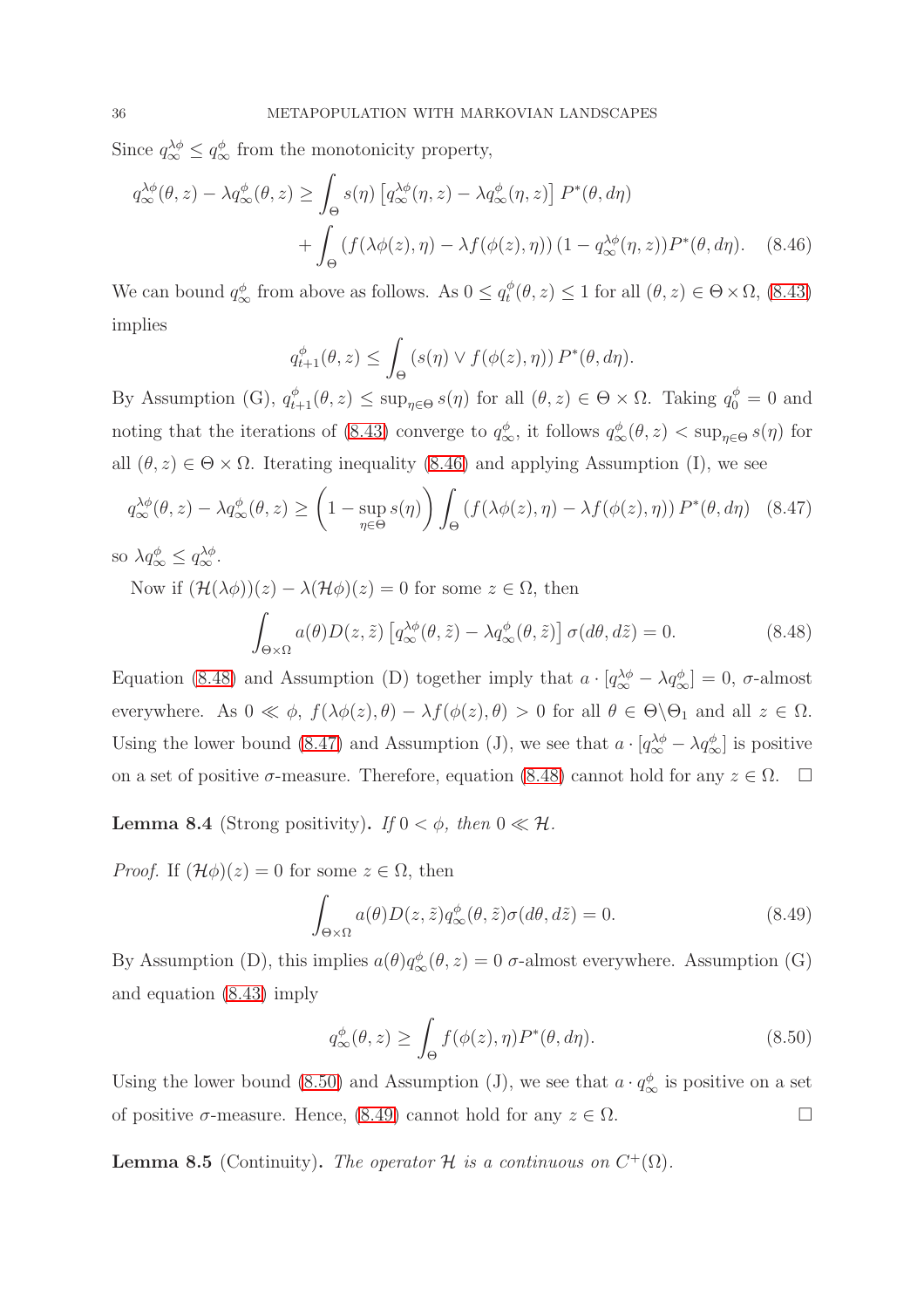Since $q_\infty^{\lambda\phi} \le q_\infty^\phi$ from the monotonicity property,

$$q_\infty^{\lambda\phi}(\theta,z) - \lambda q_\infty^\phi(\theta,z) \ge \int_\Theta s(\eta)\left[q_\infty^{\lambda\phi}(\eta,z) - \lambda q_\infty^\phi(\eta,z)\right] P^*(\theta,d\eta) + \int_\Theta \left(f(\lambda\phi(z),\eta) - \lambda f(\phi(z),\eta)\right)(1 - q_\infty^{\lambda\phi}(\eta,z))P^*(\theta,d\eta). \quad (8.46)$$

We can bound $q_\infty^\phi$ from above as follows. As $0 \le q_t^\phi(\theta,z) \le 1$ for all $(\theta,z) \in \Theta\times\Omega$, (8.43) implies

$$q_{t+1}^\phi(\theta,z) \le \int_\Theta \left(s(\eta) \vee f(\phi(z),\eta)\right) P^*(\theta,d\eta).$$

By Assumption (G), $q_{t+1}^\phi(\theta,z) \le \sup_{\eta\in\Theta} s(\eta)$ for all $(\theta,z) \in \Theta\times\Omega$. Taking $q_0^\phi = 0$ and noting that the iterations of (8.43) converge to $q_\infty^\phi$, it follows $q_\infty^\phi(\theta,z) < \sup_{\eta\in\Theta} s(\eta)$ for all $(\theta,z) \in \Theta\times\Omega$. Iterating inequality (8.46) and applying Assumption (I), we see

$$q_\infty^{\lambda\phi}(\theta,z) - \lambda q_\infty^\phi(\theta,z) \ge \left(1 - \sup_{\eta\in\Theta} s(\eta)\right) \int_\Theta \left(f(\lambda\phi(z),\eta) - \lambda f(\phi(z),\eta)\right) P^*(\theta,d\eta) \quad (8.47)$$

so $\lambda q_\infty^\phi \le q_\infty^{\lambda\phi}$.

Now if $(\mathcal{H}(\lambda\phi))(z) - \lambda(\mathcal{H}\phi)(z) = 0$ for some $z \in \Omega$, then

$$\int_{\Theta\times\Omega} a(\theta) D(z,\tilde z)\left[q_\infty^{\lambda\phi}(\theta,\tilde z) - \lambda q_\infty^\phi(\theta,\tilde z)\right]\sigma(d\theta,d\tilde z) = 0. \quad (8.48)$$

Equation (8.48) and Assumption (D) together imply that $a\cdot[q_\infty^{\lambda\phi} - \lambda q_\infty^\phi] = 0$, $\sigma$-almost everywhere. As $0 \ll \phi$, $f(\lambda\phi(z),\theta) - \lambda f(\phi(z),\theta) > 0$ for all $\theta \in \Theta\backslash\Theta_1$ and all $z \in \Omega$. Using the lower bound (8.47) and Assumption (J), we see that $a\cdot[q_\infty^{\lambda\phi} - \lambda q_\infty^\phi]$ is positive on a set of positive $\sigma$-measure. Therefore, equation (8.48) cannot hold for any $z \in \Omega$. □

**Lemma 8.4** (Strong positivity)**.** *If $0 < \phi$, then $0 \ll \mathcal{H}$.*

*Proof.* If $(\mathcal{H}\phi)(z) = 0$ for some $z \in \Omega$, then

$$\int_{\Theta\times\Omega} a(\theta) D(z,\tilde z) q_\infty^\phi(\theta,\tilde z)\sigma(d\theta,d\tilde z) = 0. \quad (8.49)$$

By Assumption (D), this implies $a(\theta)q_\infty^\phi(\theta,z) = 0$ $\sigma$-almost everywhere. Assumption (G) and equation (8.43) imply

$$q_\infty^\phi(\theta,z) \ge \int_\Theta f(\phi(z),\eta)P^*(\theta,d\eta). \quad (8.50)$$

Using the lower bound (8.50) and Assumption (J), we see that $a\cdot q_\infty^\phi$ is positive on a set of positive $\sigma$-measure. Hence, (8.49) cannot hold for any $z \in \Omega$. □

**Lemma 8.5** (Continuity)**.** *The operator $\mathcal{H}$ is a continuous on $C^+(\Omega)$.*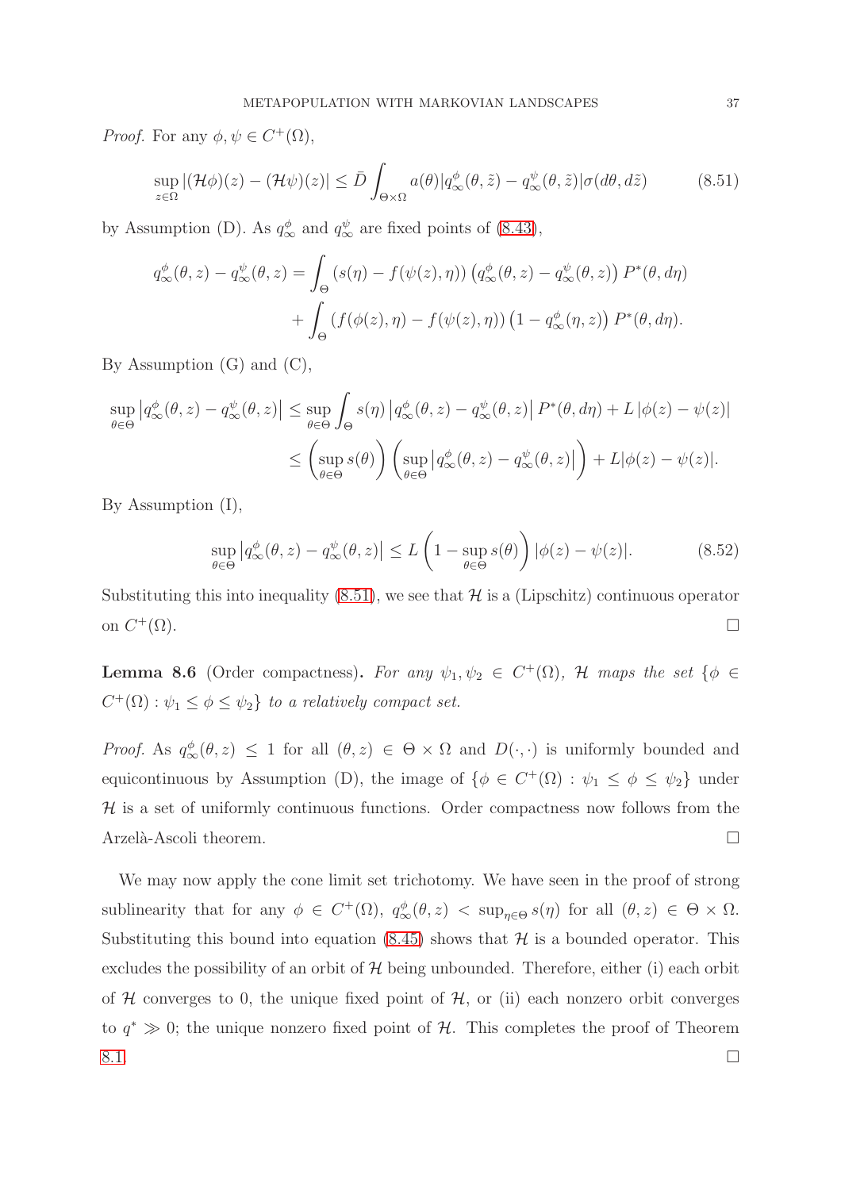*Proof.* For any $\phi, \psi \in C^+(\Omega)$,

$$\sup_{z\in\Omega} |(\mathcal{H}\phi)(z) - (\mathcal{H}\psi)(z)| \leq \bar{D} \int_{\Theta\times\Omega} a(\theta)|q_\infty^\phi(\theta,\tilde{z}) - q_\infty^\psi(\theta,\tilde{z})|\sigma(d\theta, d\tilde{z}) \tag{8.51}$$

by Assumption (D). As $q_\infty^\phi$ and $q_\infty^\psi$ are fixed points of (8.43),

$$\begin{aligned} q_\infty^\phi(\theta,z) - q_\infty^\psi(\theta,z) = &\int_\Theta (s(\eta) - f(\psi(z),\eta)) \left(q_\infty^\phi(\theta,z) - q_\infty^\psi(\theta,z)\right) P^*(\theta, d\eta) \\ &+ \int_\Theta (f(\phi(z),\eta) - f(\psi(z),\eta)) \left(1 - q_\infty^\phi(\eta,z)\right) P^*(\theta, d\eta). \end{aligned}$$

By Assumption (G) and (C),

$$\begin{aligned} \sup_{\theta\in\Theta} \left|q_\infty^\phi(\theta,z) - q_\infty^\psi(\theta,z)\right| &\leq \sup_{\theta\in\Theta} \int_\Theta s(\eta) \left|q_\infty^\phi(\theta,z) - q_\infty^\psi(\theta,z)\right| P^*(\theta,d\eta) + L\left|\phi(z) - \psi(z)\right| \\ &\leq \left(\sup_{\theta\in\Theta} s(\theta)\right) \left(\sup_{\theta\in\Theta} \left|q_\infty^\phi(\theta,z) - q_\infty^\psi(\theta,z)\right|\right) + L|\phi(z) - \psi(z)|. \end{aligned}$$

By Assumption (I),

$$\sup_{\theta\in\Theta} \left|q_\infty^\phi(\theta,z) - q_\infty^\psi(\theta,z)\right| \leq L\left(1 - \sup_{\theta\in\Theta} s(\theta)\right) |\phi(z) - \psi(z)|. \tag{8.52}$$

Substituting this into inequality (8.51), we see that $\mathcal{H}$ is a (Lipschitz) continuous operator on $C^+(\Omega)$. $\square$

**Lemma 8.6** (Order compactness)**.** *For any $\psi_1, \psi_2 \in C^+(\Omega)$, $\mathcal{H}$ maps the set $\{\phi \in C^+(\Omega) : \psi_1 \leq \phi \leq \psi_2\}$ to a relatively compact set.*

*Proof.* As $q_\infty^\phi(\theta,z) \leq 1$ for all $(\theta,z) \in \Theta\times\Omega$ and $D(\cdot,\cdot)$ is uniformly bounded and equicontinuous by Assumption (D), the image of $\{\phi \in C^+(\Omega) : \psi_1 \leq \phi \leq \psi_2\}$ under $\mathcal{H}$ is a set of uniformly continuous functions. Order compactness now follows from the Arzelà-Ascoli theorem. $\square$

We may now apply the cone limit set trichotomy. We have seen in the proof of strong sublinearity that for any $\phi \in C^+(\Omega)$, $q_\infty^\phi(\theta,z) < \sup_{\eta\in\Theta} s(\eta)$ for all $(\theta,z) \in \Theta\times\Omega$. Substituting this bound into equation (8.45) shows that $\mathcal{H}$ is a bounded operator. This excludes the possibility of an orbit of $\mathcal{H}$ being unbounded. Therefore, either (i) each orbit of $\mathcal{H}$ converges to 0, the unique fixed point of $\mathcal{H}$, or (ii) each nonzero orbit converges to $q^* \gg 0$; the unique nonzero fixed point of $\mathcal{H}$. This completes the proof of Theorem 8.1. $\square$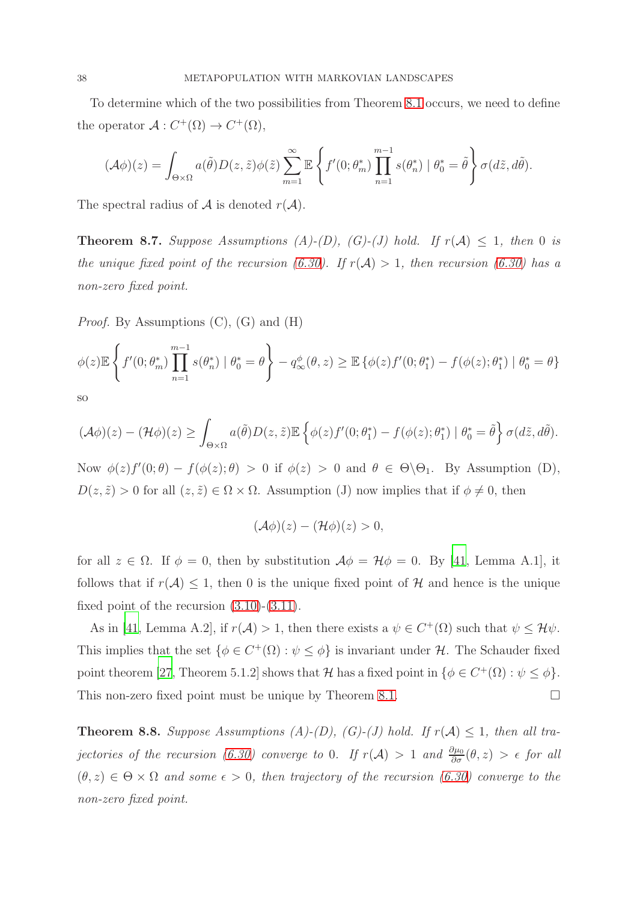To determine which of the two possibilities from Theorem 8.1 occurs, we need to define the operator $\mathcal{A} : C^+(\Omega) \to C^+(\Omega)$,

$$(\mathcal{A}\phi)(z) = \int_{\Theta\times\Omega} a(\tilde{\theta}) D(z,\tilde{z})\phi(\tilde{z}) \sum_{m=1}^{\infty} \mathbb{E}\left\{ f'(0;\theta_m^*) \prod_{n=1}^{m-1} s(\theta_n^*) \mid \theta_0^* = \tilde{\theta} \right\} \sigma(d\tilde{z}, d\tilde{\theta}).$$

The spectral radius of $\mathcal{A}$ is denoted $r(\mathcal{A})$.

**Theorem 8.7.** *Suppose Assumptions (A)-(D), (G)-(J) hold. If $r(\mathcal{A}) \leq 1$, then 0 is the unique fixed point of the recursion (6.30). If $r(\mathcal{A}) > 1$, then recursion (6.30) has a non-zero fixed point.*

*Proof.* By Assumptions (C), (G) and (H)

$$\phi(z)\mathbb{E}\left\{ f'(0;\theta_m^*) \prod_{n=1}^{m-1} s(\theta_n^*) \mid \theta_0^* = \theta \right\} - q_\infty^\phi(\theta, z) \geq \mathbb{E}\left\{ \phi(z) f'(0;\theta_1^*) - f(\phi(z);\theta_1^*) \mid \theta_0^* = \theta \right\}$$

so

$$(\mathcal{A}\phi)(z) - (\mathcal{H}\phi)(z) \geq \int_{\Theta\times\Omega} a(\tilde{\theta}) D(z,\tilde{z}) \mathbb{E}\left\{ \phi(z) f'(0;\theta_1^*) - f(\phi(z);\theta_1^*) \mid \theta_0^* = \tilde{\theta} \right\} \sigma(d\tilde{z}, d\tilde{\theta}).$$

Now $\phi(z)f'(0;\theta) - f(\phi(z);\theta) > 0$ if $\phi(z) > 0$ and $\theta \in \Theta\backslash\Theta_1$. By Assumption (D), $D(z,\tilde{z}) > 0$ for all $(z,\tilde{z}) \in \Omega \times \Omega$. Assumption (J) now implies that if $\phi \neq 0$, then

$$(\mathcal{A}\phi)(z) - (\mathcal{H}\phi)(z) > 0,$$

for all $z \in \Omega$. If $\phi = 0$, then by substitution $\mathcal{A}\phi = \mathcal{H}\phi = 0$. By [41, Lemma A.1], it follows that if $r(\mathcal{A}) \leq 1$, then 0 is the unique fixed point of $\mathcal{H}$ and hence is the unique fixed point of the recursion (3.10)-(3.11).

As in [41, Lemma A.2], if $r(\mathcal{A}) > 1$, then there exists a $\psi \in C^+(\Omega)$ such that $\psi \leq \mathcal{H}\psi$. This implies that the set $\{\phi \in C^+(\Omega) : \psi \leq \phi\}$ is invariant under $\mathcal{H}$. The Schauder fixed point theorem [27, Theorem 5.1.2] shows that $\mathcal{H}$ has a fixed point in $\{\phi \in C^+(\Omega) : \psi \leq \phi\}$. This non-zero fixed point must be unique by Theorem 8.1. $\square$

**Theorem 8.8.** *Suppose Assumptions (A)-(D), (G)-(J) hold. If $r(\mathcal{A}) \leq 1$, then all trajectories of the recursion (6.30) converge to 0. If $r(\mathcal{A}) > 1$ and $\frac{\partial \mu_0}{\partial \sigma}(\theta, z) > \epsilon$ for all $(\theta, z) \in \Theta \times \Omega$ and some $\epsilon > 0$, then trajectory of the recursion (6.30) converge to the non-zero fixed point.*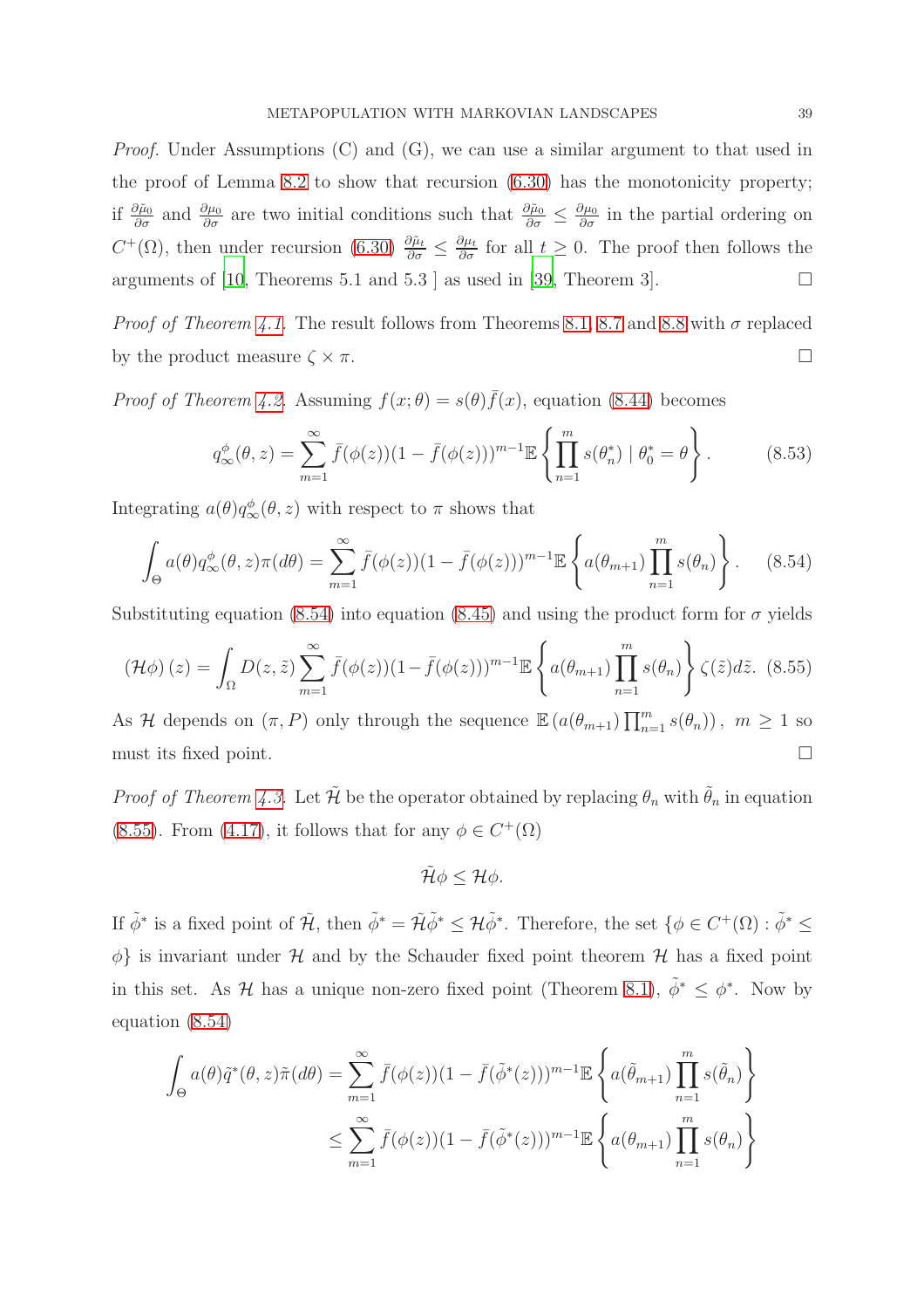*Proof.* Under Assumptions (C) and (G), we can use a similar argument to that used in the proof of Lemma 8.2 to show that recursion (6.30) has the monotonicity property; if $\frac{\partial \tilde{\mu}_0}{\partial \sigma}$ and $\frac{\partial \mu_0}{\partial \sigma}$ are two initial conditions such that $\frac{\partial \tilde{\mu}_0}{\partial \sigma} \leq \frac{\partial \mu_0}{\partial \sigma}$ in the partial ordering on $C^+(\Omega)$, then under recursion (6.30) $\frac{\partial \tilde{\mu}_t}{\partial \sigma} \leq \frac{\partial \mu_t}{\partial \sigma}$ for all $t \geq 0$. The proof then follows the arguments of [10, Theorems 5.1 and 5.3 ] as used in [39, Theorem 3]. □

*Proof of Theorem 4.1.* The result follows from Theorems 8.1, 8.7 and 8.8 with $\sigma$ replaced by the product measure $\zeta \times \pi$. □

*Proof of Theorem 4.2.* Assuming $f(x; \theta) = s(\theta)\bar{f}(x)$, equation (8.44) becomes

$$q^{\phi}_{\infty}(\theta, z) = \sum_{m=1}^{\infty} \bar{f}(\phi(z))(1 - \bar{f}(\phi(z)))^{m-1} \mathbb{E} \left\{ \prod_{n=1}^{m} s(\theta^*_n) \mid \theta^*_0 = \theta \right\}. \tag{8.53}$$

Integrating $a(\theta)q^{\phi}_{\infty}(\theta, z)$ with respect to $\pi$ shows that

$$\int_{\Theta} a(\theta)q^{\phi}_{\infty}(\theta, z)\pi(d\theta) = \sum_{m=1}^{\infty} \bar{f}(\phi(z))(1 - \bar{f}(\phi(z)))^{m-1} \mathbb{E} \left\{ a(\theta_{m+1}) \prod_{n=1}^{m} s(\theta_n) \right\}. \tag{8.54}$$

Substituting equation (8.54) into equation (8.45) and using the product form for $\sigma$ yields

$$(\mathcal{H}\phi)(z) = \int_{\Omega} D(z, \tilde{z}) \sum_{m=1}^{\infty} \bar{f}(\phi(z))(1 - \bar{f}(\phi(z)))^{m-1} \mathbb{E} \left\{ a(\theta_{m+1}) \prod_{n=1}^{m} s(\theta_n) \right\} \zeta(\tilde{z}) d\tilde{z}. \tag{8.55}$$

As $\mathcal{H}$ depends on $(\pi, P)$ only through the sequence $\mathbb{E}\left( a(\theta_{m+1}) \prod_{n=1}^{m} s(\theta_n) \right),\ m \geq 1$ so must its fixed point. □

*Proof of Theorem 4.3.* Let $\tilde{\mathcal{H}}$ be the operator obtained by replacing $\theta_n$ with $\tilde{\theta}_n$ in equation (8.55). From (4.17), it follows that for any $\phi \in C^+(\Omega)$

$$\tilde{\mathcal{H}}\phi \leq \mathcal{H}\phi.$$

If $\tilde{\phi}^*$ is a fixed point of $\tilde{\mathcal{H}}$, then $\tilde{\phi}^* = \tilde{\mathcal{H}}\tilde{\phi}^* \leq \mathcal{H}\tilde{\phi}^*$. Therefore, the set $\{\phi \in C^+(\Omega) : \tilde{\phi}^* \leq \phi\}$ is invariant under $\mathcal{H}$ and by the Schauder fixed point theorem $\mathcal{H}$ has a fixed point in this set. As $\mathcal{H}$ has a unique non-zero fixed point (Theorem 8.1), $\tilde{\phi}^* \leq \phi^*$. Now by equation (8.54)

$$\begin{aligned}
\int_{\Theta} a(\theta)\tilde{q}^*(\theta, z)\tilde{\pi}(d\theta) &= \sum_{m=1}^{\infty} \bar{f}(\phi(z))(1 - \bar{f}(\tilde{\phi}^*(z)))^{m-1} \mathbb{E} \left\{ a(\tilde{\theta}_{m+1}) \prod_{n=1}^{m} s(\tilde{\theta}_n) \right\} \\
&\leq \sum_{m=1}^{\infty} \bar{f}(\phi(z))(1 - \bar{f}(\tilde{\phi}^*(z)))^{m-1} \mathbb{E} \left\{ a(\theta_{m+1}) \prod_{n=1}^{m} s(\theta_n) \right\}
\end{aligned}$$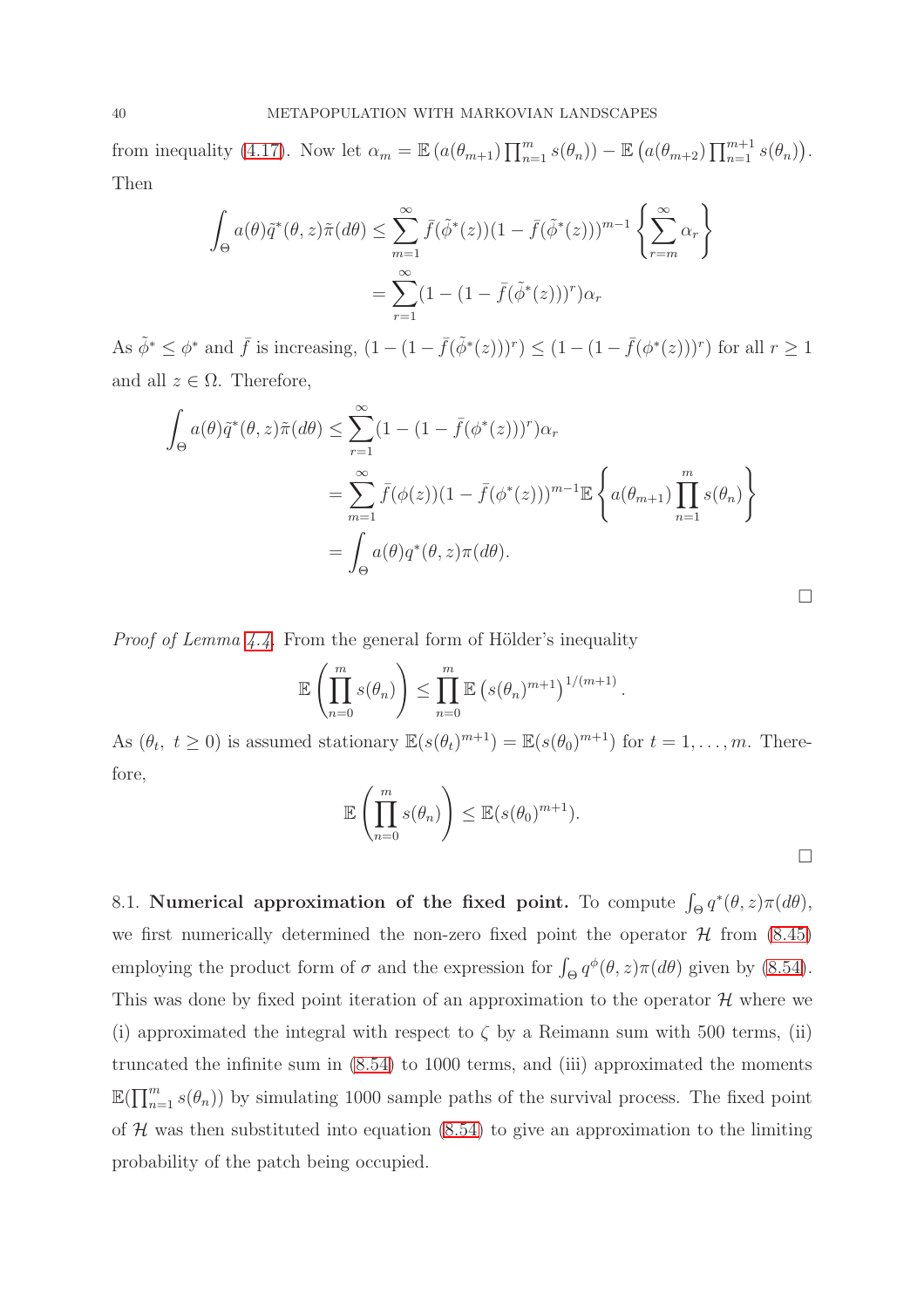from inequality (4.17). Now let $\alpha_m = \mathbb{E}\left(a(\theta_{m+1})\prod_{n=1}^{m} s(\theta_n)\right) - \mathbb{E}\left(a(\theta_{m+2})\prod_{n=1}^{m+1} s(\theta_n)\right)$. Then

$$\int_\Theta a(\theta)\tilde{q}^*(\theta, z)\tilde{\pi}(d\theta) \leq \sum_{m=1}^{\infty} \bar{f}(\tilde{\phi}^*(z))(1 - \bar{f}(\tilde{\phi}^*(z)))^{m-1}\left\{\sum_{r=m}^{\infty}\alpha_r\right\}$$
$$= \sum_{r=1}^{\infty}(1 - (1 - \bar{f}(\tilde{\phi}^*(z)))^r)\alpha_r$$

As $\tilde{\phi}^* \leq \phi^*$ and $\bar{f}$ is increasing, $(1 - (1 - \bar{f}(\tilde{\phi}^*(z)))^r) \leq (1 - (1 - \bar{f}(\phi^*(z)))^r)$ for all $r \geq 1$ and all $z \in \Omega$. Therefore,

$$\int_\Theta a(\theta)\tilde{q}^*(\theta, z)\tilde{\pi}(d\theta) \leq \sum_{r=1}^{\infty}(1 - (1 - \bar{f}(\phi^*(z)))^r)\alpha_r$$
$$= \sum_{m=1}^{\infty} \bar{f}(\phi(z))(1 - \bar{f}(\phi^*(z)))^{m-1}\mathbb{E}\left\{a(\theta_{m+1})\prod_{n=1}^{m} s(\theta_n)\right\}$$
$$= \int_\Theta a(\theta)q^*(\theta, z)\pi(d\theta).$$

□

*Proof of Lemma 4.4.* From the general form of Hölder's inequality

$$\mathbb{E}\left(\prod_{n=0}^{m} s(\theta_n)\right) \leq \prod_{n=0}^{m} \mathbb{E}\left(s(\theta_n)^{m+1}\right)^{1/(m+1)}.$$

As $(\theta_t,\ t \geq 0)$ is assumed stationary $\mathbb{E}(s(\theta_t)^{m+1}) = \mathbb{E}(s(\theta_0)^{m+1})$ for $t = 1, \ldots, m$. Therefore,

$$\mathbb{E}\left(\prod_{n=0}^{m} s(\theta_n)\right) \leq \mathbb{E}(s(\theta_0)^{m+1}).$$

□

8.1. **Numerical approximation of the fixed point.** To compute $\int_\Theta q^*(\theta, z)\pi(d\theta)$, we first numerically determined the non-zero fixed point the operator $\mathcal{H}$ from (8.45) employing the product form of $\sigma$ and the expression for $\int_\Theta q^\phi(\theta, z)\pi(d\theta)$ given by (8.54). This was done by fixed point iteration of an approximation to the operator $\mathcal{H}$ where we (i) approximated the integral with respect to $\zeta$ by a Reimann sum with 500 terms, (ii) truncated the infinite sum in (8.54) to 1000 terms, and (iii) approximated the moments $\mathbb{E}(\prod_{n=1}^{m} s(\theta_n))$ by simulating 1000 sample paths of the survival process. The fixed point of $\mathcal{H}$ was then substituted into equation (8.54) to give an approximation to the limiting probability of the patch being occupied.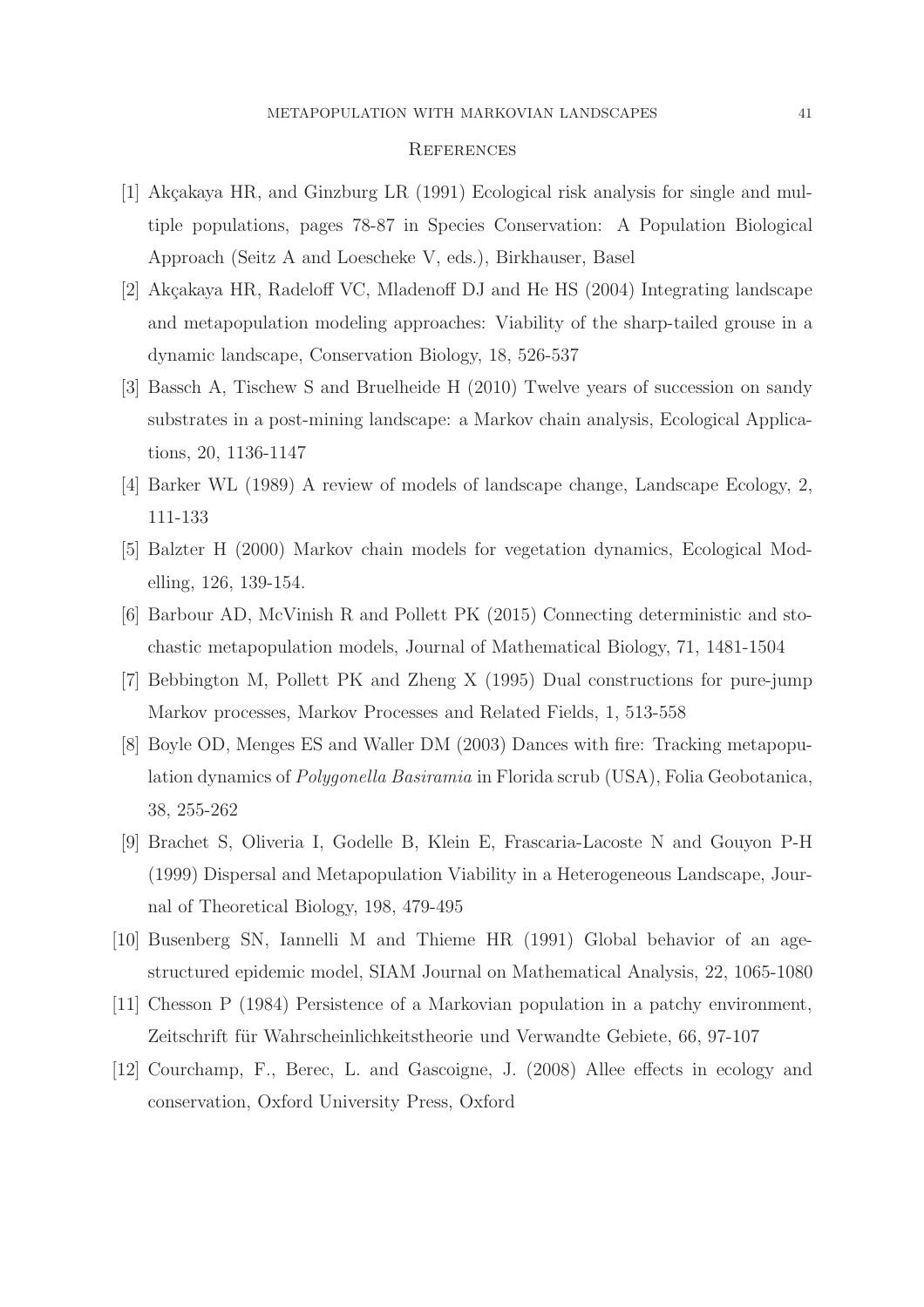## References

[1] Akçakaya HR, and Ginzburg LR (1991) Ecological risk analysis for single and multiple populations, pages 78-87 in Species Conservation: A Population Biological Approach (Seitz A and Loescheke V, eds.), Birkhauser, Basel

[2] Akçakaya HR, Radeloff VC, Mladenoff DJ and He HS (2004) Integrating landscape and metapopulation modeling approaches: Viability of the sharp-tailed grouse in a dynamic landscape, Conservation Biology, 18, 526-537

[3] Bassch A, Tischew S and Bruelheide H (2010) Twelve years of succession on sandy substrates in a post-mining landscape: a Markov chain analysis, Ecological Applications, 20, 1136-1147

[4] Barker WL (1989) A review of models of landscape change, Landscape Ecology, 2, 111-133

[5] Balzter H (2000) Markov chain models for vegetation dynamics, Ecological Modelling, 126, 139-154.

[6] Barbour AD, McVinish R and Pollett PK (2015) Connecting deterministic and stochastic metapopulation models, Journal of Mathematical Biology, 71, 1481-1504

[7] Bebbington M, Pollett PK and Zheng X (1995) Dual constructions for pure-jump Markov processes, Markov Processes and Related Fields, 1, 513-558

[8] Boyle OD, Menges ES and Waller DM (2003) Dances with fire: Tracking metapopulation dynamics of *Polygonella Basiramia* in Florida scrub (USA), Folia Geobotanica, 38, 255-262

[9] Brachet S, Oliveria I, Godelle B, Klein E, Frascaria-Lacoste N and Gouyon P-H (1999) Dispersal and Metapopulation Viability in a Heterogeneous Landscape, Journal of Theoretical Biology, 198, 479-495

[10] Busenberg SN, Iannelli M and Thieme HR (1991) Global behavior of an age-structured epidemic model, SIAM Journal on Mathematical Analysis, 22, 1065-1080

[11] Chesson P (1984) Persistence of a Markovian population in a patchy environment, Zeitschrift für Wahrscheinlichkeitstheorie und Verwandte Gebiete, 66, 97-107

[12] Courchamp, F., Berec, L. and Gascoigne, J. (2008) Allee effects in ecology and conservation, Oxford University Press, Oxford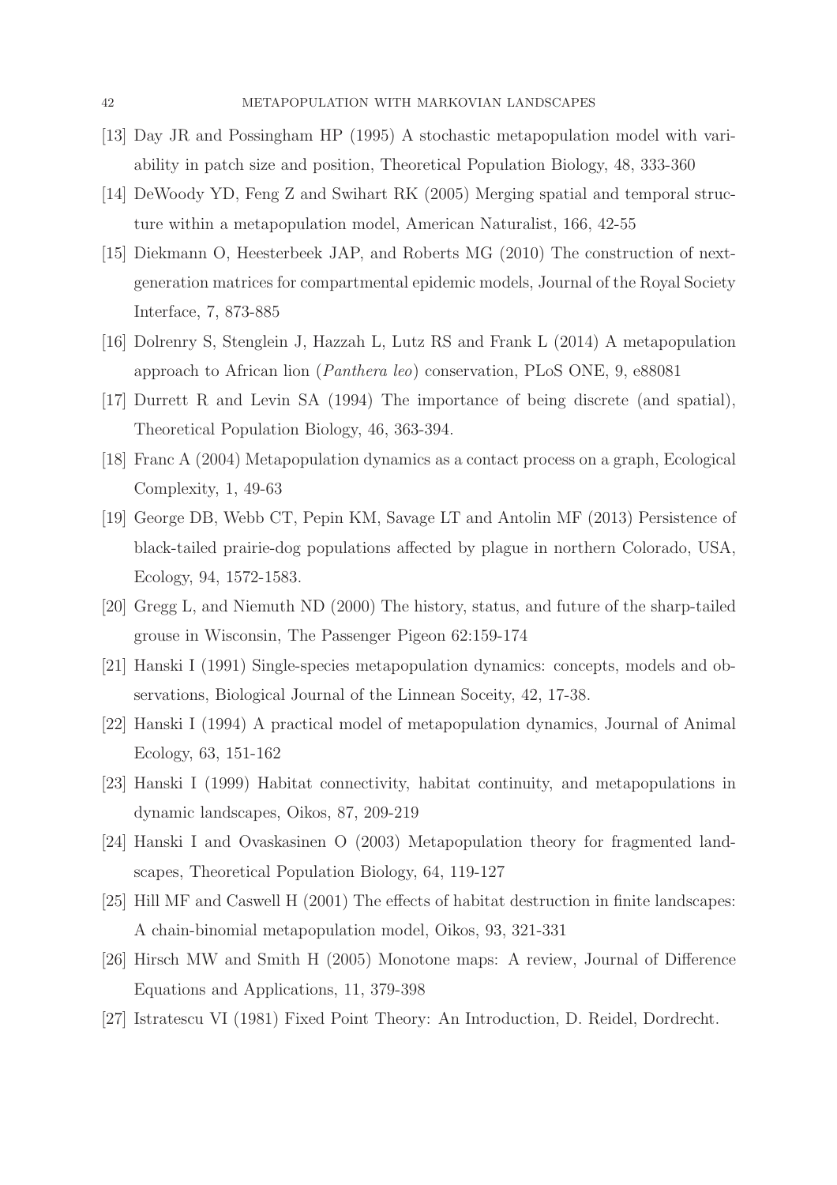[13] Day JR and Possingham HP (1995) A stochastic metapopulation model with variability in patch size and position, Theoretical Population Biology, 48, 333-360

[14] DeWoody YD, Feng Z and Swihart RK (2005) Merging spatial and temporal structure within a metapopulation model, American Naturalist, 166, 42-55

[15] Diekmann O, Heesterbeek JAP, and Roberts MG (2010) The construction of next-generation matrices for compartmental epidemic models, Journal of the Royal Society Interface, 7, 873-885

[16] Dolrenry S, Stenglein J, Hazzah L, Lutz RS and Frank L (2014) A metapopulation approach to African lion (*Panthera leo*) conservation, PLoS ONE, 9, e88081

[17] Durrett R and Levin SA (1994) The importance of being discrete (and spatial), Theoretical Population Biology, 46, 363-394.

[18] Franc A (2004) Metapopulation dynamics as a contact process on a graph, Ecological Complexity, 1, 49-63

[19] George DB, Webb CT, Pepin KM, Savage LT and Antolin MF (2013) Persistence of black-tailed prairie-dog populations affected by plague in northern Colorado, USA, Ecology, 94, 1572-1583.

[20] Gregg L, and Niemuth ND (2000) The history, status, and future of the sharp-tailed grouse in Wisconsin, The Passenger Pigeon 62:159-174

[21] Hanski I (1991) Single-species metapopulation dynamics: concepts, models and observations, Biological Journal of the Linnean Soceity, 42, 17-38.

[22] Hanski I (1994) A practical model of metapopulation dynamics, Journal of Animal Ecology, 63, 151-162

[23] Hanski I (1999) Habitat connectivity, habitat continuity, and metapopulations in dynamic landscapes, Oikos, 87, 209-219

[24] Hanski I and Ovaskasinen O (2003) Metapopulation theory for fragmented landscapes, Theoretical Population Biology, 64, 119-127

[25] Hill MF and Caswell H (2001) The effects of habitat destruction in finite landscapes: A chain-binomial metapopulation model, Oikos, 93, 321-331

[26] Hirsch MW and Smith H (2005) Monotone maps: A review, Journal of Difference Equations and Applications, 11, 379-398

[27] Istratescu VI (1981) Fixed Point Theory: An Introduction, D. Reidel, Dordrecht.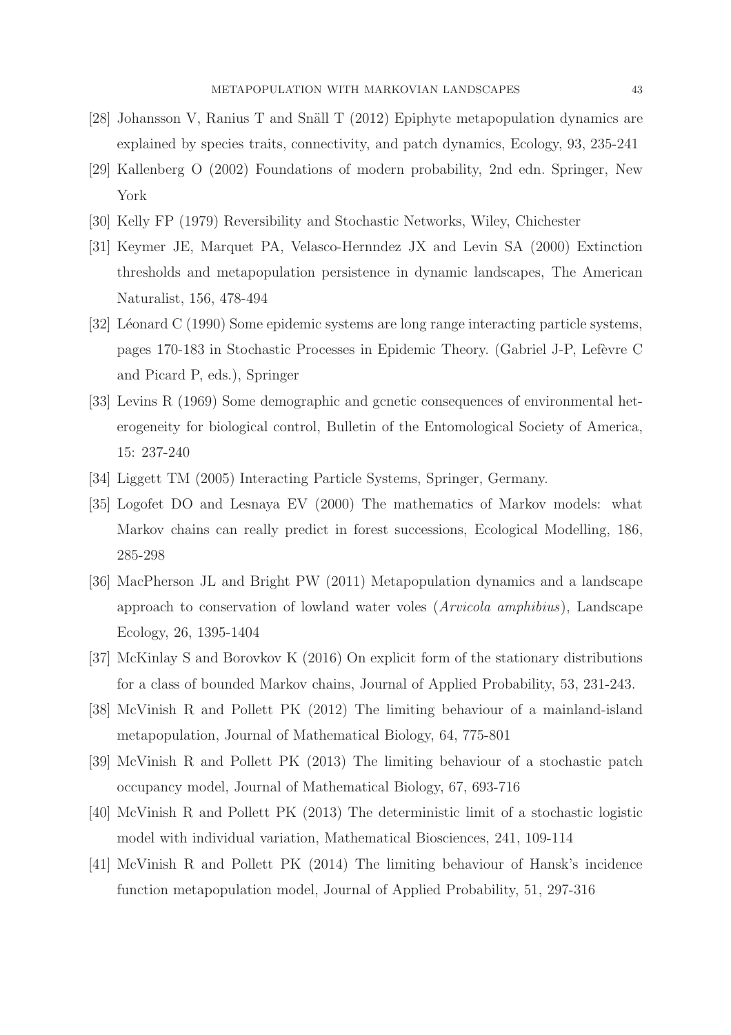[28] Johansson V, Ranius T and Snäll T (2012) Epiphyte metapopulation dynamics are explained by species traits, connectivity, and patch dynamics, Ecology, 93, 235-241

[29] Kallenberg O (2002) Foundations of modern probability, 2nd edn. Springer, New York

[30] Kelly FP (1979) Reversibility and Stochastic Networks, Wiley, Chichester

[31] Keymer JE, Marquet PA, Velasco-Hernndez JX and Levin SA (2000) Extinction thresholds and metapopulation persistence in dynamic landscapes, The American Naturalist, 156, 478-494

[32] Léonard C (1990) Some epidemic systems are long range interacting particle systems, pages 170-183 in Stochastic Processes in Epidemic Theory. (Gabriel J-P, Lefèvre C and Picard P, eds.), Springer

[33] Levins R (1969) Some demographic and gcnetic consequences of environmental heterogeneity for biological control, Bulletin of the Entomological Society of America, 15: 237-240

[34] Liggett TM (2005) Interacting Particle Systems, Springer, Germany.

[35] Logofet DO and Lesnaya EV (2000) The mathematics of Markov models: what Markov chains can really predict in forest successions, Ecological Modelling, 186, 285-298

[36] MacPherson JL and Bright PW (2011) Metapopulation dynamics and a landscape approach to conservation of lowland water voles (*Arvicola amphibius*), Landscape Ecology, 26, 1395-1404

[37] McKinlay S and Borovkov K (2016) On explicit form of the stationary distributions for a class of bounded Markov chains, Journal of Applied Probability, 53, 231-243.

[38] McVinish R and Pollett PK (2012) The limiting behaviour of a mainland-island metapopulation, Journal of Mathematical Biology, 64, 775-801

[39] McVinish R and Pollett PK (2013) The limiting behaviour of a stochastic patch occupancy model, Journal of Mathematical Biology, 67, 693-716

[40] McVinish R and Pollett PK (2013) The deterministic limit of a stochastic logistic model with individual variation, Mathematical Biosciences, 241, 109-114

[41] McVinish R and Pollett PK (2014) The limiting behaviour of Hansk's incidence function metapopulation model, Journal of Applied Probability, 51, 297-316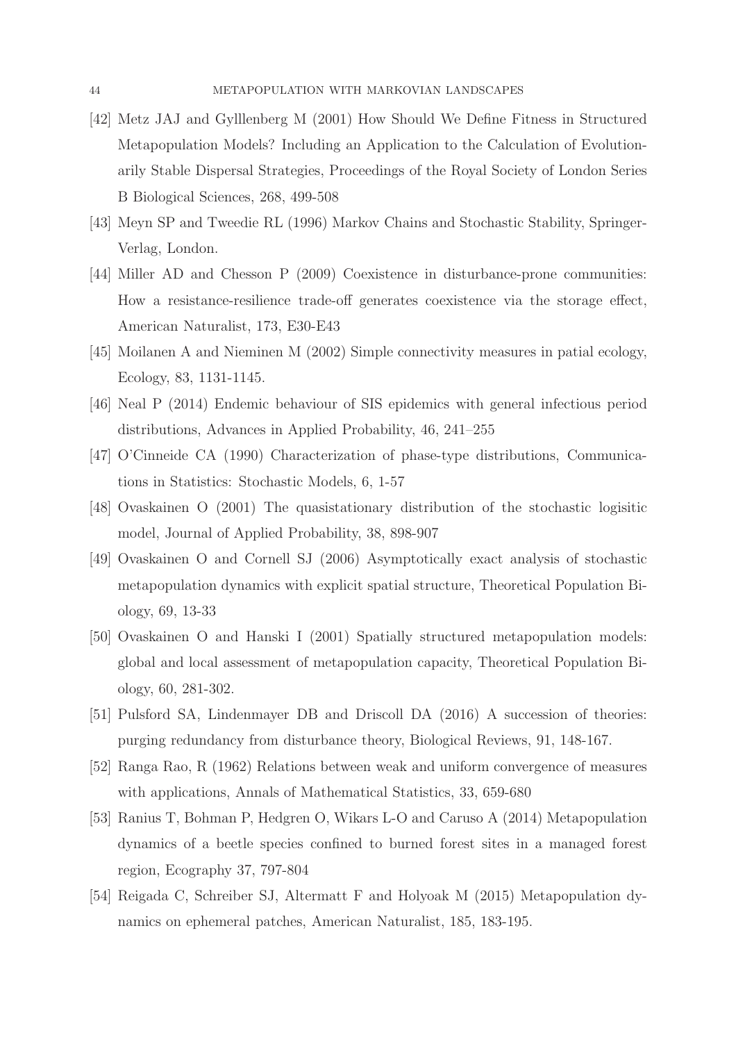[42] Metz JAJ and Gyllenberg M (2001) How Should We Define Fitness in Structured Metapopulation Models? Including an Application to the Calculation of Evolutionarily Stable Dispersal Strategies, Proceedings of the Royal Society of London Series B Biological Sciences, 268, 499-508

[43] Meyn SP and Tweedie RL (1996) Markov Chains and Stochastic Stability, Springer-Verlag, London.

[44] Miller AD and Chesson P (2009) Coexistence in disturbance-prone communities: How a resistance-resilience trade-off generates coexistence via the storage effect, American Naturalist, 173, E30-E43

[45] Moilanen A and Nieminen M (2002) Simple connectivity measures in patial ecology, Ecology, 83, 1131-1145.

[46] Neal P (2014) Endemic behaviour of SIS epidemics with general infectious period distributions, Advances in Applied Probability, 46, 241–255

[47] O'Cinneide CA (1990) Characterization of phase-type distributions, Communications in Statistics: Stochastic Models, 6, 1-57

[48] Ovaskainen O (2001) The quasistationary distribution of the stochastic logisitic model, Journal of Applied Probability, 38, 898-907

[49] Ovaskainen O and Cornell SJ (2006) Asymptotically exact analysis of stochastic metapopulation dynamics with explicit spatial structure, Theoretical Population Biology, 69, 13-33

[50] Ovaskainen O and Hanski I (2001) Spatially structured metapopulation models: global and local assessment of metapopulation capacity, Theoretical Population Biology, 60, 281-302.

[51] Pulsford SA, Lindenmayer DB and Driscoll DA (2016) A succession of theories: purging redundancy from disturbance theory, Biological Reviews, 91, 148-167.

[52] Ranga Rao, R (1962) Relations between weak and uniform convergence of measures with applications, Annals of Mathematical Statistics, 33, 659-680

[53] Ranius T, Bohman P, Hedgren O, Wikars L-O and Caruso A (2014) Metapopulation dynamics of a beetle species confined to burned forest sites in a managed forest region, Ecography 37, 797-804

[54] Reigada C, Schreiber SJ, Altermatt F and Holyoak M (2015) Metapopulation dynamics on ephemeral patches, American Naturalist, 185, 183-195.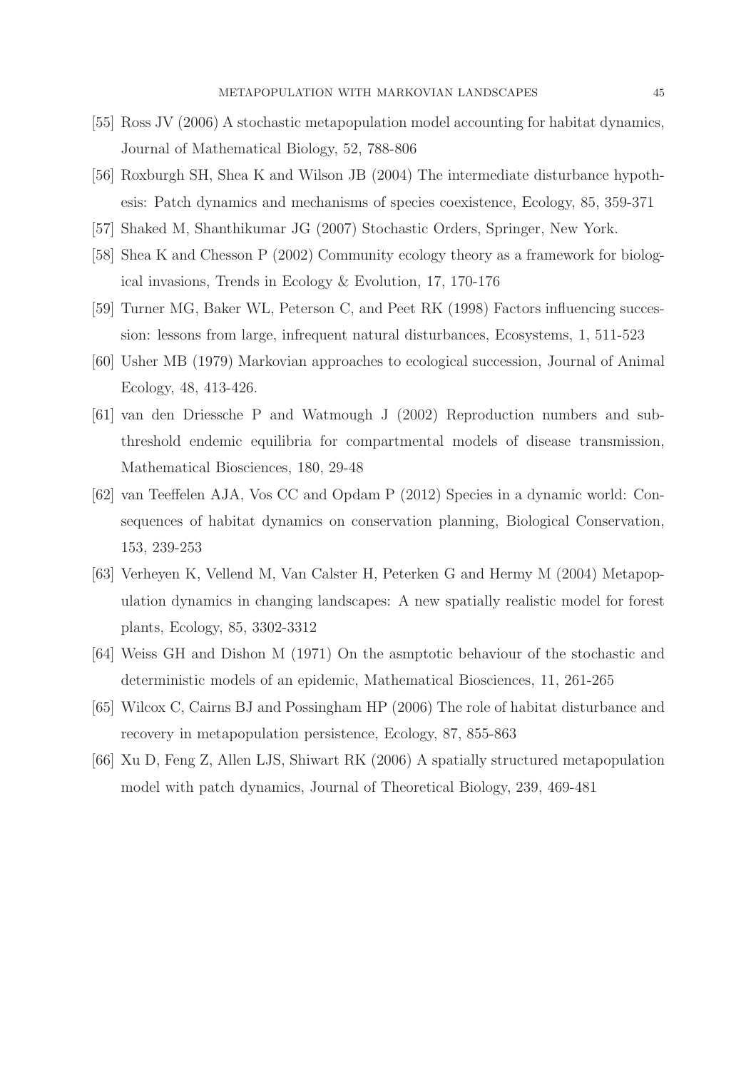[55] Ross JV (2006) A stochastic metapopulation model accounting for habitat dynamics, Journal of Mathematical Biology, 52, 788-806

[56] Roxburgh SH, Shea K and Wilson JB (2004) The intermediate disturbance hypothesis: Patch dynamics and mechanisms of species coexistence, Ecology, 85, 359-371

[57] Shaked M, Shanthikumar JG (2007) Stochastic Orders, Springer, New York.

[58] Shea K and Chesson P (2002) Community ecology theory as a framework for biological invasions, Trends in Ecology & Evolution, 17, 170-176

[59] Turner MG, Baker WL, Peterson C, and Peet RK (1998) Factors influencing succession: lessons from large, infrequent natural disturbances, Ecosystems, 1, 511-523

[60] Usher MB (1979) Markovian approaches to ecological succession, Journal of Animal Ecology, 48, 413-426.

[61] van den Driessche P and Watmough J (2002) Reproduction numbers and subthreshold endemic equilibria for compartmental models of disease transmission, Mathematical Biosciences, 180, 29-48

[62] van Teeffelen AJA, Vos CC and Opdam P (2012) Species in a dynamic world: Consequences of habitat dynamics on conservation planning, Biological Conservation, 153, 239-253

[63] Verheyen K, Vellend M, Van Calster H, Peterken G and Hermy M (2004) Metapopulation dynamics in changing landscapes: A new spatially realistic model for forest plants, Ecology, 85, 3302-3312

[64] Weiss GH and Dishon M (1971) On the asmptotic behaviour of the stochastic and deterministic models of an epidemic, Mathematical Biosciences, 11, 261-265

[65] Wilcox C, Cairns BJ and Possingham HP (2006) The role of habitat disturbance and recovery in metapopulation persistence, Ecology, 87, 855-863

[66] Xu D, Feng Z, Allen LJS, Shiwart RK (2006) A spatially structured metapopulation model with patch dynamics, Journal of Theoretical Biology, 239, 469-481